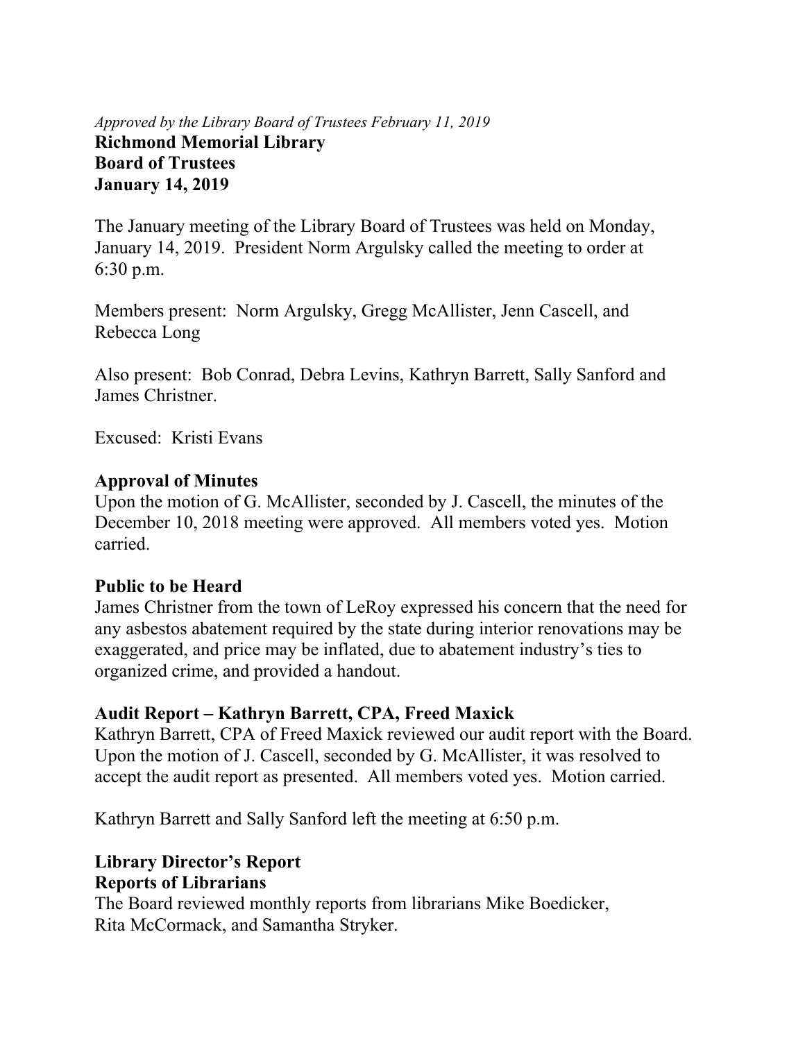*Approved by the Library Board of Trustees February 11, 2019*

**Richmond Memorial Library**
**Board of Trustees**
**January 14, 2019**

The January meeting of the Library Board of Trustees was held on Monday, January 14, 2019. President Norm Argulsky called the meeting to order at 6:30 p.m.

Members present: Norm Argulsky, Gregg McAllister, Jenn Cascell, and Rebecca Long

Also present: Bob Conrad, Debra Levins, Kathryn Barrett, Sally Sanford and James Christner.

Excused: Kristi Evans

## Approval of Minutes

Upon the motion of G. McAllister, seconded by J. Cascell, the minutes of the December 10, 2018 meeting were approved. All members voted yes. Motion carried.

## Public to be Heard

James Christner from the town of LeRoy expressed his concern that the need for any asbestos abatement required by the state during interior renovations may be exaggerated, and price may be inflated, due to abatement industry's ties to organized crime, and provided a handout.

## Audit Report – Kathryn Barrett, CPA, Freed Maxick

Kathryn Barrett, CPA of Freed Maxick reviewed our audit report with the Board. Upon the motion of J. Cascell, seconded by G. McAllister, it was resolved to accept the audit report as presented. All members voted yes. Motion carried.

Kathryn Barrett and Sally Sanford left the meeting at 6:50 p.m.

## Library Director's Report

### Reports of Librarians

The Board reviewed monthly reports from librarians Mike Boedicker, Rita McCormack, and Samantha Stryker.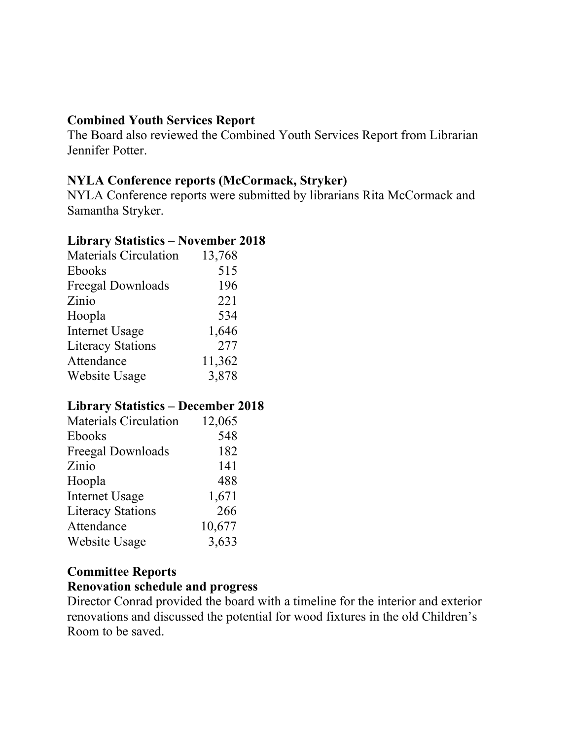**Combined Youth Services Report**

The Board also reviewed the Combined Youth Services Report from Librarian Jennifer Potter.

**NYLA Conference reports (McCormack, Stryker)**

NYLA Conference reports were submitted by librarians Rita McCormack and Samantha Stryker.

**Library Statistics – November 2018**

| | |
|---|---|
| Materials Circulation | 13,768 |
| Ebooks | 515 |
| Freegal Downloads | 196 |
| Zinio | 221 |
| Hoopla | 534 |
| Internet Usage | 1,646 |
| Literacy Stations | 277 |
| Attendance | 11,362 |
| Website Usage | 3,878 |

**Library Statistics – December 2018**

| | |
|---|---|
| Materials Circulation | 12,065 |
| Ebooks | 548 |
| Freegal Downloads | 182 |
| Zinio | 141 |
| Hoopla | 488 |
| Internet Usage | 1,671 |
| Literacy Stations | 266 |
| Attendance | 10,677 |
| Website Usage | 3,633 |

**Committee Reports**

**Renovation schedule and progress**

Director Conrad provided the board with a timeline for the interior and exterior renovations and discussed the potential for wood fixtures in the old Children's Room to be saved.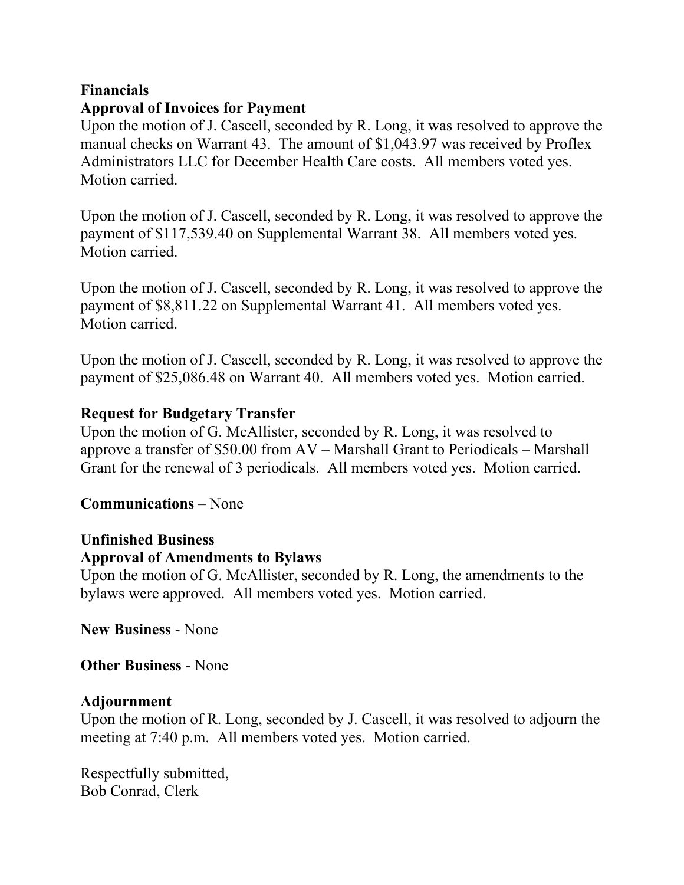**Financials**
**Approval of Invoices for Payment**
Upon the motion of J. Cascell, seconded by R. Long, it was resolved to approve the manual checks on Warrant 43. The amount of $1,043.97 was received by Proflex Administrators LLC for December Health Care costs. All members voted yes. Motion carried.

Upon the motion of J. Cascell, seconded by R. Long, it was resolved to approve the payment of $117,539.40 on Supplemental Warrant 38. All members voted yes. Motion carried.

Upon the motion of J. Cascell, seconded by R. Long, it was resolved to approve the payment of $8,811.22 on Supplemental Warrant 41. All members voted yes. Motion carried.

Upon the motion of J. Cascell, seconded by R. Long, it was resolved to approve the payment of $25,086.48 on Warrant 40. All members voted yes. Motion carried.

**Request for Budgetary Transfer**
Upon the motion of G. McAllister, seconded by R. Long, it was resolved to approve a transfer of $50.00 from AV – Marshall Grant to Periodicals – Marshall Grant for the renewal of 3 periodicals. All members voted yes. Motion carried.

**Communications** – None

**Unfinished Business**
**Approval of Amendments to Bylaws**
Upon the motion of G. McAllister, seconded by R. Long, the amendments to the bylaws were approved. All members voted yes. Motion carried.

**New Business** - None

**Other Business** - None

**Adjournment**
Upon the motion of R. Long, seconded by J. Cascell, it was resolved to adjourn the meeting at 7:40 p.m. All members voted yes. Motion carried.

Respectfully submitted,
Bob Conrad, Clerk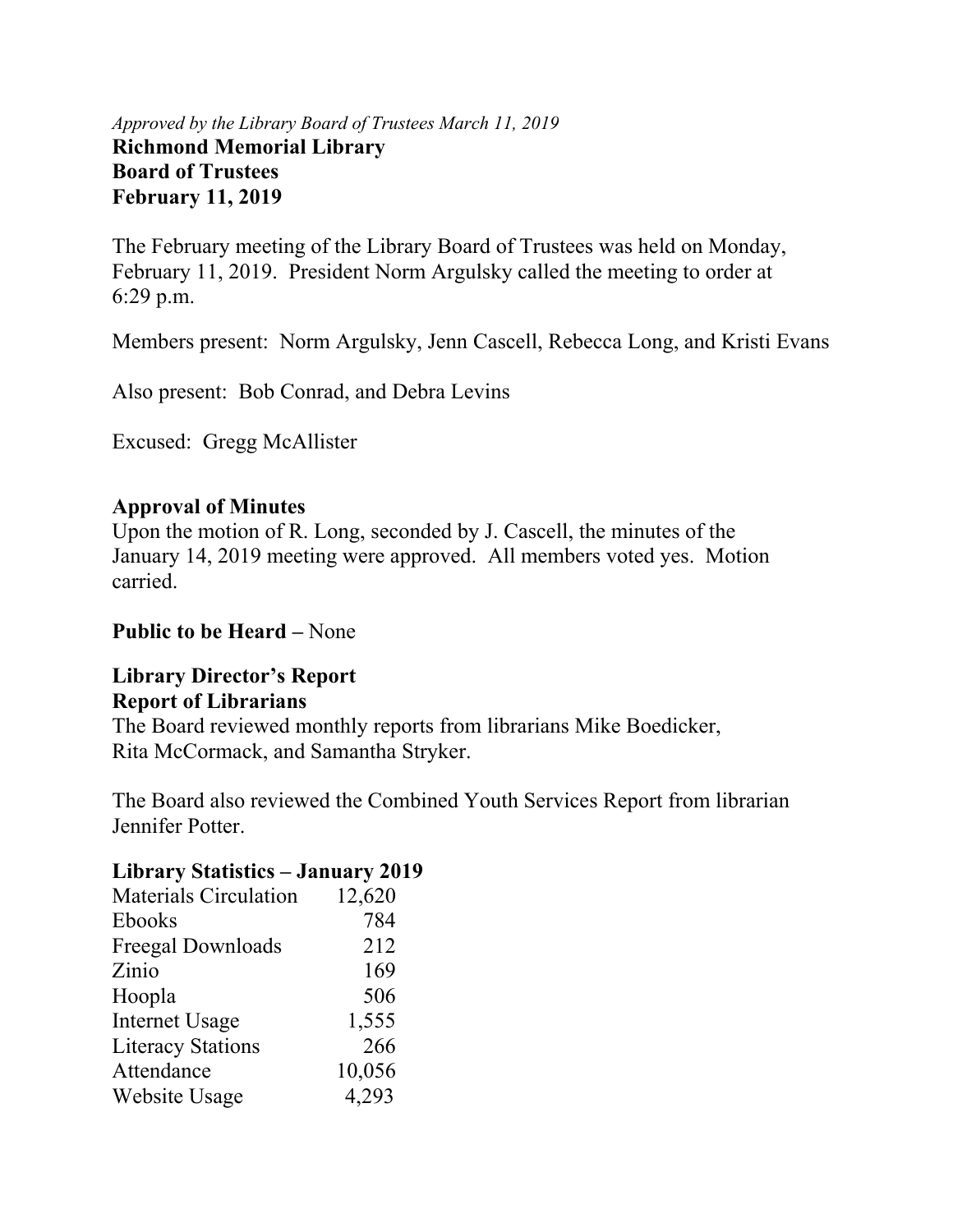*Approved by the Library Board of Trustees March 11, 2019*

**Richmond Memorial Library**
**Board of Trustees**
**February 11, 2019**

The February meeting of the Library Board of Trustees was held on Monday, February 11, 2019. President Norm Argulsky called the meeting to order at 6:29 p.m.

Members present: Norm Argulsky, Jenn Cascell, Rebecca Long, and Kristi Evans

Also present: Bob Conrad, and Debra Levins

Excused: Gregg McAllister

**Approval of Minutes**
Upon the motion of R. Long, seconded by J. Cascell, the minutes of the January 14, 2019 meeting were approved. All members voted yes. Motion carried.

**Public to be Heard –** None

**Library Director's Report**
**Report of Librarians**
The Board reviewed monthly reports from librarians Mike Boedicker, Rita McCormack, and Samantha Stryker.

The Board also reviewed the Combined Youth Services Report from librarian Jennifer Potter.

**Library Statistics – January 2019**

| | |
|---|---|
| Materials Circulation | 12,620 |
| Ebooks | 784 |
| Freegal Downloads | 212 |
| Zinio | 169 |
| Hoopla | 506 |
| Internet Usage | 1,555 |
| Literacy Stations | 266 |
| Attendance | 10,056 |
| Website Usage | 4,293 |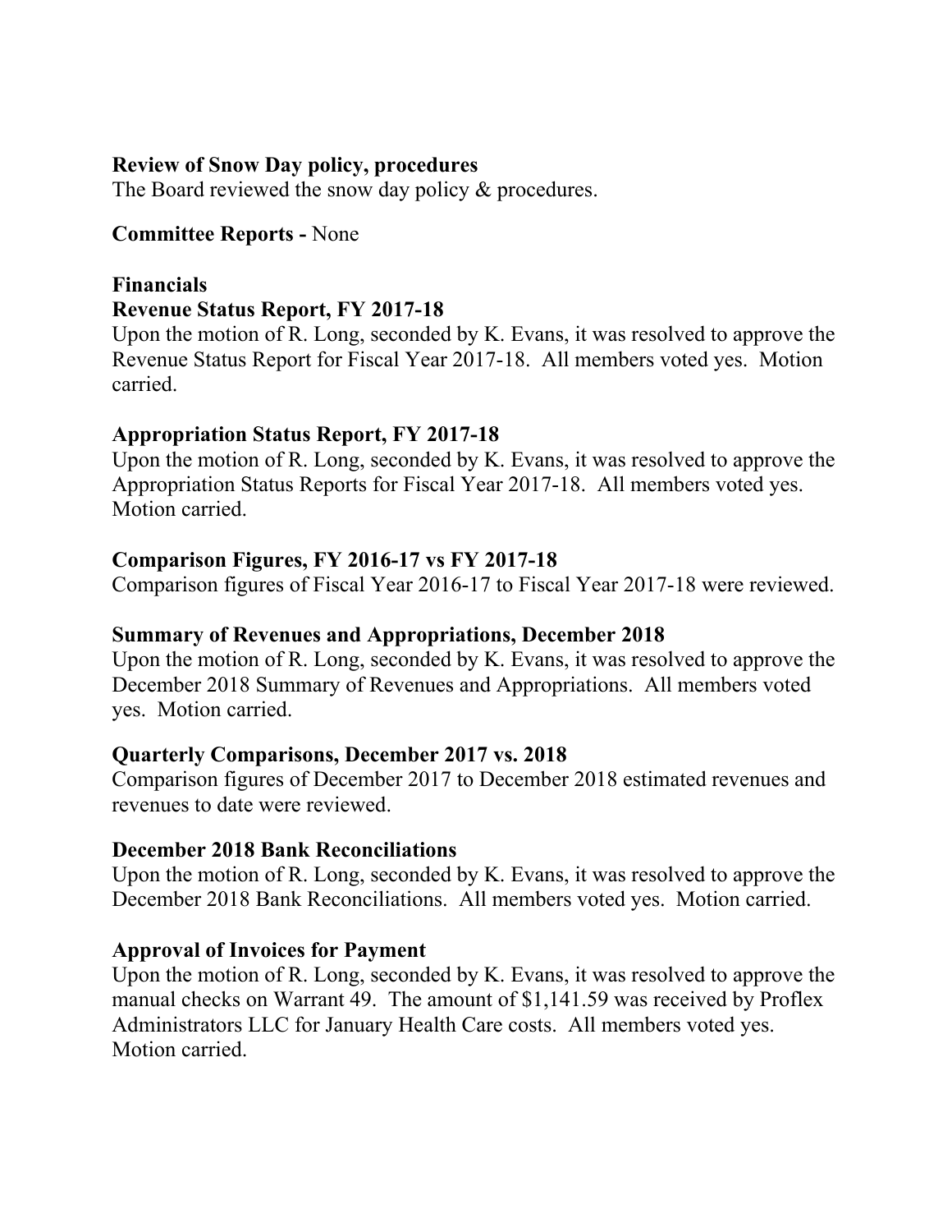**Review of Snow Day policy, procedures**
The Board reviewed the snow day policy & procedures.

**Committee Reports -** None

**Financials**
**Revenue Status Report, FY 2017-18**
Upon the motion of R. Long, seconded by K. Evans, it was resolved to approve the Revenue Status Report for Fiscal Year 2017-18. All members voted yes. Motion carried.

**Appropriation Status Report, FY 2017-18**
Upon the motion of R. Long, seconded by K. Evans, it was resolved to approve the Appropriation Status Reports for Fiscal Year 2017-18. All members voted yes. Motion carried.

**Comparison Figures, FY 2016-17 vs FY 2017-18**
Comparison figures of Fiscal Year 2016-17 to Fiscal Year 2017-18 were reviewed.

**Summary of Revenues and Appropriations, December 2018**
Upon the motion of R. Long, seconded by K. Evans, it was resolved to approve the December 2018 Summary of Revenues and Appropriations. All members voted yes. Motion carried.

**Quarterly Comparisons, December 2017 vs. 2018**
Comparison figures of December 2017 to December 2018 estimated revenues and revenues to date were reviewed.

**December 2018 Bank Reconciliations**
Upon the motion of R. Long, seconded by K. Evans, it was resolved to approve the December 2018 Bank Reconciliations. All members voted yes. Motion carried.

**Approval of Invoices for Payment**
Upon the motion of R. Long, seconded by K. Evans, it was resolved to approve the manual checks on Warrant 49. The amount of $1,141.59 was received by Proflex Administrators LLC for January Health Care costs. All members voted yes. Motion carried.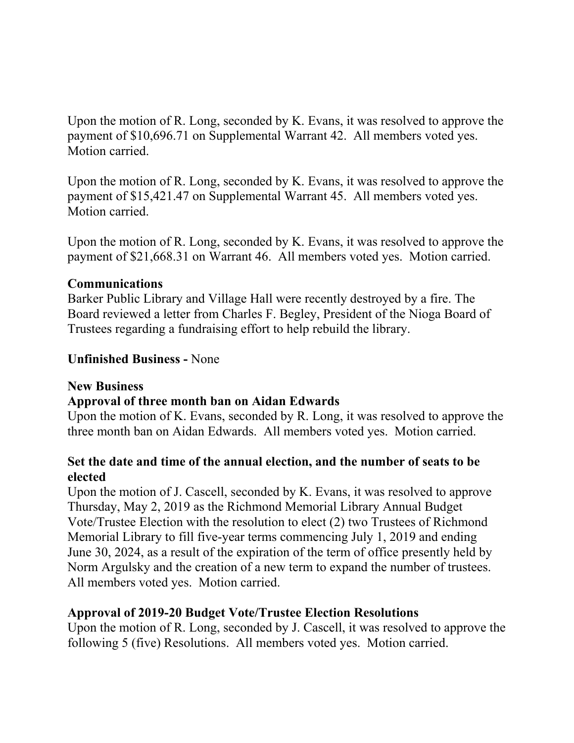Upon the motion of R. Long, seconded by K. Evans, it was resolved to approve the payment of $10,696.71 on Supplemental Warrant 42. All members voted yes. Motion carried.

Upon the motion of R. Long, seconded by K. Evans, it was resolved to approve the payment of $15,421.47 on Supplemental Warrant 45. All members voted yes. Motion carried.

Upon the motion of R. Long, seconded by K. Evans, it was resolved to approve the payment of $21,668.31 on Warrant 46. All members voted yes. Motion carried.

**Communications**

Barker Public Library and Village Hall were recently destroyed by a fire. The Board reviewed a letter from Charles F. Begley, President of the Nioga Board of Trustees regarding a fundraising effort to help rebuild the library.

**Unfinished Business -** None

**New Business**

**Approval of three month ban on Aidan Edwards**

Upon the motion of K. Evans, seconded by R. Long, it was resolved to approve the three month ban on Aidan Edwards. All members voted yes. Motion carried.

**Set the date and time of the annual election, and the number of seats to be elected**

Upon the motion of J. Cascell, seconded by K. Evans, it was resolved to approve Thursday, May 2, 2019 as the Richmond Memorial Library Annual Budget Vote/Trustee Election with the resolution to elect (2) two Trustees of Richmond Memorial Library to fill five-year terms commencing July 1, 2019 and ending June 30, 2024, as a result of the expiration of the term of office presently held by Norm Argulsky and the creation of a new term to expand the number of trustees. All members voted yes. Motion carried.

**Approval of 2019-20 Budget Vote/Trustee Election Resolutions**

Upon the motion of R. Long, seconded by J. Cascell, it was resolved to approve the following 5 (five) Resolutions. All members voted yes. Motion carried.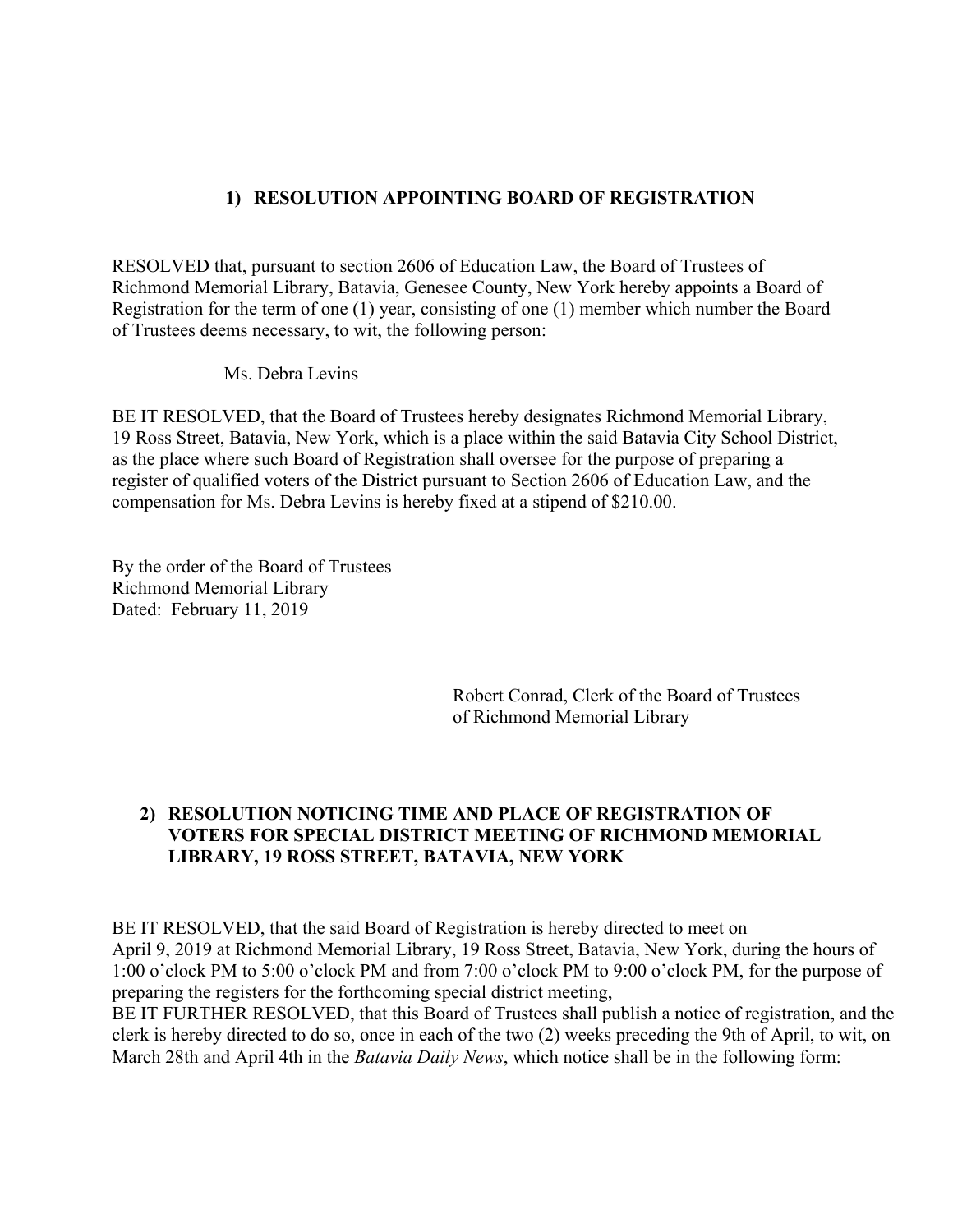### 1) RESOLUTION APPOINTING BOARD OF REGISTRATION

RESOLVED that, pursuant to section 2606 of Education Law, the Board of Trustees of Richmond Memorial Library, Batavia, Genesee County, New York hereby appoints a Board of Registration for the term of one (1) year, consisting of one (1) member which number the Board of Trustees deems necessary, to wit, the following person:

Ms. Debra Levins

BE IT RESOLVED, that the Board of Trustees hereby designates Richmond Memorial Library, 19 Ross Street, Batavia, New York, which is a place within the said Batavia City School District, as the place where such Board of Registration shall oversee for the purpose of preparing a register of qualified voters of the District pursuant to Section 2606 of Education Law, and the compensation for Ms. Debra Levins is hereby fixed at a stipend of $210.00.

By the order of the Board of Trustees
Richmond Memorial Library
Dated: February 11, 2019

Robert Conrad, Clerk of the Board of Trustees
of Richmond Memorial Library

### 2) RESOLUTION NOTICING TIME AND PLACE OF REGISTRATION OF VOTERS FOR SPECIAL DISTRICT MEETING OF RICHMOND MEMORIAL LIBRARY, 19 ROSS STREET, BATAVIA, NEW YORK

BE IT RESOLVED, that the said Board of Registration is hereby directed to meet on April 9, 2019 at Richmond Memorial Library, 19 Ross Street, Batavia, New York, during the hours of 1:00 o'clock PM to 5:00 o'clock PM and from 7:00 o'clock PM to 9:00 o'clock PM, for the purpose of preparing the registers for the forthcoming special district meeting,
BE IT FURTHER RESOLVED, that this Board of Trustees shall publish a notice of registration, and the clerk is hereby directed to do so, once in each of the two (2) weeks preceding the 9th of April, to wit, on March 28th and April 4th in the *Batavia Daily News*, which notice shall be in the following form: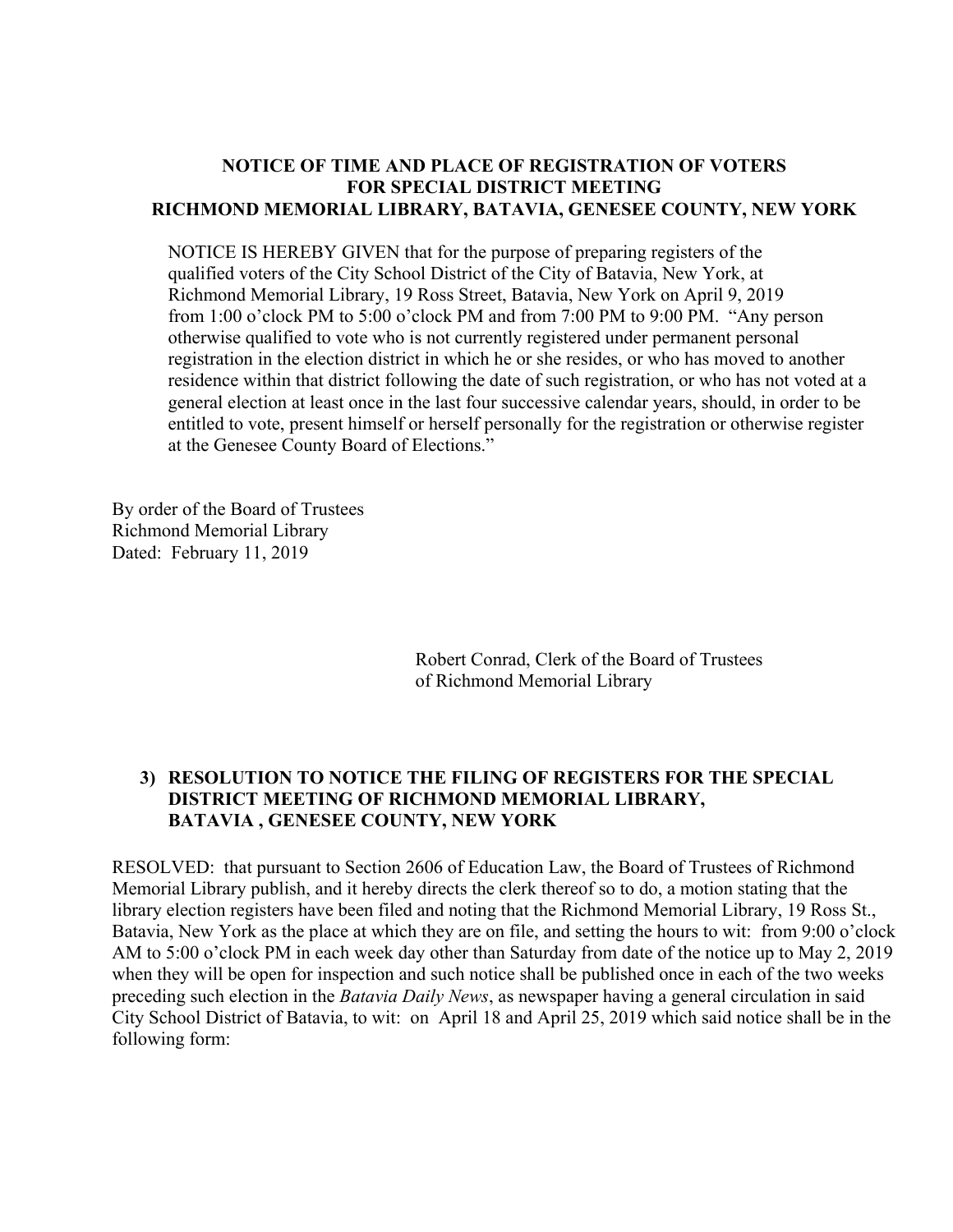**NOTICE OF TIME AND PLACE OF REGISTRATION OF VOTERS FOR SPECIAL DISTRICT MEETING RICHMOND MEMORIAL LIBRARY, BATAVIA, GENESEE COUNTY, NEW YORK**

NOTICE IS HEREBY GIVEN that for the purpose of preparing registers of the qualified voters of the City School District of the City of Batavia, New York, at Richmond Memorial Library, 19 Ross Street, Batavia, New York on April 9, 2019 from 1:00 o'clock PM to 5:00 o'clock PM and from 7:00 PM to 9:00 PM. "Any person otherwise qualified to vote who is not currently registered under permanent personal registration in the election district in which he or she resides, or who has moved to another residence within that district following the date of such registration, or who has not voted at a general election at least once in the last four successive calendar years, should, in order to be entitled to vote, present himself or herself personally for the registration or otherwise register at the Genesee County Board of Elections."

By order of the Board of Trustees
Richmond Memorial Library
Dated: February 11, 2019

Robert Conrad, Clerk of the Board of Trustees
of Richmond Memorial Library

**3) RESOLUTION TO NOTICE THE FILING OF REGISTERS FOR THE SPECIAL DISTRICT MEETING OF RICHMOND MEMORIAL LIBRARY, BATAVIA , GENESEE COUNTY, NEW YORK**

RESOLVED: that pursuant to Section 2606 of Education Law, the Board of Trustees of Richmond Memorial Library publish, and it hereby directs the clerk thereof so to do, a motion stating that the library election registers have been filed and noting that the Richmond Memorial Library, 19 Ross St., Batavia, New York as the place at which they are on file, and setting the hours to wit: from 9:00 o'clock AM to 5:00 o'clock PM in each week day other than Saturday from date of the notice up to May 2, 2019 when they will be open for inspection and such notice shall be published once in each of the two weeks preceding such election in the *Batavia Daily News*, as newspaper having a general circulation in said City School District of Batavia, to wit: on April 18 and April 25, 2019 which said notice shall be in the following form: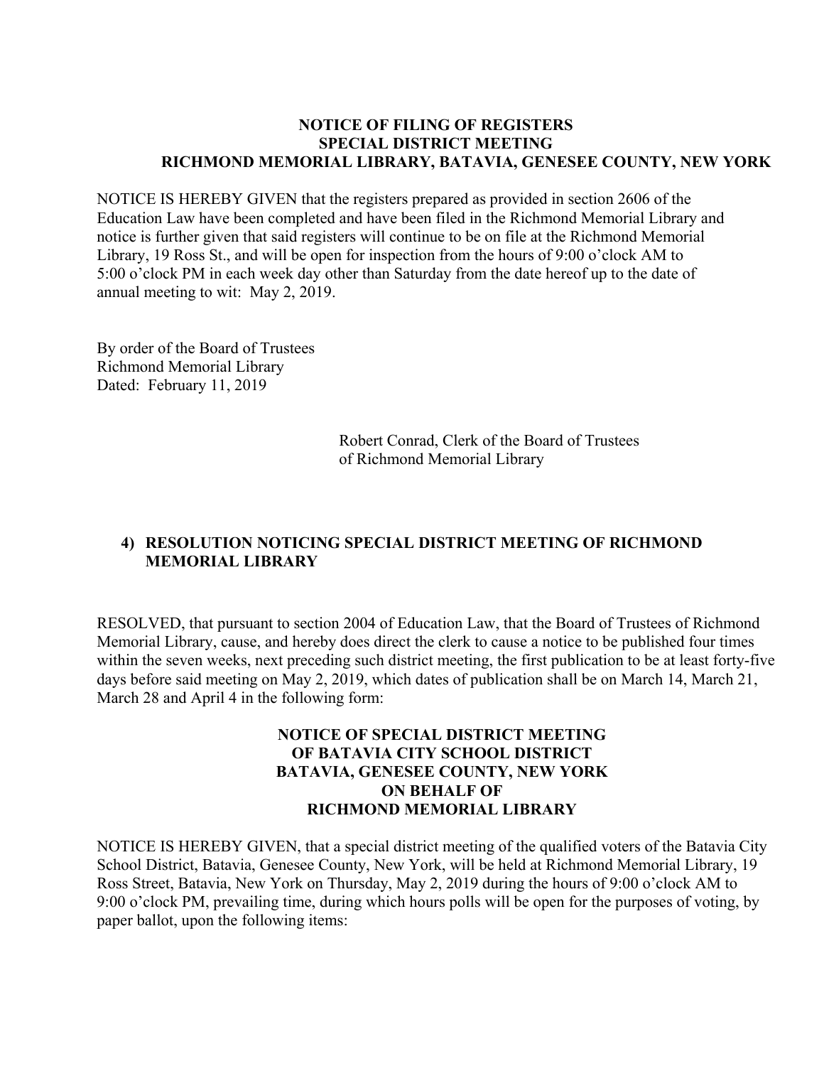**NOTICE OF FILING OF REGISTERS**
**SPECIAL DISTRICT MEETING**
**RICHMOND MEMORIAL LIBRARY, BATAVIA, GENESEE COUNTY, NEW YORK**

NOTICE IS HEREBY GIVEN that the registers prepared as provided in section 2606 of the Education Law have been completed and have been filed in the Richmond Memorial Library and notice is further given that said registers will continue to be on file at the Richmond Memorial Library, 19 Ross St., and will be open for inspection from the hours of 9:00 o'clock AM to 5:00 o'clock PM in each week day other than Saturday from the date hereof up to the date of annual meeting to wit: May 2, 2019.

By order of the Board of Trustees
Richmond Memorial Library
Dated: February 11, 2019

Robert Conrad, Clerk of the Board of Trustees
of Richmond Memorial Library

**4) RESOLUTION NOTICING SPECIAL DISTRICT MEETING OF RICHMOND MEMORIAL LIBRARY**

RESOLVED, that pursuant to section 2004 of Education Law, that the Board of Trustees of Richmond Memorial Library, cause, and hereby does direct the clerk to cause a notice to be published four times within the seven weeks, next preceding such district meeting, the first publication to be at least forty-five days before said meeting on May 2, 2019, which dates of publication shall be on March 14, March 21, March 28 and April 4 in the following form:

**NOTICE OF SPECIAL DISTRICT MEETING**
**OF BATAVIA CITY SCHOOL DISTRICT**
**BATAVIA, GENESEE COUNTY, NEW YORK**
**ON BEHALF OF**
**RICHMOND MEMORIAL LIBRARY**

NOTICE IS HEREBY GIVEN, that a special district meeting of the qualified voters of the Batavia City School District, Batavia, Genesee County, New York, will be held at Richmond Memorial Library, 19 Ross Street, Batavia, New York on Thursday, May 2, 2019 during the hours of 9:00 o'clock AM to 9:00 o'clock PM, prevailing time, during which hours polls will be open for the purposes of voting, by paper ballot, upon the following items: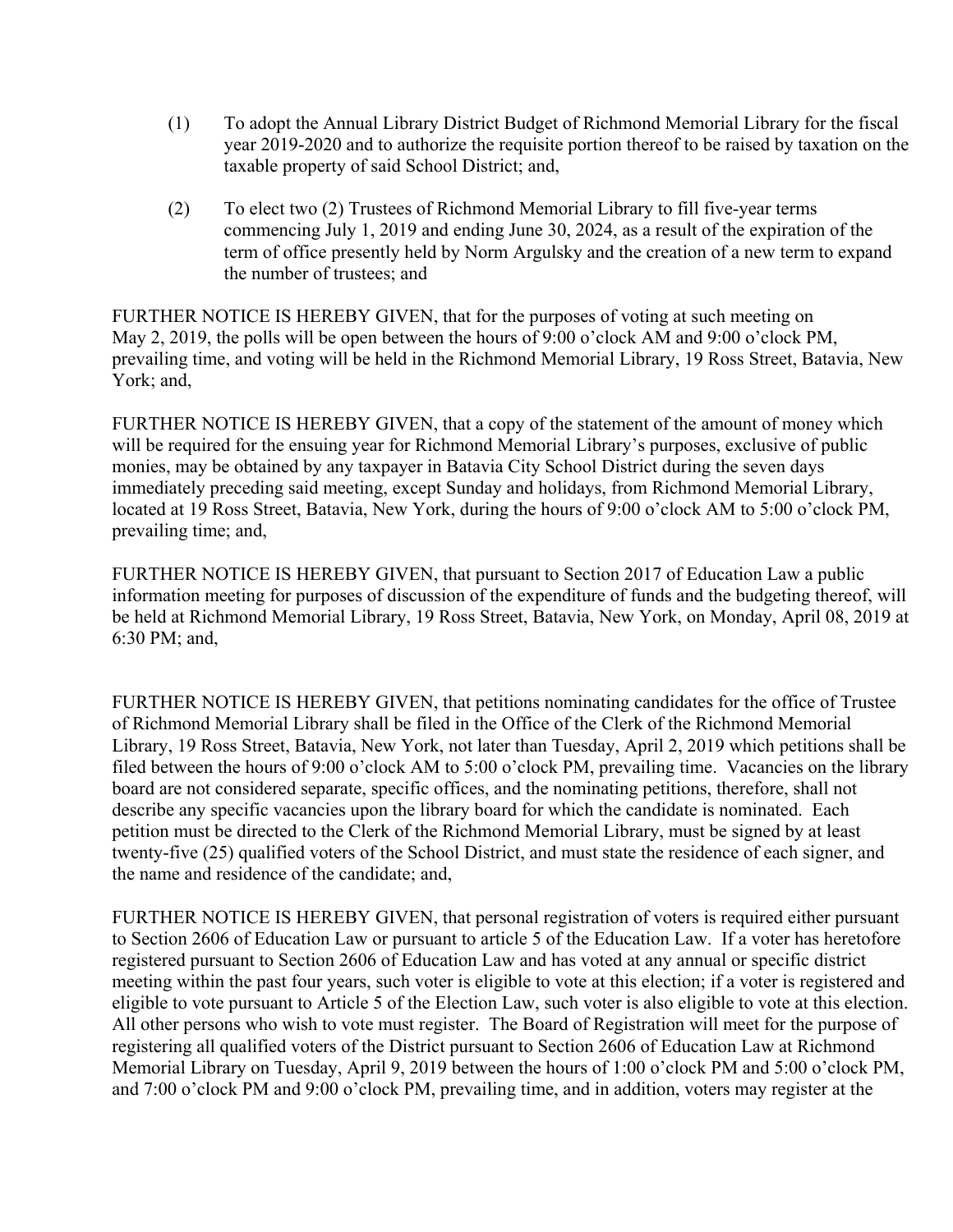(1) To adopt the Annual Library District Budget of Richmond Memorial Library for the fiscal year 2019-2020 and to authorize the requisite portion thereof to be raised by taxation on the taxable property of said School District; and,

(2) To elect two (2) Trustees of Richmond Memorial Library to fill five-year terms commencing July 1, 2019 and ending June 30, 2024, as a result of the expiration of the term of office presently held by Norm Argulsky and the creation of a new term to expand the number of trustees; and

FURTHER NOTICE IS HEREBY GIVEN, that for the purposes of voting at such meeting on May 2, 2019, the polls will be open between the hours of 9:00 o'clock AM and 9:00 o'clock PM, prevailing time, and voting will be held in the Richmond Memorial Library, 19 Ross Street, Batavia, New York; and,

FURTHER NOTICE IS HEREBY GIVEN, that a copy of the statement of the amount of money which will be required for the ensuing year for Richmond Memorial Library's purposes, exclusive of public monies, may be obtained by any taxpayer in Batavia City School District during the seven days immediately preceding said meeting, except Sunday and holidays, from Richmond Memorial Library, located at 19 Ross Street, Batavia, New York, during the hours of 9:00 o'clock AM to 5:00 o'clock PM, prevailing time; and,

FURTHER NOTICE IS HEREBY GIVEN, that pursuant to Section 2017 of Education Law a public information meeting for purposes of discussion of the expenditure of funds and the budgeting thereof, will be held at Richmond Memorial Library, 19 Ross Street, Batavia, New York, on Monday, April 08, 2019 at 6:30 PM; and,

FURTHER NOTICE IS HEREBY GIVEN, that petitions nominating candidates for the office of Trustee of Richmond Memorial Library shall be filed in the Office of the Clerk of the Richmond Memorial Library, 19 Ross Street, Batavia, New York, not later than Tuesday, April 2, 2019 which petitions shall be filed between the hours of 9:00 o'clock AM to 5:00 o'clock PM, prevailing time. Vacancies on the library board are not considered separate, specific offices, and the nominating petitions, therefore, shall not describe any specific vacancies upon the library board for which the candidate is nominated. Each petition must be directed to the Clerk of the Richmond Memorial Library, must be signed by at least twenty-five (25) qualified voters of the School District, and must state the residence of each signer, and the name and residence of the candidate; and,

FURTHER NOTICE IS HEREBY GIVEN, that personal registration of voters is required either pursuant to Section 2606 of Education Law or pursuant to article 5 of the Education Law. If a voter has heretofore registered pursuant to Section 2606 of Education Law and has voted at any annual or specific district meeting within the past four years, such voter is eligible to vote at this election; if a voter is registered and eligible to vote pursuant to Article 5 of the Election Law, such voter is also eligible to vote at this election. All other persons who wish to vote must register. The Board of Registration will meet for the purpose of registering all qualified voters of the District pursuant to Section 2606 of Education Law at Richmond Memorial Library on Tuesday, April 9, 2019 between the hours of 1:00 o'clock PM and 5:00 o'clock PM, and 7:00 o'clock PM and 9:00 o'clock PM, prevailing time, and in addition, voters may register at the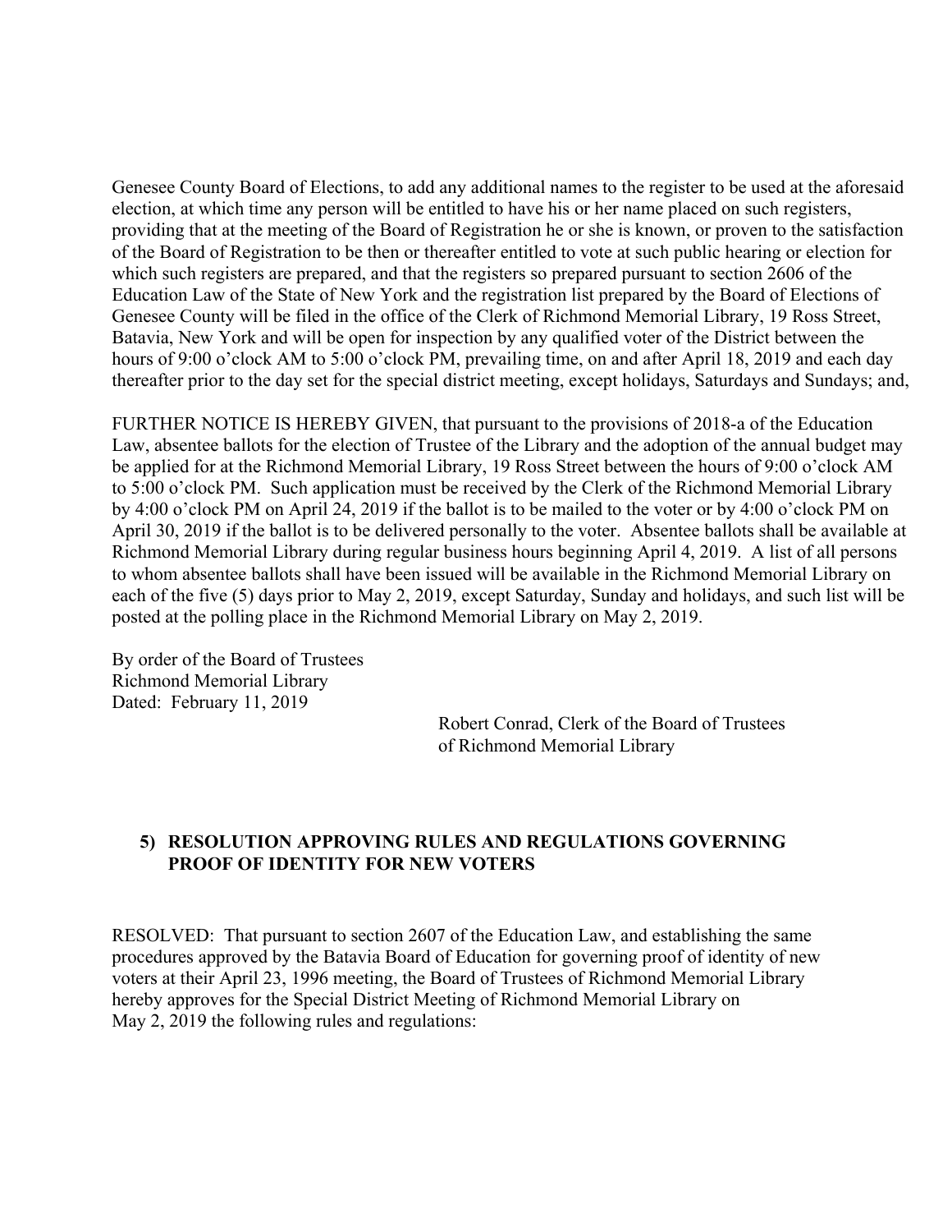Genesee County Board of Elections, to add any additional names to the register to be used at the aforesaid election, at which time any person will be entitled to have his or her name placed on such registers, providing that at the meeting of the Board of Registration he or she is known, or proven to the satisfaction of the Board of Registration to be then or thereafter entitled to vote at such public hearing or election for which such registers are prepared, and that the registers so prepared pursuant to section 2606 of the Education Law of the State of New York and the registration list prepared by the Board of Elections of Genesee County will be filed in the office of the Clerk of Richmond Memorial Library, 19 Ross Street, Batavia, New York and will be open for inspection by any qualified voter of the District between the hours of 9:00 o'clock AM to 5:00 o'clock PM, prevailing time, on and after April 18, 2019 and each day thereafter prior to the day set for the special district meeting, except holidays, Saturdays and Sundays; and,

FURTHER NOTICE IS HEREBY GIVEN, that pursuant to the provisions of 2018-a of the Education Law, absentee ballots for the election of Trustee of the Library and the adoption of the annual budget may be applied for at the Richmond Memorial Library, 19 Ross Street between the hours of 9:00 o'clock AM to 5:00 o'clock PM. Such application must be received by the Clerk of the Richmond Memorial Library by 4:00 o'clock PM on April 24, 2019 if the ballot is to be mailed to the voter or by 4:00 o'clock PM on April 30, 2019 if the ballot is to be delivered personally to the voter. Absentee ballots shall be available at Richmond Memorial Library during regular business hours beginning April 4, 2019. A list of all persons to whom absentee ballots shall have been issued will be available in the Richmond Memorial Library on each of the five (5) days prior to May 2, 2019, except Saturday, Sunday and holidays, and such list will be posted at the polling place in the Richmond Memorial Library on May 2, 2019.

By order of the Board of Trustees
Richmond Memorial Library
Dated: February 11, 2019

Robert Conrad, Clerk of the Board of Trustees
of Richmond Memorial Library

**5) RESOLUTION APPROVING RULES AND REGULATIONS GOVERNING PROOF OF IDENTITY FOR NEW VOTERS**

RESOLVED: That pursuant to section 2607 of the Education Law, and establishing the same procedures approved by the Batavia Board of Education for governing proof of identity of new voters at their April 23, 1996 meeting, the Board of Trustees of Richmond Memorial Library hereby approves for the Special District Meeting of Richmond Memorial Library on May 2, 2019 the following rules and regulations: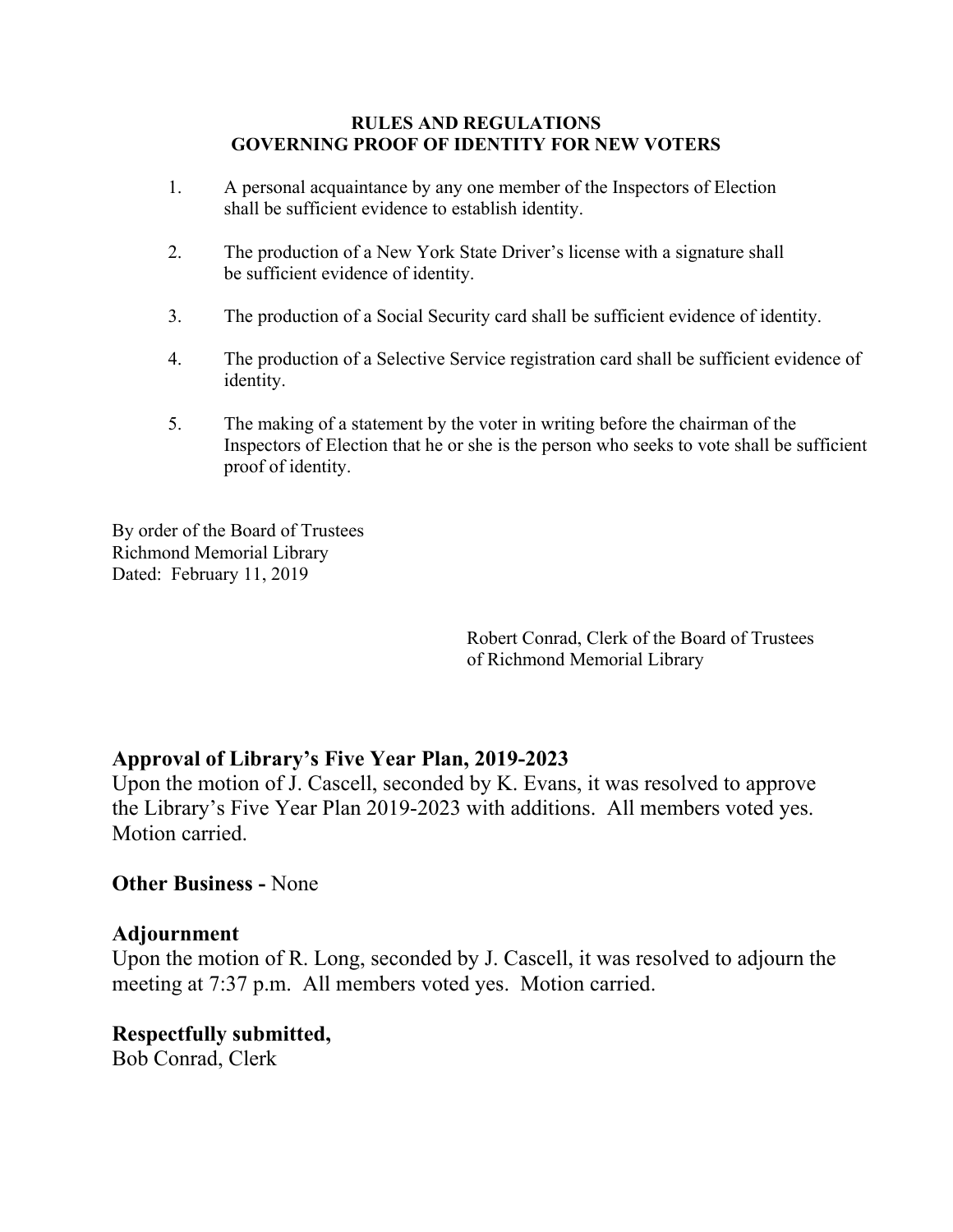**RULES AND REGULATIONS**
**GOVERNING PROOF OF IDENTITY FOR NEW VOTERS**

1. A personal acquaintance by any one member of the Inspectors of Election shall be sufficient evidence to establish identity.

2. The production of a New York State Driver's license with a signature shall be sufficient evidence of identity.

3. The production of a Social Security card shall be sufficient evidence of identity.

4. The production of a Selective Service registration card shall be sufficient evidence of identity.

5. The making of a statement by the voter in writing before the chairman of the Inspectors of Election that he or she is the person who seeks to vote shall be sufficient proof of identity.

By order of the Board of Trustees
Richmond Memorial Library
Dated: February 11, 2019

Robert Conrad, Clerk of the Board of Trustees
of Richmond Memorial Library

## Approval of Library's Five Year Plan, 2019-2023

Upon the motion of J. Cascell, seconded by K. Evans, it was resolved to approve the Library's Five Year Plan 2019-2023 with additions. All members voted yes. Motion carried.

**Other Business -** None

## Adjournment

Upon the motion of R. Long, seconded by J. Cascell, it was resolved to adjourn the meeting at 7:37 p.m. All members voted yes. Motion carried.

**Respectfully submitted,**
Bob Conrad, Clerk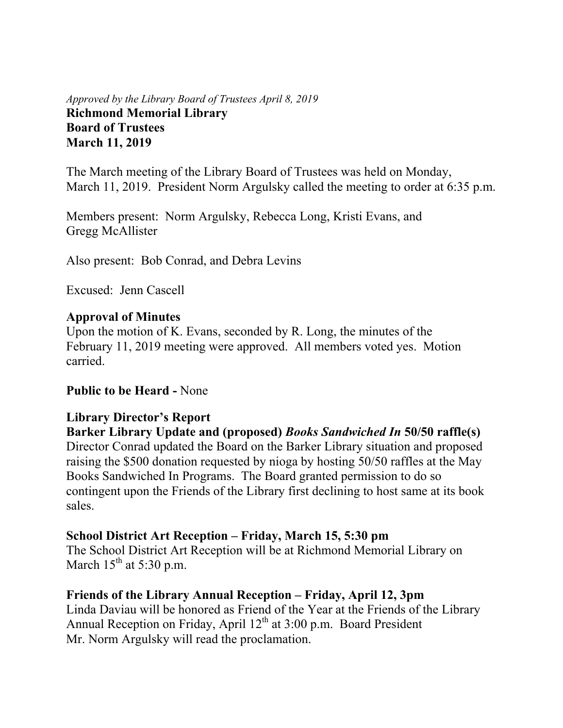*Approved by the Library Board of Trustees April 8, 2019*

**Richmond Memorial Library**
**Board of Trustees**
**March 11, 2019**

The March meeting of the Library Board of Trustees was held on Monday, March 11, 2019. President Norm Argulsky called the meeting to order at 6:35 p.m.

Members present: Norm Argulsky, Rebecca Long, Kristi Evans, and Gregg McAllister

Also present: Bob Conrad, and Debra Levins

Excused: Jenn Cascell

**Approval of Minutes**

Upon the motion of K. Evans, seconded by R. Long, the minutes of the February 11, 2019 meeting were approved. All members voted yes. Motion carried.

**Public to be Heard -** None

**Library Director's Report**

**Barker Library Update and (proposed) *Books Sandwiched In* 50/50 raffle(s)**

Director Conrad updated the Board on the Barker Library situation and proposed raising the $500 donation requested by nioga by hosting 50/50 raffles at the May Books Sandwiched In Programs. The Board granted permission to do so contingent upon the Friends of the Library first declining to host same at its book sales.

**School District Art Reception – Friday, March 15, 5:30 pm**

The School District Art Reception will be at Richmond Memorial Library on March 15th at 5:30 p.m.

**Friends of the Library Annual Reception – Friday, April 12, 3pm**

Linda Daviau will be honored as Friend of the Year at the Friends of the Library Annual Reception on Friday, April 12th at 3:00 p.m. Board President Mr. Norm Argulsky will read the proclamation.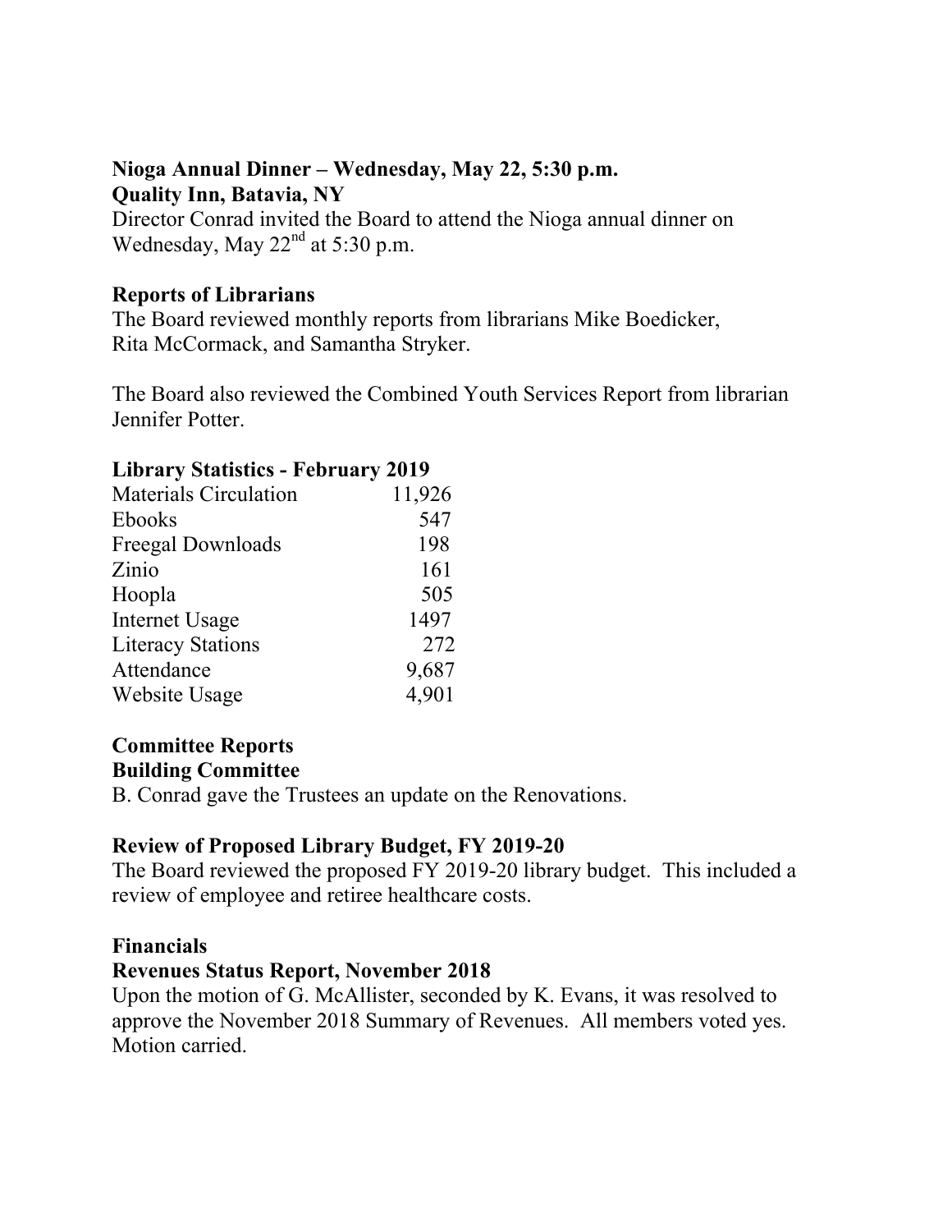**Nioga Annual Dinner – Wednesday, May 22, 5:30 p.m.**
**Quality Inn, Batavia, NY**

Director Conrad invited the Board to attend the Nioga annual dinner on Wednesday, May 22nd at 5:30 p.m.

**Reports of Librarians**

The Board reviewed monthly reports from librarians Mike Boedicker, Rita McCormack, and Samantha Stryker.

The Board also reviewed the Combined Youth Services Report from librarian Jennifer Potter.

**Library Statistics - February 2019**

| | |
|---|---|
| Materials Circulation | 11,926 |
| Ebooks | 547 |
| Freegal Downloads | 198 |
| Zinio | 161 |
| Hoopla | 505 |
| Internet Usage | 1497 |
| Literacy Stations | 272 |
| Attendance | 9,687 |
| Website Usage | 4,901 |

**Committee Reports**
**Building Committee**

B. Conrad gave the Trustees an update on the Renovations.

**Review of Proposed Library Budget, FY 2019-20**

The Board reviewed the proposed FY 2019-20 library budget. This included a review of employee and retiree healthcare costs.

**Financials**
**Revenues Status Report, November 2018**

Upon the motion of G. McAllister, seconded by K. Evans, it was resolved to approve the November 2018 Summary of Revenues. All members voted yes. Motion carried.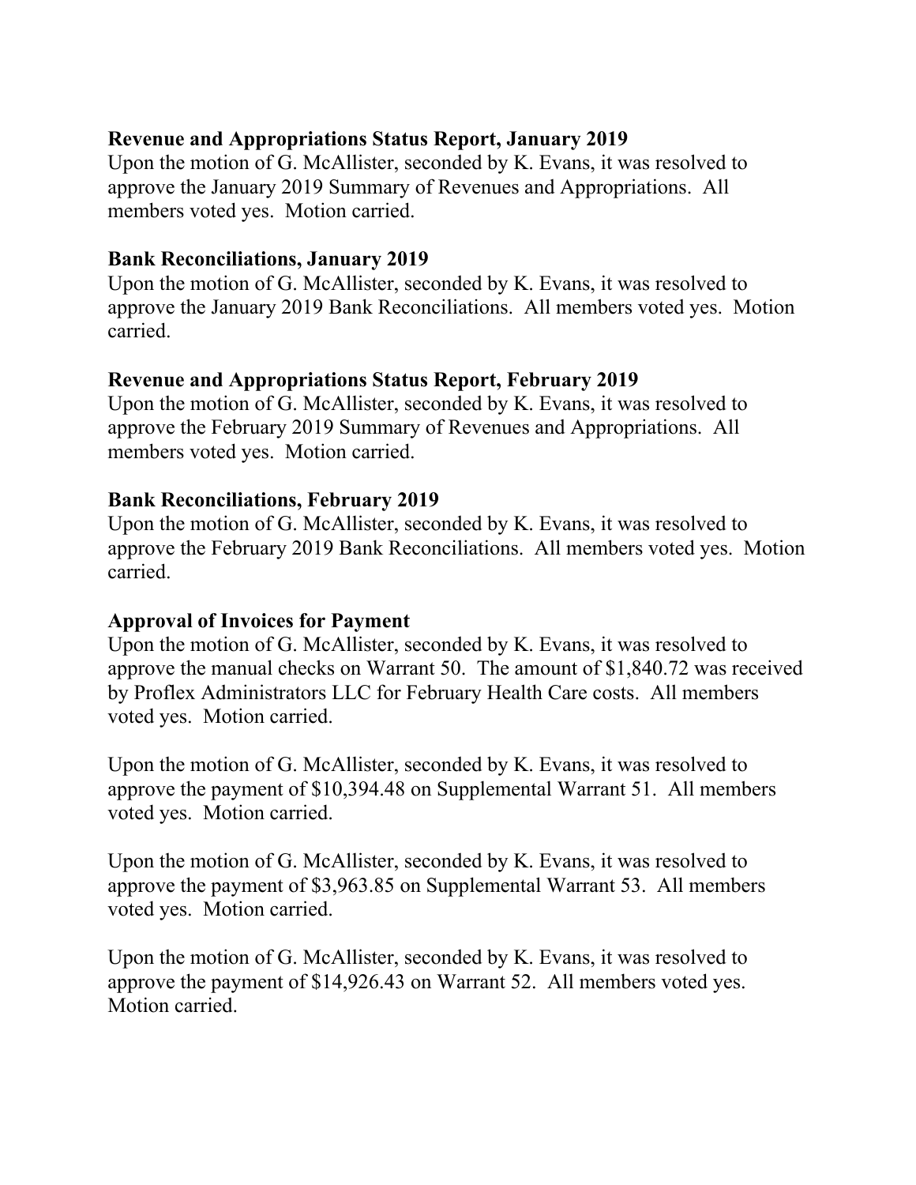**Revenue and Appropriations Status Report, January 2019**

Upon the motion of G. McAllister, seconded by K. Evans, it was resolved to approve the January 2019 Summary of Revenues and Appropriations. All members voted yes. Motion carried.

**Bank Reconciliations, January 2019**

Upon the motion of G. McAllister, seconded by K. Evans, it was resolved to approve the January 2019 Bank Reconciliations. All members voted yes. Motion carried.

**Revenue and Appropriations Status Report, February 2019**

Upon the motion of G. McAllister, seconded by K. Evans, it was resolved to approve the February 2019 Summary of Revenues and Appropriations. All members voted yes. Motion carried.

**Bank Reconciliations, February 2019**

Upon the motion of G. McAllister, seconded by K. Evans, it was resolved to approve the February 2019 Bank Reconciliations. All members voted yes. Motion carried.

**Approval of Invoices for Payment**

Upon the motion of G. McAllister, seconded by K. Evans, it was resolved to approve the manual checks on Warrant 50. The amount of $1,840.72 was received by Proflex Administrators LLC for February Health Care costs. All members voted yes. Motion carried.

Upon the motion of G. McAllister, seconded by K. Evans, it was resolved to approve the payment of $10,394.48 on Supplemental Warrant 51. All members voted yes. Motion carried.

Upon the motion of G. McAllister, seconded by K. Evans, it was resolved to approve the payment of $3,963.85 on Supplemental Warrant 53. All members voted yes. Motion carried.

Upon the motion of G. McAllister, seconded by K. Evans, it was resolved to approve the payment of $14,926.43 on Warrant 52. All members voted yes. Motion carried.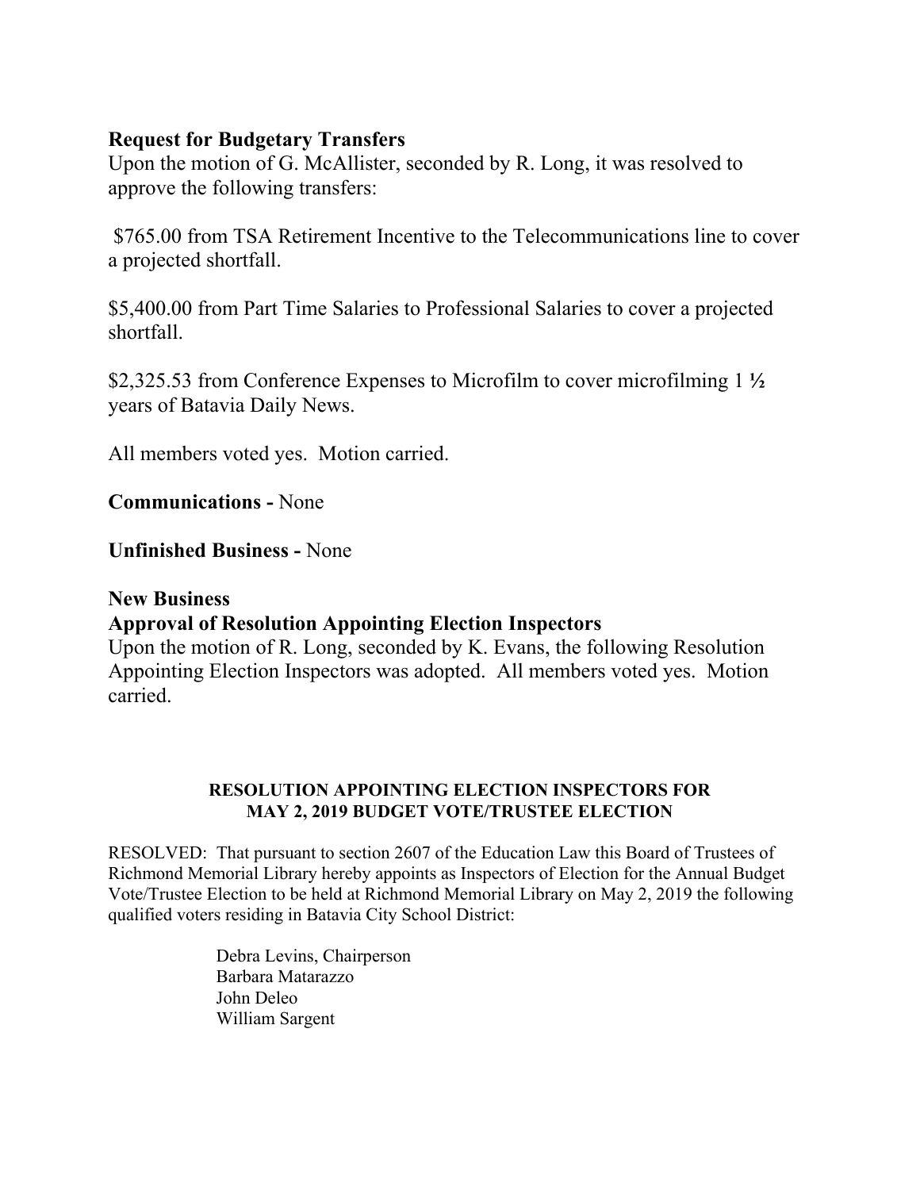**Request for Budgetary Transfers**

Upon the motion of G. McAllister, seconded by R. Long, it was resolved to approve the following transfers:

$765.00 from TSA Retirement Incentive to the Telecommunications line to cover a projected shortfall.

$5,400.00 from Part Time Salaries to Professional Salaries to cover a projected shortfall.

$2,325.53 from Conference Expenses to Microfilm to cover microfilming 1 **½** years of Batavia Daily News.

All members voted yes. Motion carried.

**Communications -** None

**Unfinished Business -** None

**New Business**

**Approval of Resolution Appointing Election Inspectors**

Upon the motion of R. Long, seconded by K. Evans, the following Resolution Appointing Election Inspectors was adopted. All members voted yes. Motion carried.

**RESOLUTION APPOINTING ELECTION INSPECTORS FOR MAY 2, 2019 BUDGET VOTE/TRUSTEE ELECTION**

RESOLVED: That pursuant to section 2607 of the Education Law this Board of Trustees of Richmond Memorial Library hereby appoints as Inspectors of Election for the Annual Budget Vote/Trustee Election to be held at Richmond Memorial Library on May 2, 2019 the following qualified voters residing in Batavia City School District:

Debra Levins, Chairperson
Barbara Matarazzo
John Deleo
William Sargent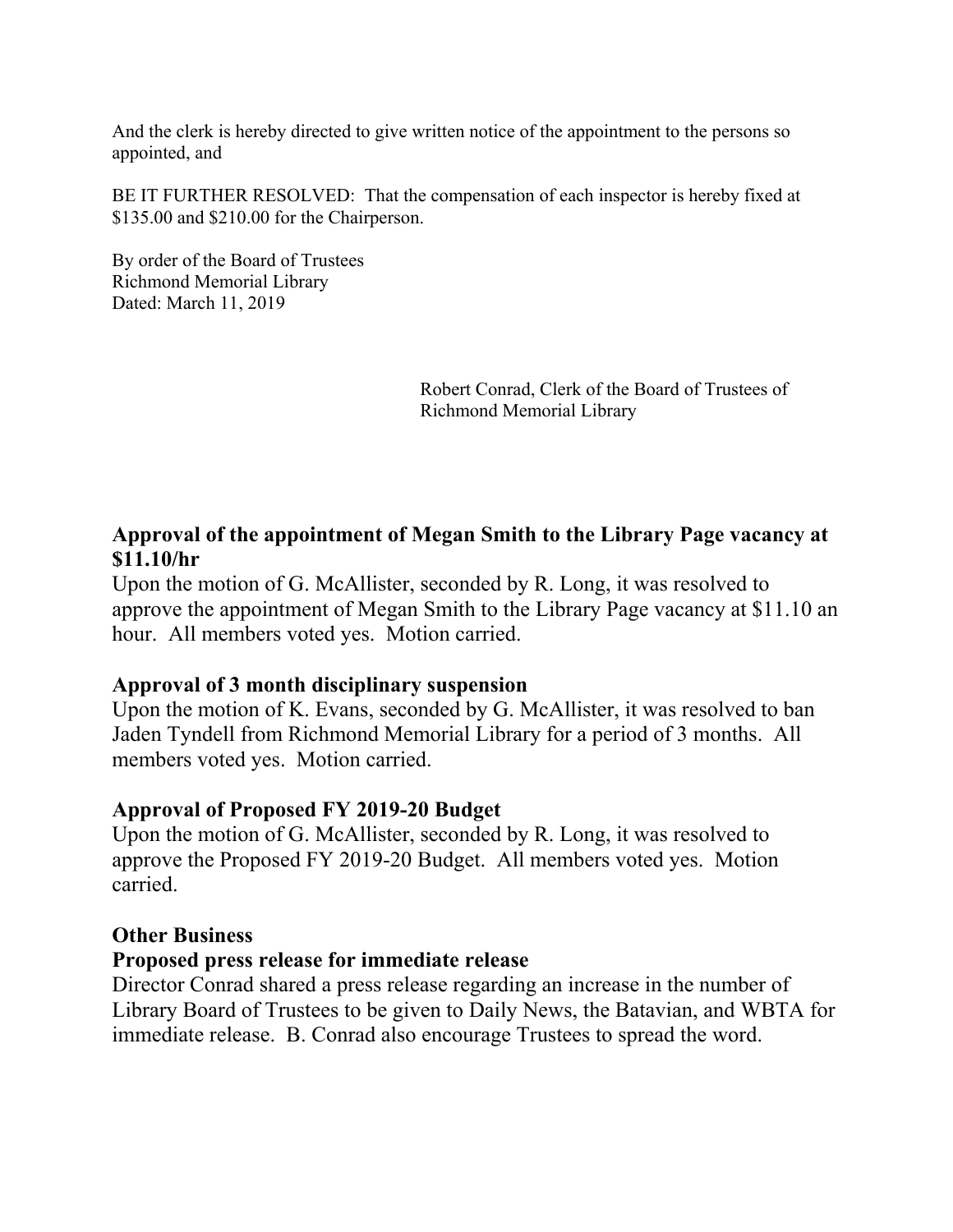And the clerk is hereby directed to give written notice of the appointment to the persons so appointed, and

BE IT FURTHER RESOLVED: That the compensation of each inspector is hereby fixed at $135.00 and $210.00 for the Chairperson.

By order of the Board of Trustees
Richmond Memorial Library
Dated: March 11, 2019

Robert Conrad, Clerk of the Board of Trustees of
Richmond Memorial Library

**Approval of the appointment of Megan Smith to the Library Page vacancy at $11.10/hr**

Upon the motion of G. McAllister, seconded by R. Long, it was resolved to approve the appointment of Megan Smith to the Library Page vacancy at $11.10 an hour. All members voted yes. Motion carried.

**Approval of 3 month disciplinary suspension**

Upon the motion of K. Evans, seconded by G. McAllister, it was resolved to ban Jaden Tyndell from Richmond Memorial Library for a period of 3 months. All members voted yes. Motion carried.

**Approval of Proposed FY 2019-20 Budget**

Upon the motion of G. McAllister, seconded by R. Long, it was resolved to approve the Proposed FY 2019-20 Budget. All members voted yes. Motion carried.

**Other Business**

**Proposed press release for immediate release**

Director Conrad shared a press release regarding an increase in the number of Library Board of Trustees to be given to Daily News, the Batavian, and WBTA for immediate release. B. Conrad also encourage Trustees to spread the word.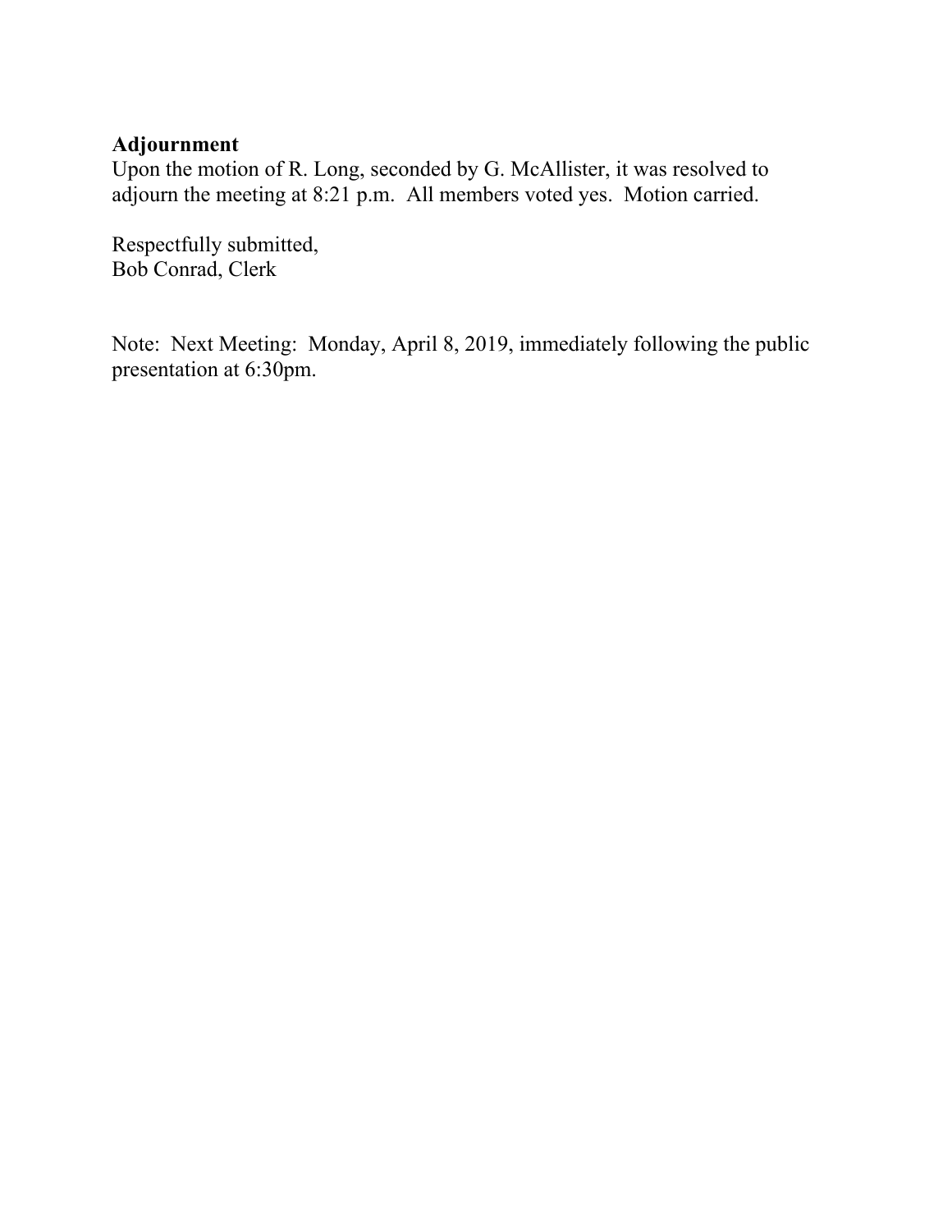**Adjournment**
Upon the motion of R. Long, seconded by G. McAllister, it was resolved to adjourn the meeting at 8:21 p.m. All members voted yes. Motion carried.

Respectfully submitted,
Bob Conrad, Clerk

Note: Next Meeting: Monday, April 8, 2019, immediately following the public presentation at 6:30pm.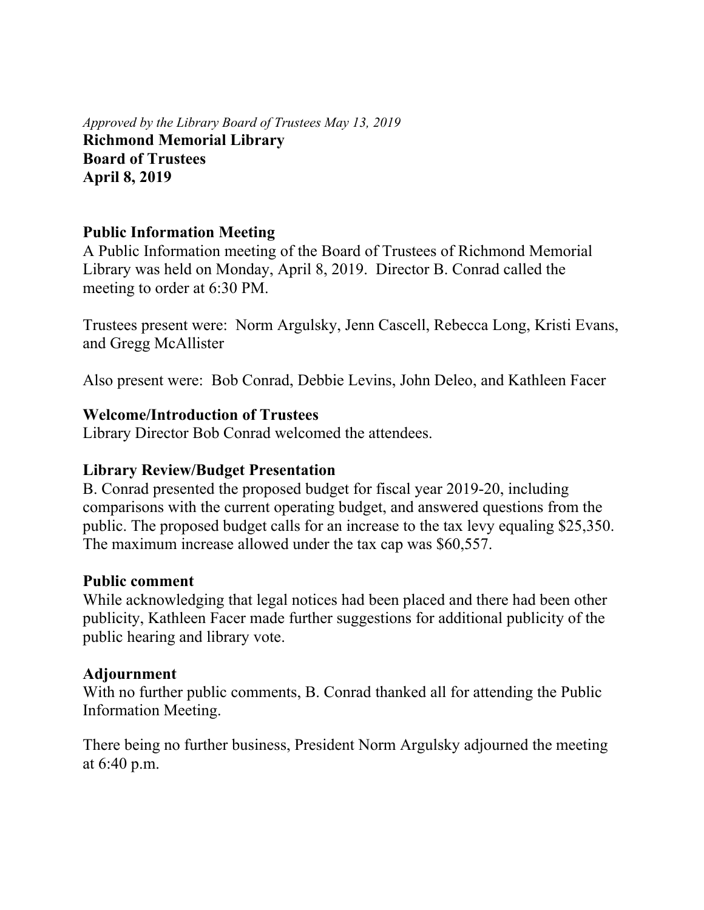*Approved by the Library Board of Trustees May 13, 2019*

**Richmond Memorial Library**
**Board of Trustees**
**April 8, 2019**

## Public Information Meeting

A Public Information meeting of the Board of Trustees of Richmond Memorial Library was held on Monday, April 8, 2019. Director B. Conrad called the meeting to order at 6:30 PM.

Trustees present were: Norm Argulsky, Jenn Cascell, Rebecca Long, Kristi Evans, and Gregg McAllister

Also present were: Bob Conrad, Debbie Levins, John Deleo, and Kathleen Facer

## Welcome/Introduction of Trustees

Library Director Bob Conrad welcomed the attendees.

## Library Review/Budget Presentation

B. Conrad presented the proposed budget for fiscal year 2019-20, including comparisons with the current operating budget, and answered questions from the public. The proposed budget calls for an increase to the tax levy equaling $25,350. The maximum increase allowed under the tax cap was $60,557.

## Public comment

While acknowledging that legal notices had been placed and there had been other publicity, Kathleen Facer made further suggestions for additional publicity of the public hearing and library vote.

## Adjournment

With no further public comments, B. Conrad thanked all for attending the Public Information Meeting.

There being no further business, President Norm Argulsky adjourned the meeting at 6:40 p.m.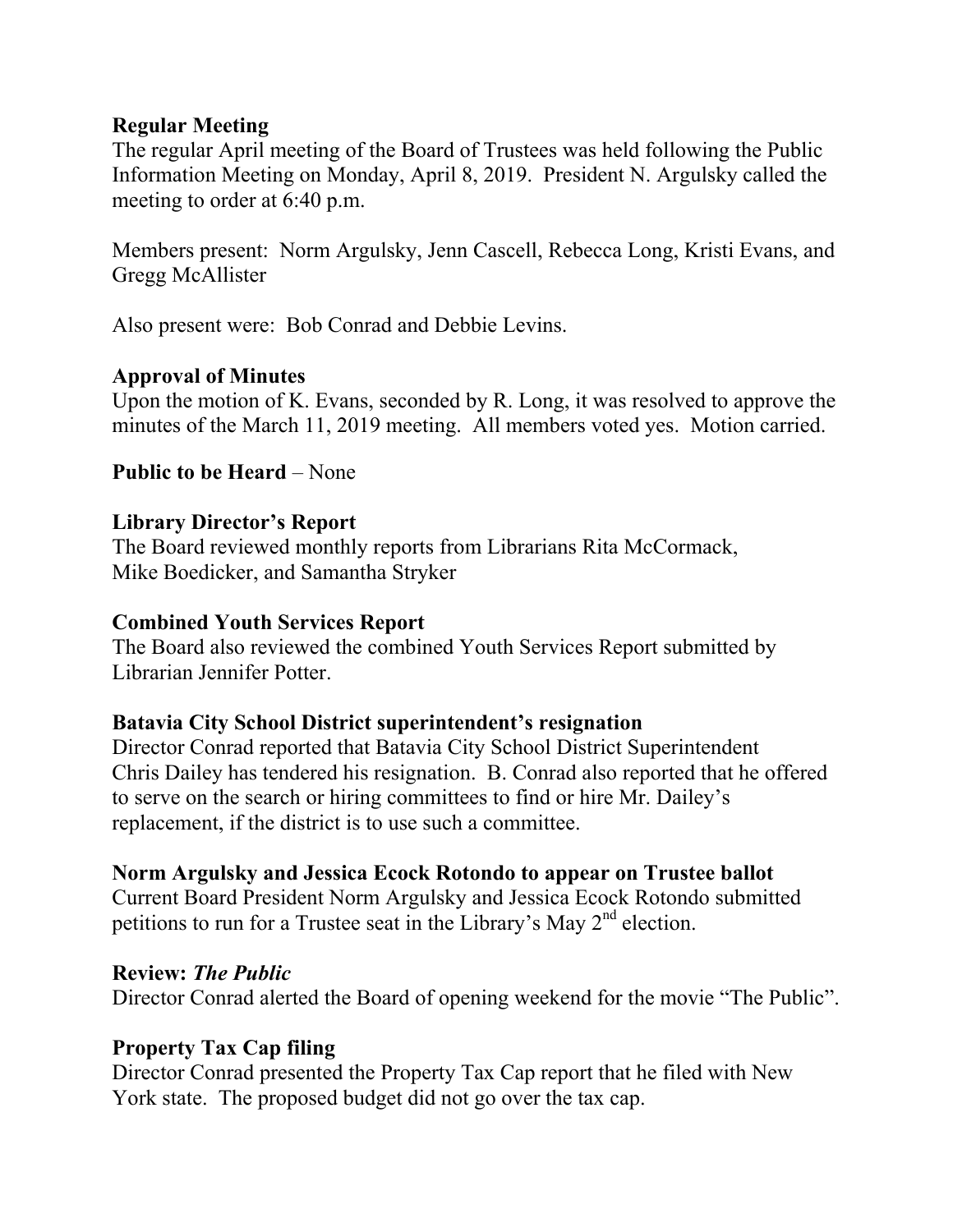**Regular Meeting**
The regular April meeting of the Board of Trustees was held following the Public Information Meeting on Monday, April 8, 2019. President N. Argulsky called the meeting to order at 6:40 p.m.

Members present: Norm Argulsky, Jenn Cascell, Rebecca Long, Kristi Evans, and Gregg McAllister

Also present were: Bob Conrad and Debbie Levins.

**Approval of Minutes**
Upon the motion of K. Evans, seconded by R. Long, it was resolved to approve the minutes of the March 11, 2019 meeting. All members voted yes. Motion carried.

**Public to be Heard** – None

**Library Director's Report**
The Board reviewed monthly reports from Librarians Rita McCormack, Mike Boedicker, and Samantha Stryker

**Combined Youth Services Report**
The Board also reviewed the combined Youth Services Report submitted by Librarian Jennifer Potter.

**Batavia City School District superintendent's resignation**
Director Conrad reported that Batavia City School District Superintendent Chris Dailey has tendered his resignation. B. Conrad also reported that he offered to serve on the search or hiring committees to find or hire Mr. Dailey's replacement, if the district is to use such a committee.

**Norm Argulsky and Jessica Ecock Rotondo to appear on Trustee ballot**
Current Board President Norm Argulsky and Jessica Ecock Rotondo submitted petitions to run for a Trustee seat in the Library's May 2nd election.

**Review: *The Public***
Director Conrad alerted the Board of opening weekend for the movie "The Public".

**Property Tax Cap filing**
Director Conrad presented the Property Tax Cap report that he filed with New York state. The proposed budget did not go over the tax cap.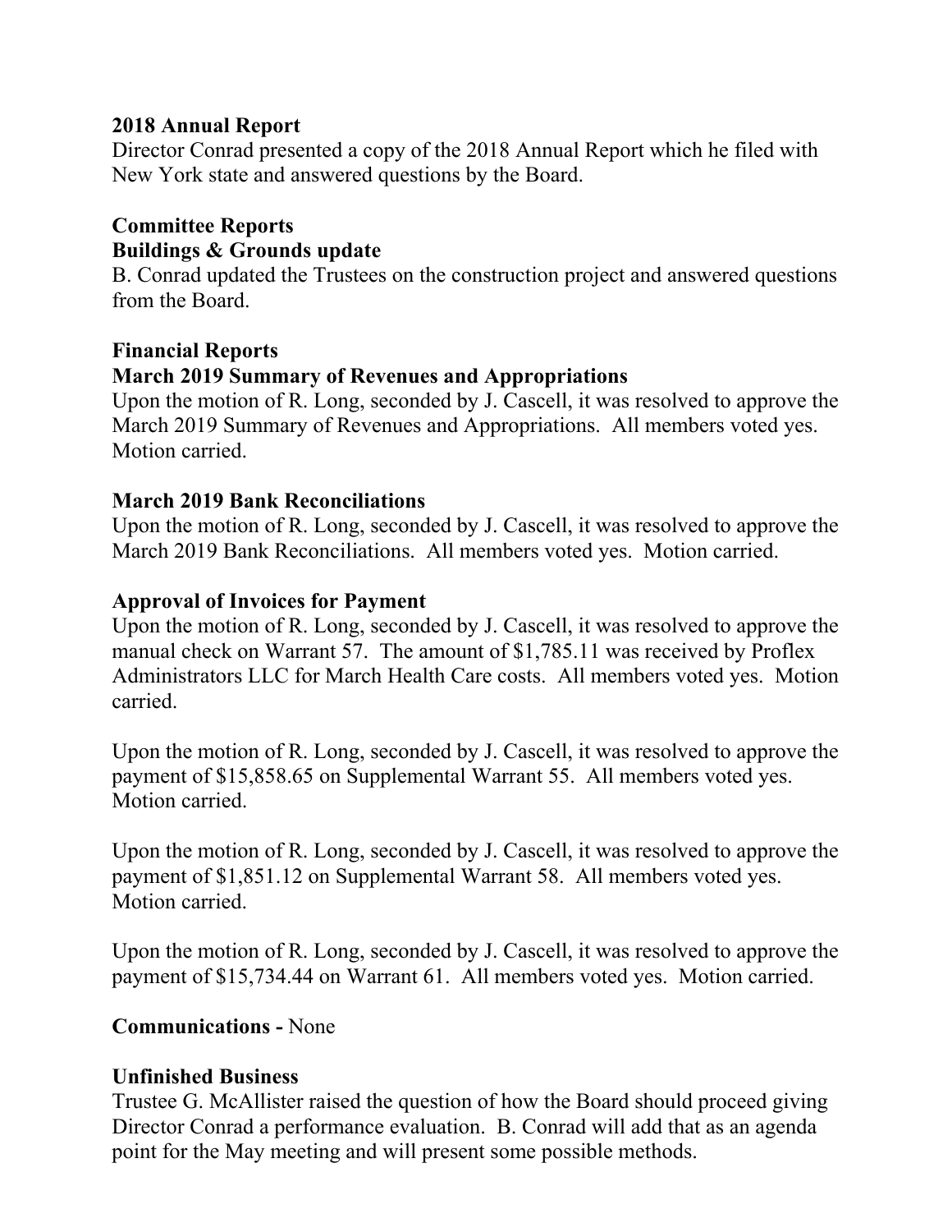**2018 Annual Report**

Director Conrad presented a copy of the 2018 Annual Report which he filed with New York state and answered questions by the Board.

**Committee Reports**

**Buildings & Grounds update**

B. Conrad updated the Trustees on the construction project and answered questions from the Board.

**Financial Reports**

**March 2019 Summary of Revenues and Appropriations**

Upon the motion of R. Long, seconded by J. Cascell, it was resolved to approve the March 2019 Summary of Revenues and Appropriations. All members voted yes. Motion carried.

**March 2019 Bank Reconciliations**

Upon the motion of R. Long, seconded by J. Cascell, it was resolved to approve the March 2019 Bank Reconciliations. All members voted yes. Motion carried.

**Approval of Invoices for Payment**

Upon the motion of R. Long, seconded by J. Cascell, it was resolved to approve the manual check on Warrant 57. The amount of $1,785.11 was received by Proflex Administrators LLC for March Health Care costs. All members voted yes. Motion carried.

Upon the motion of R. Long, seconded by J. Cascell, it was resolved to approve the payment of $15,858.65 on Supplemental Warrant 55. All members voted yes. Motion carried.

Upon the motion of R. Long, seconded by J. Cascell, it was resolved to approve the payment of $1,851.12 on Supplemental Warrant 58. All members voted yes. Motion carried.

Upon the motion of R. Long, seconded by J. Cascell, it was resolved to approve the payment of $15,734.44 on Warrant 61. All members voted yes. Motion carried.

**Communications -** None

**Unfinished Business**

Trustee G. McAllister raised the question of how the Board should proceed giving Director Conrad a performance evaluation. B. Conrad will add that as an agenda point for the May meeting and will present some possible methods.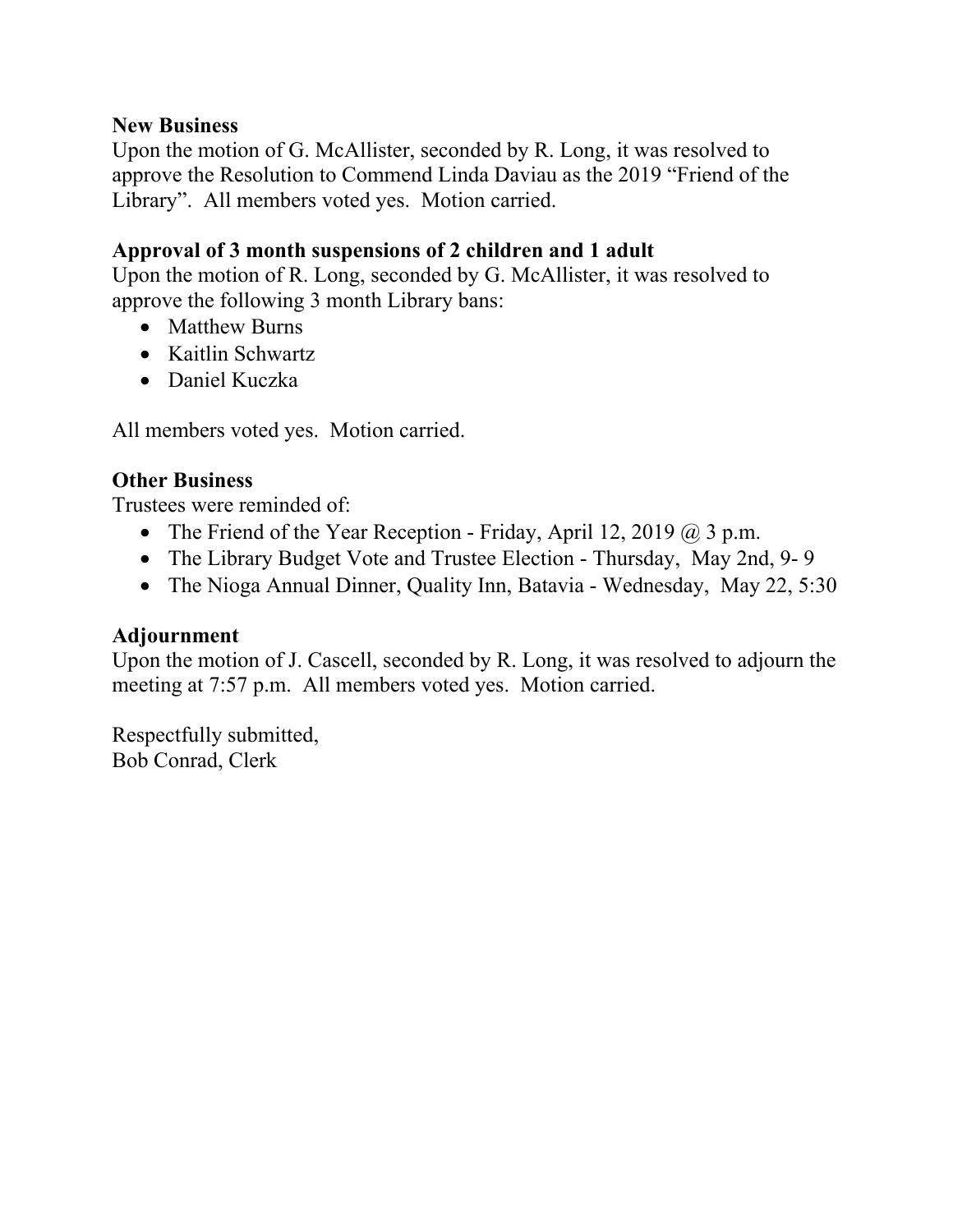**New Business**
Upon the motion of G. McAllister, seconded by R. Long, it was resolved to approve the Resolution to Commend Linda Daviau as the 2019 "Friend of the Library". All members voted yes. Motion carried.

**Approval of 3 month suspensions of 2 children and 1 adult**
Upon the motion of R. Long, seconded by G. McAllister, it was resolved to approve the following 3 month Library bans:

- Matthew Burns
- Kaitlin Schwartz
- Daniel Kuczka

All members voted yes. Motion carried.

**Other Business**
Trustees were reminded of:

- The Friend of the Year Reception - Friday, April 12, 2019 @ 3 p.m.
- The Library Budget Vote and Trustee Election - Thursday, May 2nd, 9- 9
- The Nioga Annual Dinner, Quality Inn, Batavia - Wednesday, May 22, 5:30

**Adjournment**
Upon the motion of J. Cascell, seconded by R. Long, it was resolved to adjourn the meeting at 7:57 p.m. All members voted yes. Motion carried.

Respectfully submitted,
Bob Conrad, Clerk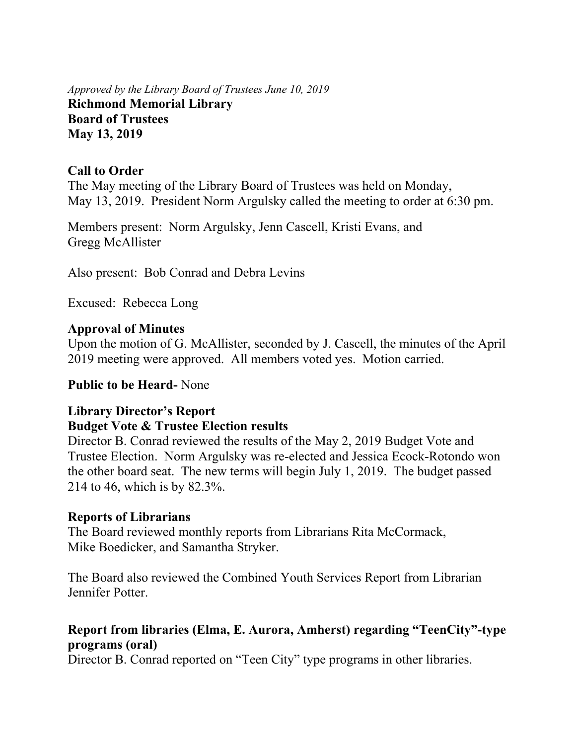*Approved by the Library Board of Trustees June 10, 2019*

**Richmond Memorial Library**
**Board of Trustees**
**May 13, 2019**

**Call to Order**

The May meeting of the Library Board of Trustees was held on Monday, May 13, 2019. President Norm Argulsky called the meeting to order at 6:30 pm.

Members present: Norm Argulsky, Jenn Cascell, Kristi Evans, and Gregg McAllister

Also present: Bob Conrad and Debra Levins

Excused: Rebecca Long

**Approval of Minutes**

Upon the motion of G. McAllister, seconded by J. Cascell, the minutes of the April 2019 meeting were approved. All members voted yes. Motion carried.

**Public to be Heard-** None

**Library Director's Report**

**Budget Vote & Trustee Election results**

Director B. Conrad reviewed the results of the May 2, 2019 Budget Vote and Trustee Election. Norm Argulsky was re-elected and Jessica Ecock-Rotondo won the other board seat. The new terms will begin July 1, 2019. The budget passed 214 to 46, which is by 82.3%.

**Reports of Librarians**

The Board reviewed monthly reports from Librarians Rita McCormack, Mike Boedicker, and Samantha Stryker.

The Board also reviewed the Combined Youth Services Report from Librarian Jennifer Potter.

**Report from libraries (Elma, E. Aurora, Amherst) regarding "TeenCity"-type programs (oral)**

Director B. Conrad reported on "Teen City" type programs in other libraries.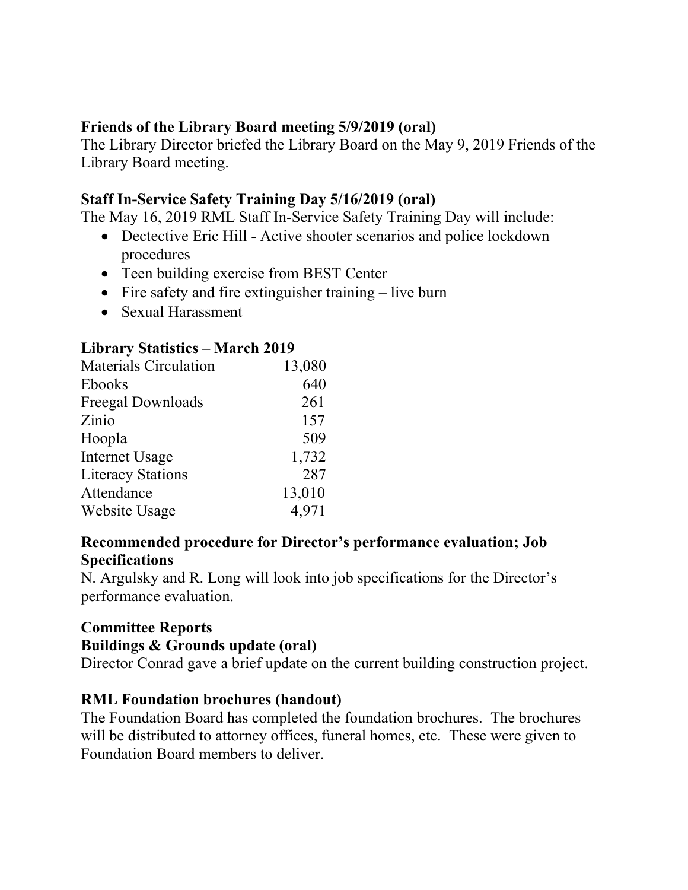**Friends of the Library Board meeting 5/9/2019 (oral)**
The Library Director briefed the Library Board on the May 9, 2019 Friends of the Library Board meeting.

**Staff In-Service Safety Training Day 5/16/2019 (oral)**
The May 16, 2019 RML Staff In-Service Safety Training Day will include:

- Dectective Eric Hill - Active shooter scenarios and police lockdown procedures
- Teen building exercise from BEST Center
- Fire safety and fire extinguisher training – live burn
- Sexual Harassment

**Library Statistics – March 2019**

| | |
|---|---|
| Materials Circulation | 13,080 |
| Ebooks | 640 |
| Freegal Downloads | 261 |
| Zinio | 157 |
| Hoopla | 509 |
| Internet Usage | 1,732 |
| Literacy Stations | 287 |
| Attendance | 13,010 |
| Website Usage | 4,971 |

**Recommended procedure for Director's performance evaluation; Job Specifications**
N. Argulsky and R. Long will look into job specifications for the Director's performance evaluation.

**Committee Reports**
**Buildings & Grounds update (oral)**
Director Conrad gave a brief update on the current building construction project.

**RML Foundation brochures (handout)**
The Foundation Board has completed the foundation brochures. The brochures will be distributed to attorney offices, funeral homes, etc. These were given to Foundation Board members to deliver.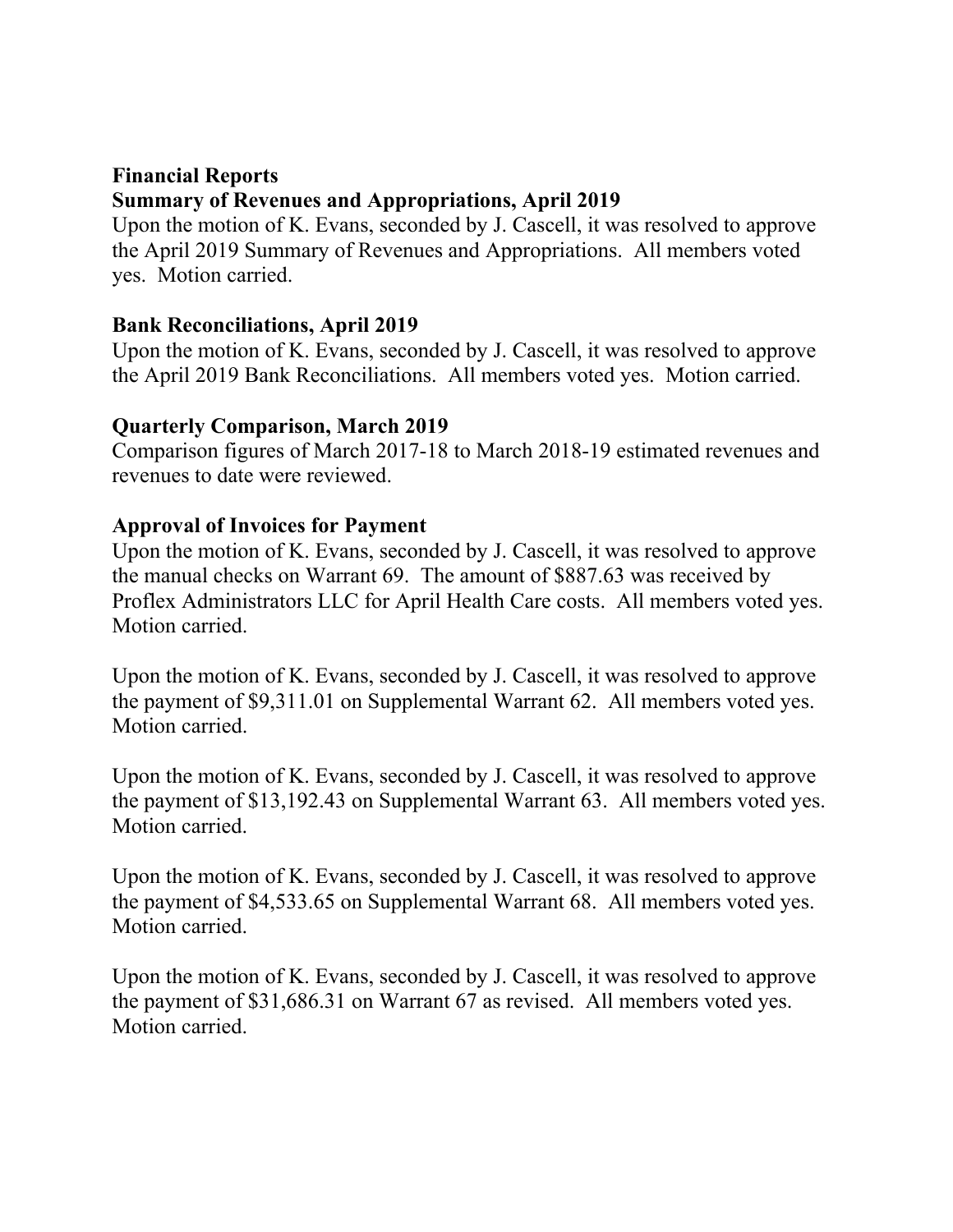**Financial Reports**

**Summary of Revenues and Appropriations, April 2019**

Upon the motion of K. Evans, seconded by J. Cascell, it was resolved to approve the April 2019 Summary of Revenues and Appropriations. All members voted yes. Motion carried.

**Bank Reconciliations, April 2019**

Upon the motion of K. Evans, seconded by J. Cascell, it was resolved to approve the April 2019 Bank Reconciliations. All members voted yes. Motion carried.

**Quarterly Comparison, March 2019**

Comparison figures of March 2017-18 to March 2018-19 estimated revenues and revenues to date were reviewed.

**Approval of Invoices for Payment**

Upon the motion of K. Evans, seconded by J. Cascell, it was resolved to approve the manual checks on Warrant 69. The amount of $887.63 was received by Proflex Administrators LLC for April Health Care costs. All members voted yes. Motion carried.

Upon the motion of K. Evans, seconded by J. Cascell, it was resolved to approve the payment of $9,311.01 on Supplemental Warrant 62. All members voted yes. Motion carried.

Upon the motion of K. Evans, seconded by J. Cascell, it was resolved to approve the payment of $13,192.43 on Supplemental Warrant 63. All members voted yes. Motion carried.

Upon the motion of K. Evans, seconded by J. Cascell, it was resolved to approve the payment of $4,533.65 on Supplemental Warrant 68. All members voted yes. Motion carried.

Upon the motion of K. Evans, seconded by J. Cascell, it was resolved to approve the payment of $31,686.31 on Warrant 67 as revised. All members voted yes. Motion carried.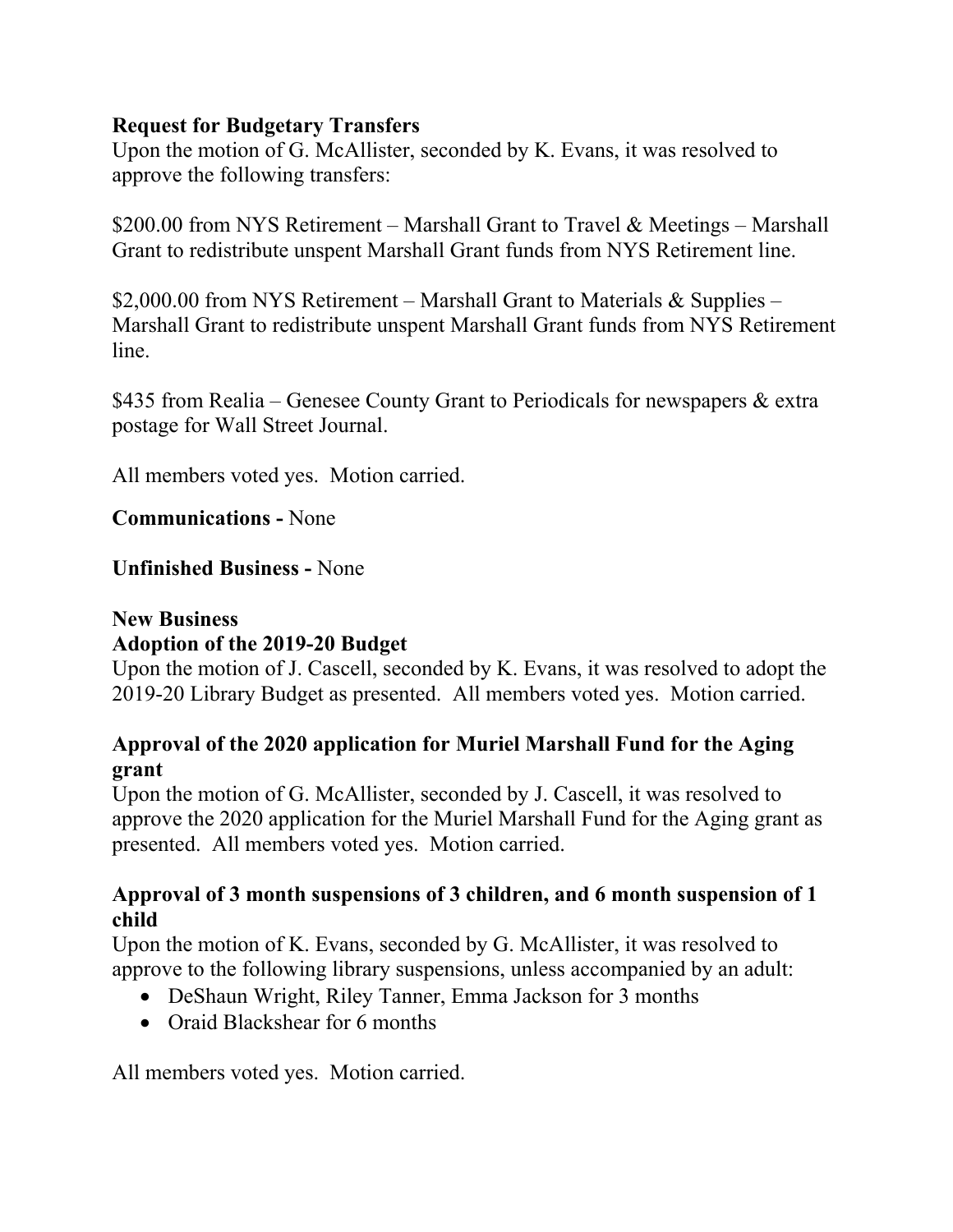**Request for Budgetary Transfers**
Upon the motion of G. McAllister, seconded by K. Evans, it was resolved to approve the following transfers:

$200.00 from NYS Retirement – Marshall Grant to Travel & Meetings – Marshall Grant to redistribute unspent Marshall Grant funds from NYS Retirement line.

$2,000.00 from NYS Retirement – Marshall Grant to Materials & Supplies – Marshall Grant to redistribute unspent Marshall Grant funds from NYS Retirement line.

$435 from Realia – Genesee County Grant to Periodicals for newspapers & extra postage for Wall Street Journal.

All members voted yes. Motion carried.

**Communications -** None

**Unfinished Business -** None

**New Business**

**Adoption of the 2019-20 Budget**
Upon the motion of J. Cascell, seconded by K. Evans, it was resolved to adopt the 2019-20 Library Budget as presented. All members voted yes. Motion carried.

**Approval of the 2020 application for Muriel Marshall Fund for the Aging grant**
Upon the motion of G. McAllister, seconded by J. Cascell, it was resolved to approve the 2020 application for the Muriel Marshall Fund for the Aging grant as presented. All members voted yes. Motion carried.

**Approval of 3 month suspensions of 3 children, and 6 month suspension of 1 child**
Upon the motion of K. Evans, seconded by G. McAllister, it was resolved to approve to the following library suspensions, unless accompanied by an adult:

- DeShaun Wright, Riley Tanner, Emma Jackson for 3 months
- Oraid Blackshear for 6 months

All members voted yes. Motion carried.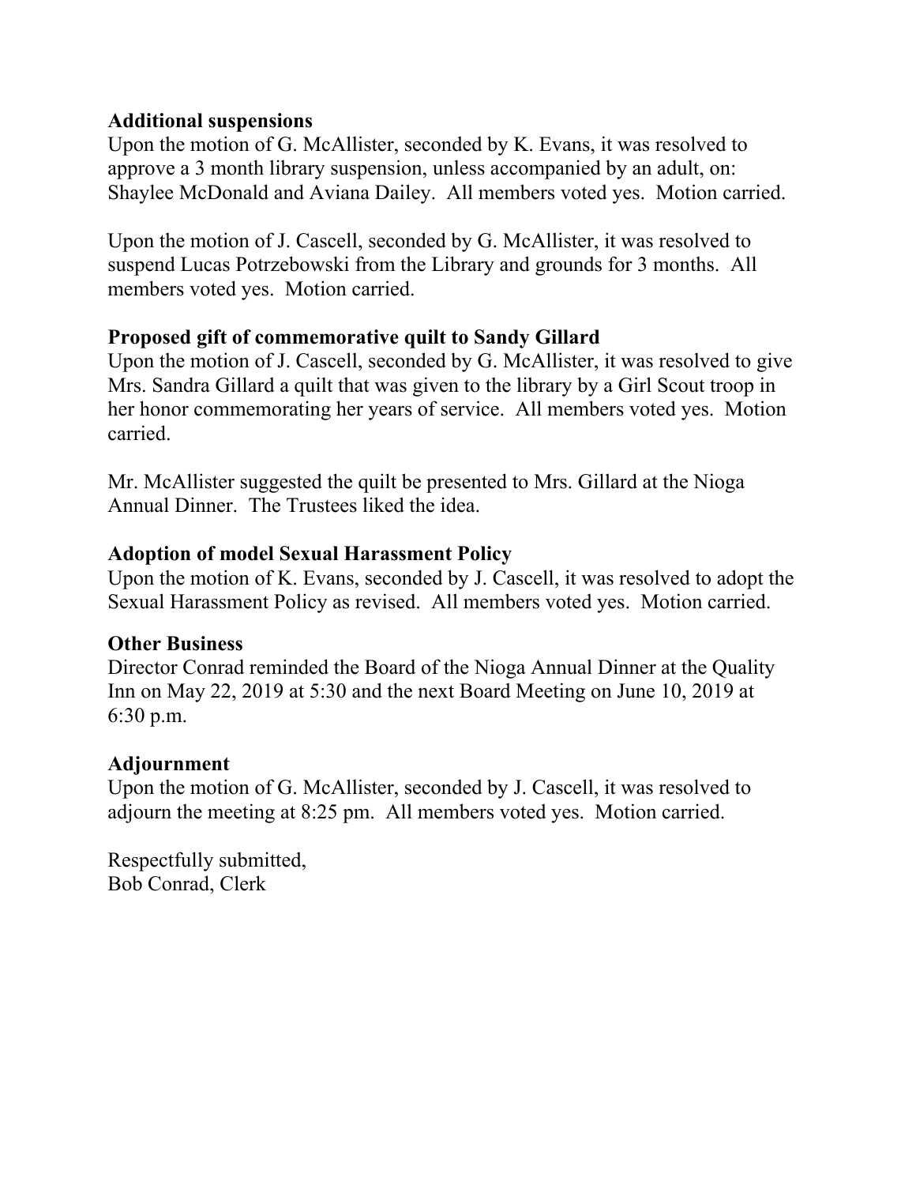**Additional suspensions**

Upon the motion of G. McAllister, seconded by K. Evans, it was resolved to approve a 3 month library suspension, unless accompanied by an adult, on: Shaylee McDonald and Aviana Dailey. All members voted yes. Motion carried.

Upon the motion of J. Cascell, seconded by G. McAllister, it was resolved to suspend Lucas Potrzebowski from the Library and grounds for 3 months. All members voted yes. Motion carried.

**Proposed gift of commemorative quilt to Sandy Gillard**

Upon the motion of J. Cascell, seconded by G. McAllister, it was resolved to give Mrs. Sandra Gillard a quilt that was given to the library by a Girl Scout troop in her honor commemorating her years of service. All members voted yes. Motion carried.

Mr. McAllister suggested the quilt be presented to Mrs. Gillard at the Nioga Annual Dinner. The Trustees liked the idea.

**Adoption of model Sexual Harassment Policy**

Upon the motion of K. Evans, seconded by J. Cascell, it was resolved to adopt the Sexual Harassment Policy as revised. All members voted yes. Motion carried.

**Other Business**

Director Conrad reminded the Board of the Nioga Annual Dinner at the Quality Inn on May 22, 2019 at 5:30 and the next Board Meeting on June 10, 2019 at 6:30 p.m.

**Adjournment**

Upon the motion of G. McAllister, seconded by J. Cascell, it was resolved to adjourn the meeting at 8:25 pm. All members voted yes. Motion carried.

Respectfully submitted,
Bob Conrad, Clerk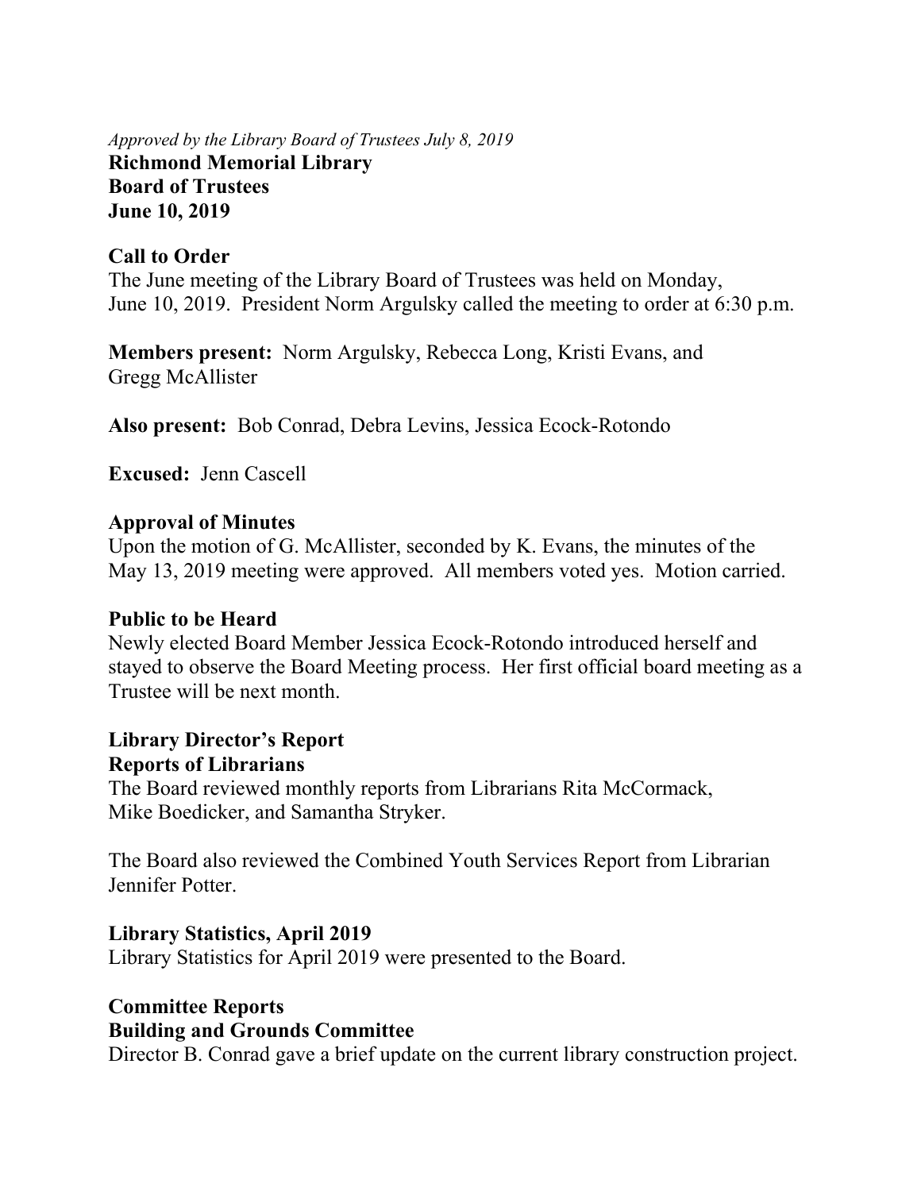*Approved by the Library Board of Trustees July 8, 2019*

**Richmond Memorial Library**
**Board of Trustees**
**June 10, 2019**

**Call to Order**

The June meeting of the Library Board of Trustees was held on Monday, June 10, 2019. President Norm Argulsky called the meeting to order at 6:30 p.m.

**Members present:** Norm Argulsky, Rebecca Long, Kristi Evans, and Gregg McAllister

**Also present:** Bob Conrad, Debra Levins, Jessica Ecock-Rotondo

**Excused:** Jenn Cascell

**Approval of Minutes**

Upon the motion of G. McAllister, seconded by K. Evans, the minutes of the May 13, 2019 meeting were approved. All members voted yes. Motion carried.

**Public to be Heard**

Newly elected Board Member Jessica Ecock-Rotondo introduced herself and stayed to observe the Board Meeting process. Her first official board meeting as a Trustee will be next month.

**Library Director's Report**

**Reports of Librarians**

The Board reviewed monthly reports from Librarians Rita McCormack, Mike Boedicker, and Samantha Stryker.

The Board also reviewed the Combined Youth Services Report from Librarian Jennifer Potter.

**Library Statistics, April 2019**

Library Statistics for April 2019 were presented to the Board.

**Committee Reports**

**Building and Grounds Committee**

Director B. Conrad gave a brief update on the current library construction project.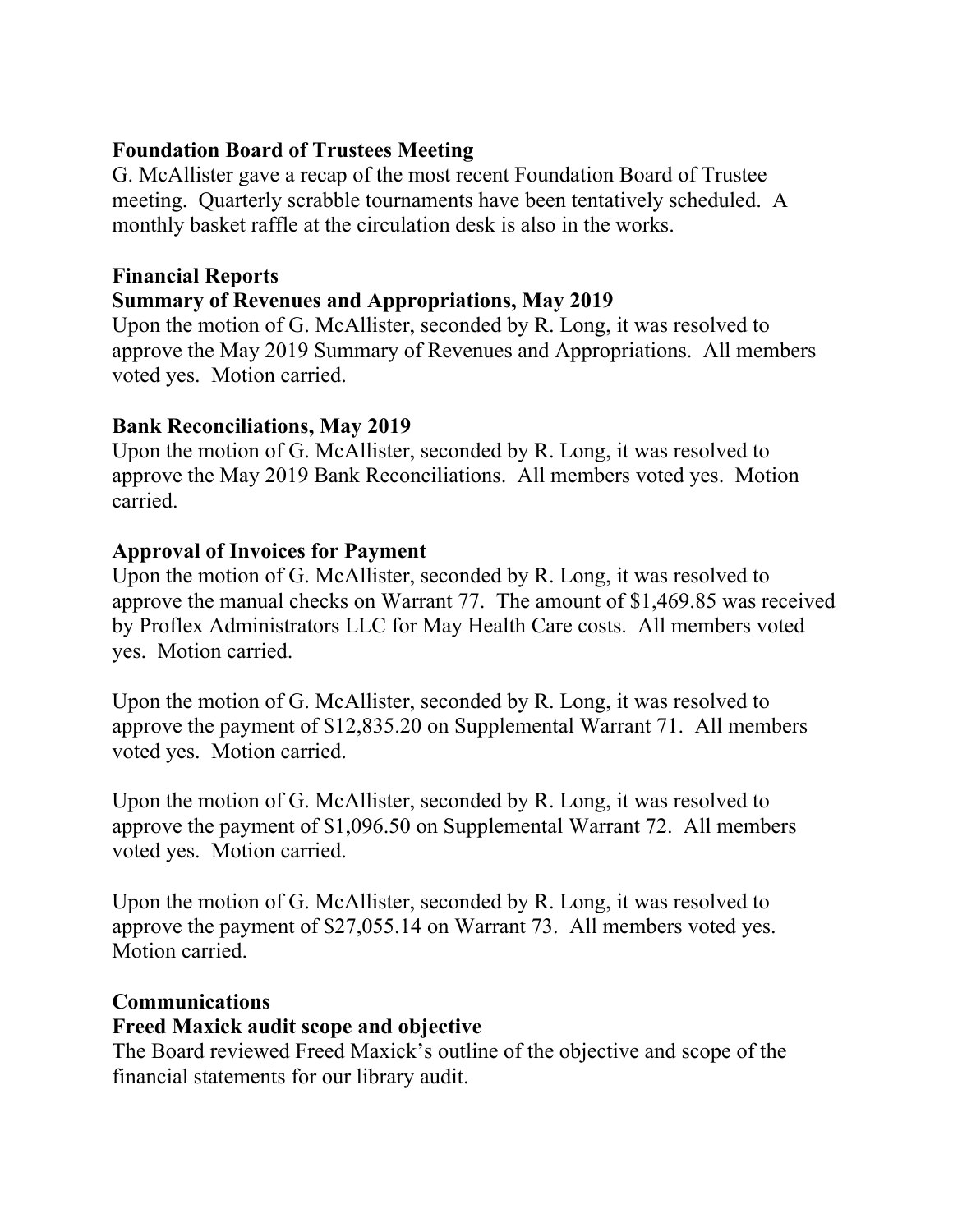**Foundation Board of Trustees Meeting**

G. McAllister gave a recap of the most recent Foundation Board of Trustee meeting. Quarterly scrabble tournaments have been tentatively scheduled. A monthly basket raffle at the circulation desk is also in the works.

**Financial Reports**

**Summary of Revenues and Appropriations, May 2019**

Upon the motion of G. McAllister, seconded by R. Long, it was resolved to approve the May 2019 Summary of Revenues and Appropriations. All members voted yes. Motion carried.

**Bank Reconciliations, May 2019**

Upon the motion of G. McAllister, seconded by R. Long, it was resolved to approve the May 2019 Bank Reconciliations. All members voted yes. Motion carried.

**Approval of Invoices for Payment**

Upon the motion of G. McAllister, seconded by R. Long, it was resolved to approve the manual checks on Warrant 77. The amount of $1,469.85 was received by Proflex Administrators LLC for May Health Care costs. All members voted yes. Motion carried.

Upon the motion of G. McAllister, seconded by R. Long, it was resolved to approve the payment of $12,835.20 on Supplemental Warrant 71. All members voted yes. Motion carried.

Upon the motion of G. McAllister, seconded by R. Long, it was resolved to approve the payment of $1,096.50 on Supplemental Warrant 72. All members voted yes. Motion carried.

Upon the motion of G. McAllister, seconded by R. Long, it was resolved to approve the payment of $27,055.14 on Warrant 73. All members voted yes. Motion carried.

**Communications**

**Freed Maxick audit scope and objective**

The Board reviewed Freed Maxick's outline of the objective and scope of the financial statements for our library audit.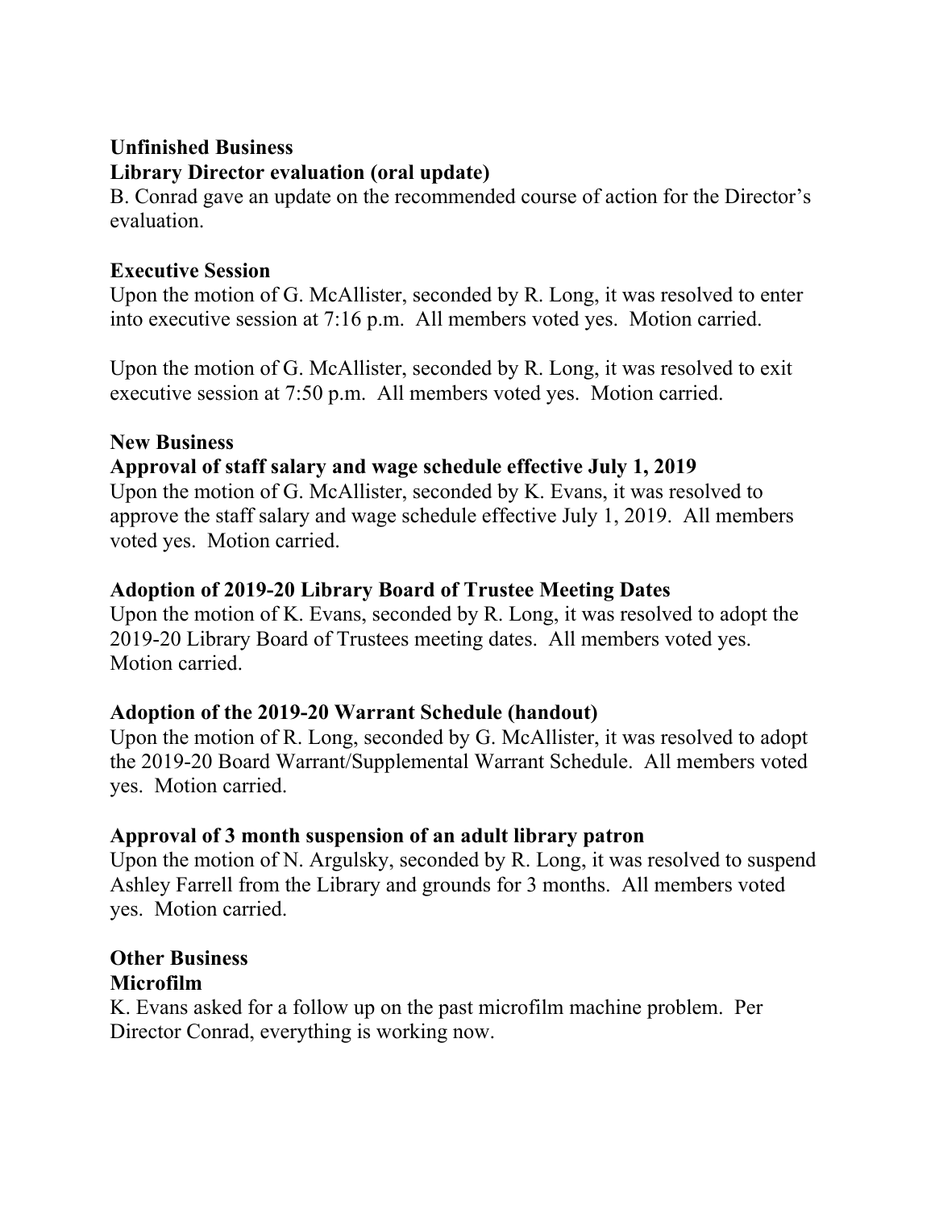**Unfinished Business**

**Library Director evaluation (oral update)**

B. Conrad gave an update on the recommended course of action for the Director's evaluation.

**Executive Session**

Upon the motion of G. McAllister, seconded by R. Long, it was resolved to enter into executive session at 7:16 p.m. All members voted yes. Motion carried.

Upon the motion of G. McAllister, seconded by R. Long, it was resolved to exit executive session at 7:50 p.m. All members voted yes. Motion carried.

**New Business**

**Approval of staff salary and wage schedule effective July 1, 2019**

Upon the motion of G. McAllister, seconded by K. Evans, it was resolved to approve the staff salary and wage schedule effective July 1, 2019. All members voted yes. Motion carried.

**Adoption of 2019-20 Library Board of Trustee Meeting Dates**

Upon the motion of K. Evans, seconded by R. Long, it was resolved to adopt the 2019-20 Library Board of Trustees meeting dates. All members voted yes. Motion carried.

**Adoption of the 2019-20 Warrant Schedule (handout)**

Upon the motion of R. Long, seconded by G. McAllister, it was resolved to adopt the 2019-20 Board Warrant/Supplemental Warrant Schedule. All members voted yes. Motion carried.

**Approval of 3 month suspension of an adult library patron**

Upon the motion of N. Argulsky, seconded by R. Long, it was resolved to suspend Ashley Farrell from the Library and grounds for 3 months. All members voted yes. Motion carried.

**Other Business**

**Microfilm**

K. Evans asked for a follow up on the past microfilm machine problem. Per Director Conrad, everything is working now.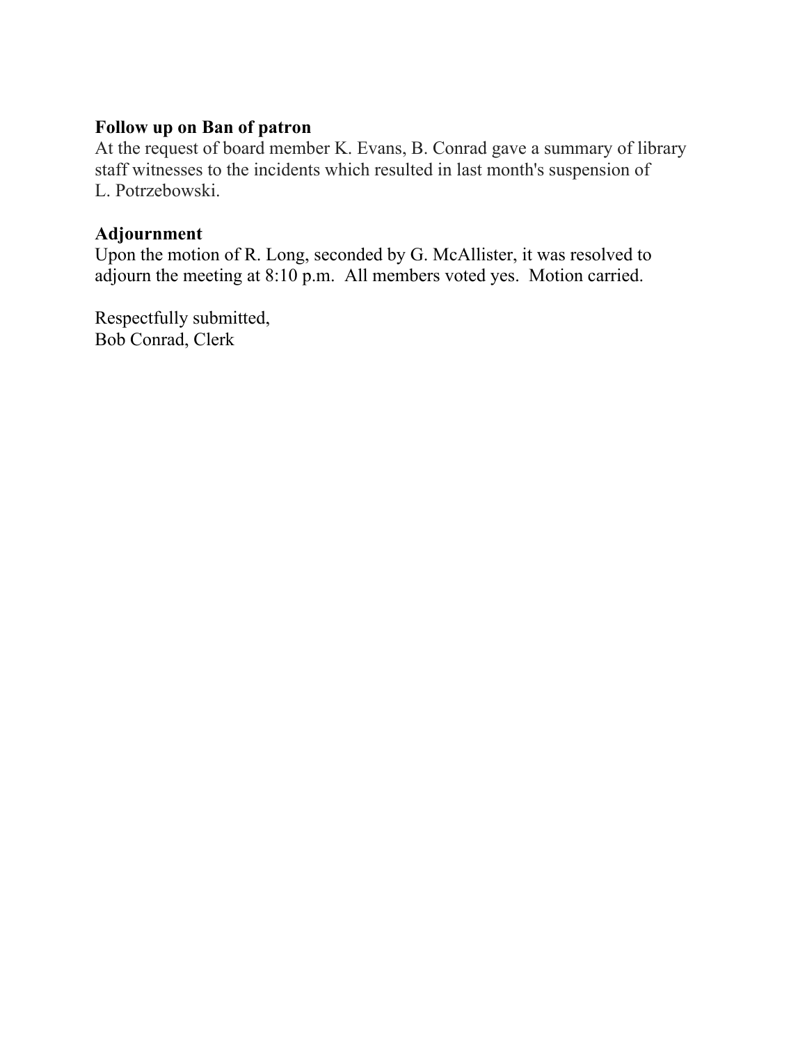**Follow up on Ban of patron**
At the request of board member K. Evans, B. Conrad gave a summary of library staff witnesses to the incidents which resulted in last month's suspension of L. Potrzebowski.

**Adjournment**
Upon the motion of R. Long, seconded by G. McAllister, it was resolved to adjourn the meeting at 8:10 p.m. All members voted yes. Motion carried.

Respectfully submitted,
Bob Conrad, Clerk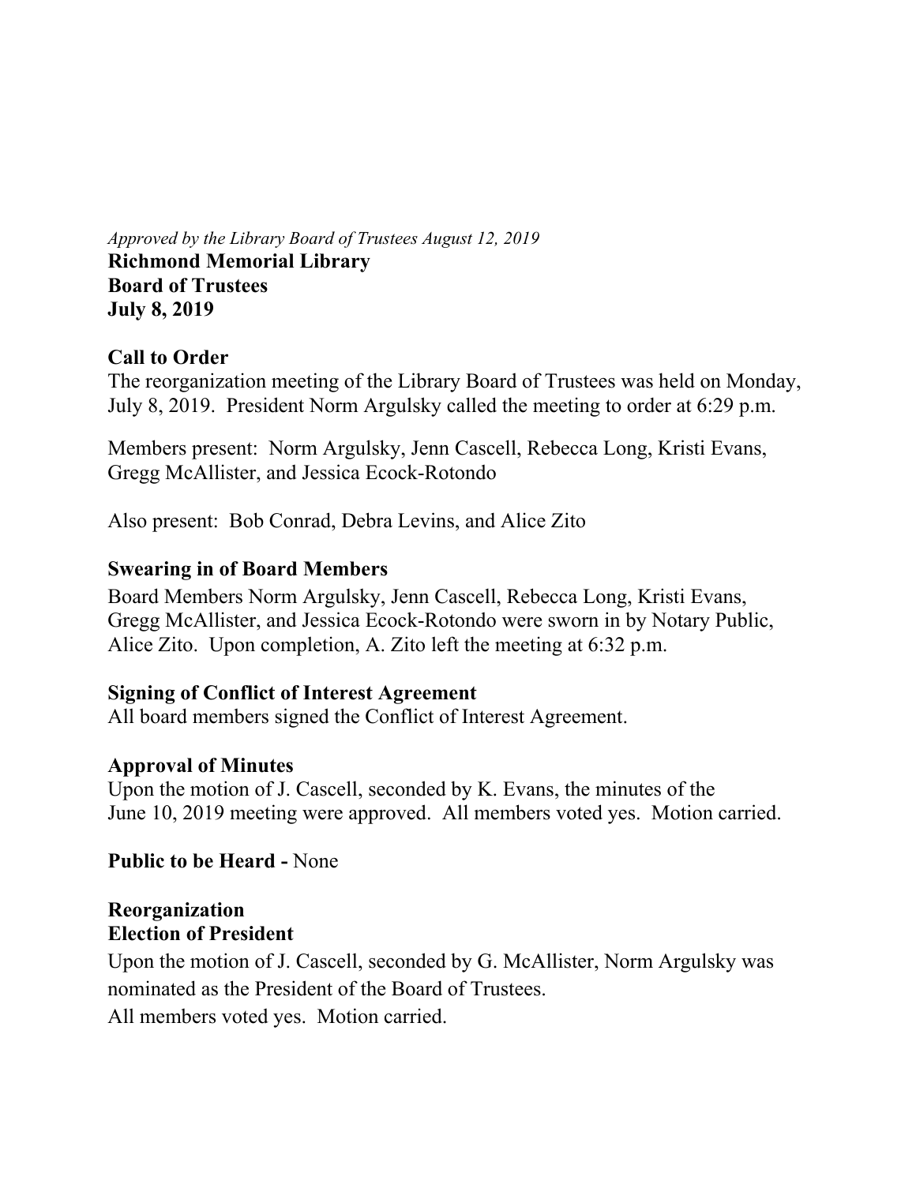*Approved by the Library Board of Trustees August 12, 2019*

**Richmond Memorial Library**
**Board of Trustees**
**July 8, 2019**

**Call to Order**

The reorganization meeting of the Library Board of Trustees was held on Monday, July 8, 2019. President Norm Argulsky called the meeting to order at 6:29 p.m.

Members present: Norm Argulsky, Jenn Cascell, Rebecca Long, Kristi Evans, Gregg McAllister, and Jessica Ecock-Rotondo

Also present: Bob Conrad, Debra Levins, and Alice Zito

**Swearing in of Board Members**

Board Members Norm Argulsky, Jenn Cascell, Rebecca Long, Kristi Evans, Gregg McAllister, and Jessica Ecock-Rotondo were sworn in by Notary Public, Alice Zito. Upon completion, A. Zito left the meeting at 6:32 p.m.

**Signing of Conflict of Interest Agreement**

All board members signed the Conflict of Interest Agreement.

**Approval of Minutes**

Upon the motion of J. Cascell, seconded by K. Evans, the minutes of the June 10, 2019 meeting were approved. All members voted yes. Motion carried.

**Public to be Heard -** None

**Reorganization**
**Election of President**

Upon the motion of J. Cascell, seconded by G. McAllister, Norm Argulsky was nominated as the President of the Board of Trustees.
All members voted yes. Motion carried.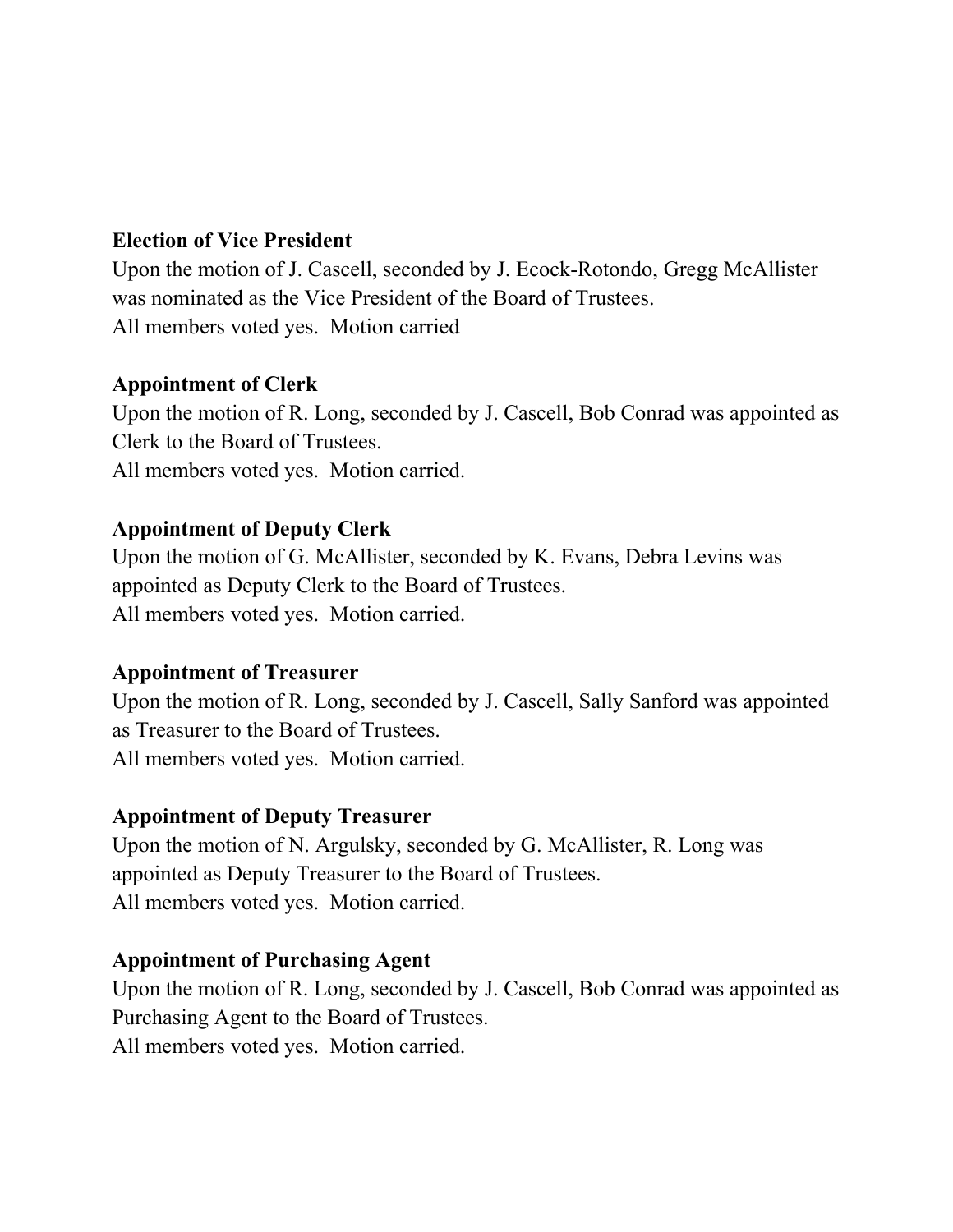**Election of Vice President**

Upon the motion of J. Cascell, seconded by J. Ecock-Rotondo, Gregg McAllister was nominated as the Vice President of the Board of Trustees.
All members voted yes. Motion carried

**Appointment of Clerk**

Upon the motion of R. Long, seconded by J. Cascell, Bob Conrad was appointed as Clerk to the Board of Trustees.
All members voted yes. Motion carried.

**Appointment of Deputy Clerk**

Upon the motion of G. McAllister, seconded by K. Evans, Debra Levins was appointed as Deputy Clerk to the Board of Trustees.
All members voted yes. Motion carried.

**Appointment of Treasurer**

Upon the motion of R. Long, seconded by J. Cascell, Sally Sanford was appointed as Treasurer to the Board of Trustees.
All members voted yes. Motion carried.

**Appointment of Deputy Treasurer**

Upon the motion of N. Argulsky, seconded by G. McAllister, R. Long was appointed as Deputy Treasurer to the Board of Trustees.
All members voted yes. Motion carried.

**Appointment of Purchasing Agent**

Upon the motion of R. Long, seconded by J. Cascell, Bob Conrad was appointed as Purchasing Agent to the Board of Trustees.
All members voted yes. Motion carried.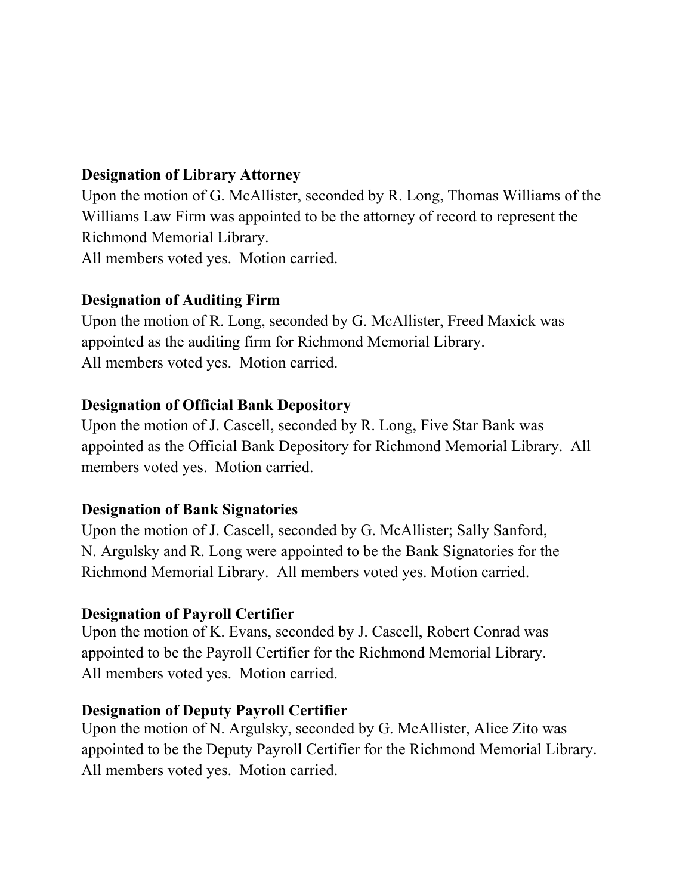**Designation of Library Attorney**

Upon the motion of G. McAllister, seconded by R. Long, Thomas Williams of the Williams Law Firm was appointed to be the attorney of record to represent the Richmond Memorial Library.
All members voted yes. Motion carried.

**Designation of Auditing Firm**

Upon the motion of R. Long, seconded by G. McAllister, Freed Maxick was appointed as the auditing firm for Richmond Memorial Library.
All members voted yes. Motion carried.

**Designation of Official Bank Depository**

Upon the motion of J. Cascell, seconded by R. Long, Five Star Bank was appointed as the Official Bank Depository for Richmond Memorial Library. All members voted yes. Motion carried.

**Designation of Bank Signatories**

Upon the motion of J. Cascell, seconded by G. McAllister; Sally Sanford, N. Argulsky and R. Long were appointed to be the Bank Signatories for the Richmond Memorial Library. All members voted yes. Motion carried.

**Designation of Payroll Certifier**

Upon the motion of K. Evans, seconded by J. Cascell, Robert Conrad was appointed to be the Payroll Certifier for the Richmond Memorial Library.
All members voted yes. Motion carried.

**Designation of Deputy Payroll Certifier**

Upon the motion of N. Argulsky, seconded by G. McAllister, Alice Zito was appointed to be the Deputy Payroll Certifier for the Richmond Memorial Library.
All members voted yes. Motion carried.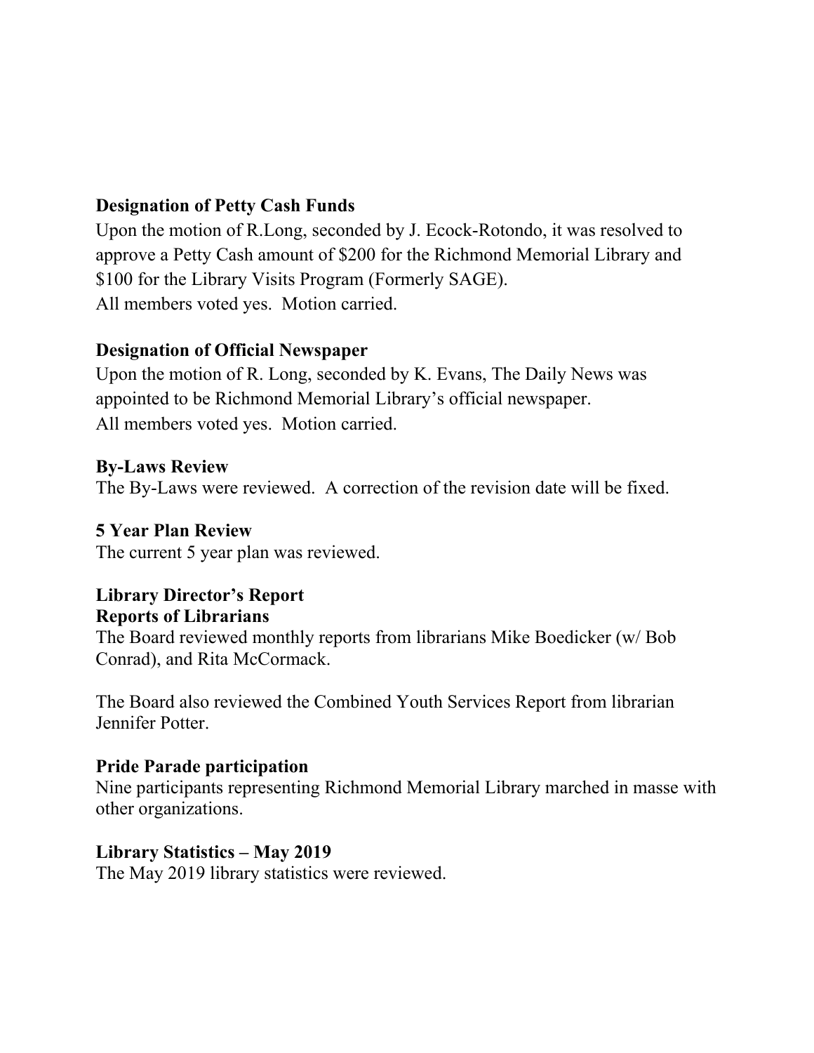**Designation of Petty Cash Funds**

Upon the motion of R.Long, seconded by J. Ecock-Rotondo, it was resolved to approve a Petty Cash amount of $200 for the Richmond Memorial Library and $100 for the Library Visits Program (Formerly SAGE).
All members voted yes. Motion carried.

**Designation of Official Newspaper**

Upon the motion of R. Long, seconded by K. Evans, The Daily News was appointed to be Richmond Memorial Library's official newspaper.
All members voted yes. Motion carried.

**By-Laws Review**

The By-Laws were reviewed. A correction of the revision date will be fixed.

**5 Year Plan Review**

The current 5 year plan was reviewed.

**Library Director's Report**
**Reports of Librarians**

The Board reviewed monthly reports from librarians Mike Boedicker (w/ Bob Conrad), and Rita McCormack.

The Board also reviewed the Combined Youth Services Report from librarian Jennifer Potter.

**Pride Parade participation**

Nine participants representing Richmond Memorial Library marched in masse with other organizations.

**Library Statistics – May 2019**

The May 2019 library statistics were reviewed.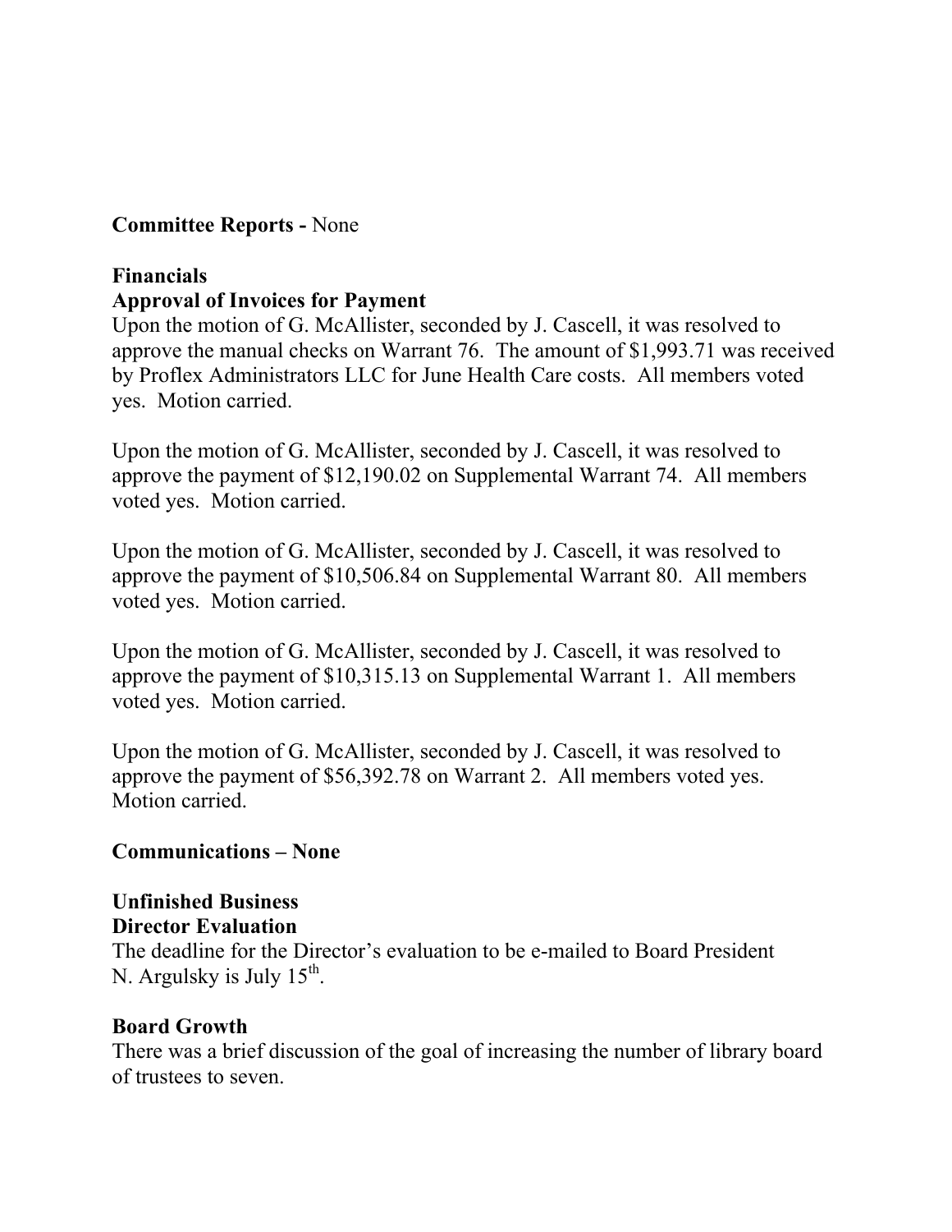**Committee Reports -** None

**Financials**

**Approval of Invoices for Payment**

Upon the motion of G. McAllister, seconded by J. Cascell, it was resolved to approve the manual checks on Warrant 76. The amount of $1,993.71 was received by Proflex Administrators LLC for June Health Care costs. All members voted yes. Motion carried.

Upon the motion of G. McAllister, seconded by J. Cascell, it was resolved to approve the payment of $12,190.02 on Supplemental Warrant 74. All members voted yes. Motion carried.

Upon the motion of G. McAllister, seconded by J. Cascell, it was resolved to approve the payment of $10,506.84 on Supplemental Warrant 80. All members voted yes. Motion carried.

Upon the motion of G. McAllister, seconded by J. Cascell, it was resolved to approve the payment of $10,315.13 on Supplemental Warrant 1. All members voted yes. Motion carried.

Upon the motion of G. McAllister, seconded by J. Cascell, it was resolved to approve the payment of $56,392.78 on Warrant 2. All members voted yes. Motion carried.

**Communications – None**

**Unfinished Business**

**Director Evaluation**

The deadline for the Director's evaluation to be e-mailed to Board President N. Argulsky is July 15th.

**Board Growth**

There was a brief discussion of the goal of increasing the number of library board of trustees to seven.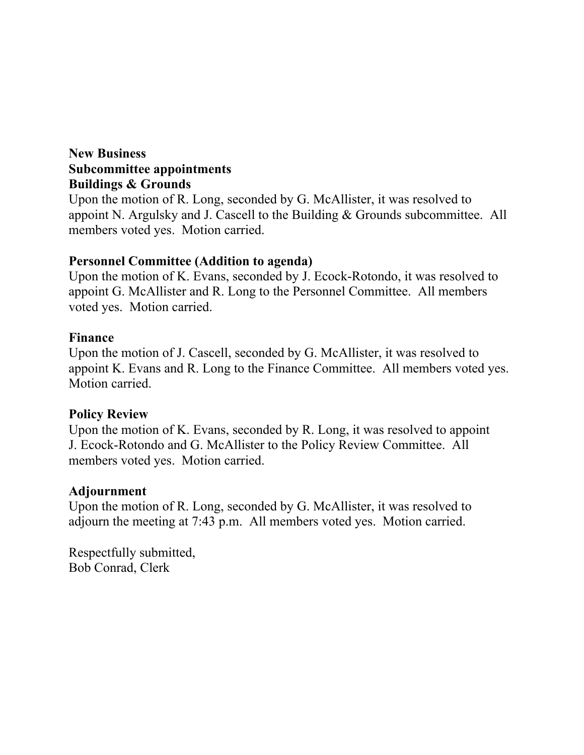**New Business**

**Subcommittee appointments**

**Buildings & Grounds**

Upon the motion of R. Long, seconded by G. McAllister, it was resolved to appoint N. Argulsky and J. Cascell to the Building & Grounds subcommittee. All members voted yes. Motion carried.

**Personnel Committee (Addition to agenda)**

Upon the motion of K. Evans, seconded by J. Ecock-Rotondo, it was resolved to appoint G. McAllister and R. Long to the Personnel Committee. All members voted yes. Motion carried.

**Finance**

Upon the motion of J. Cascell, seconded by G. McAllister, it was resolved to appoint K. Evans and R. Long to the Finance Committee. All members voted yes. Motion carried.

**Policy Review**

Upon the motion of K. Evans, seconded by R. Long, it was resolved to appoint J. Ecock-Rotondo and G. McAllister to the Policy Review Committee. All members voted yes. Motion carried.

**Adjournment**

Upon the motion of R. Long, seconded by G. McAllister, it was resolved to adjourn the meeting at 7:43 p.m. All members voted yes. Motion carried.

Respectfully submitted,
Bob Conrad, Clerk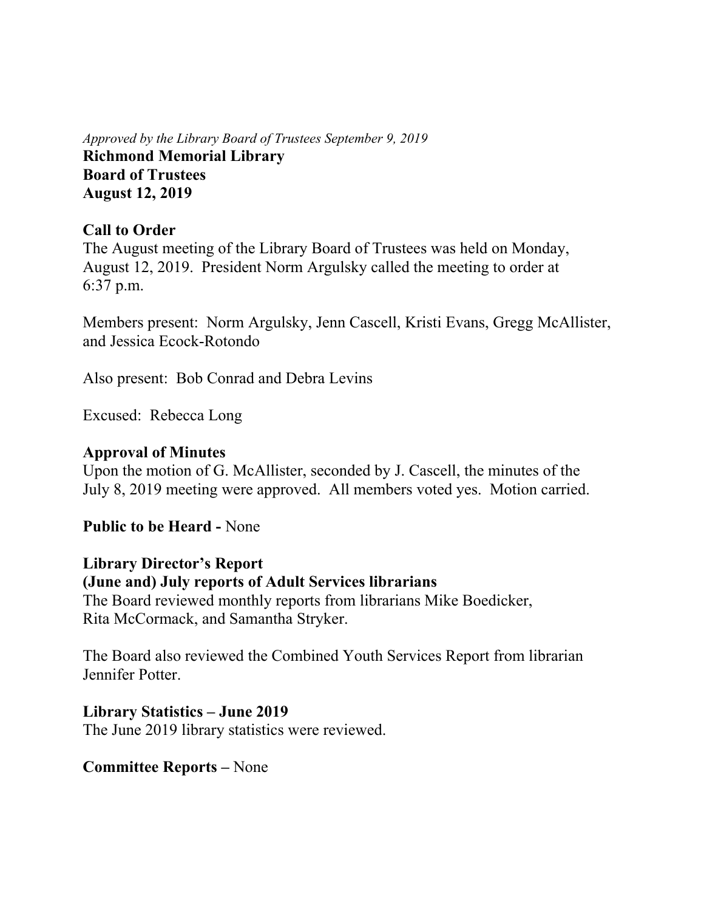*Approved by the Library Board of Trustees September 9, 2019*

**Richmond Memorial Library**
**Board of Trustees**
**August 12, 2019**

**Call to Order**

The August meeting of the Library Board of Trustees was held on Monday, August 12, 2019. President Norm Argulsky called the meeting to order at 6:37 p.m.

Members present: Norm Argulsky, Jenn Cascell, Kristi Evans, Gregg McAllister, and Jessica Ecock-Rotondo

Also present: Bob Conrad and Debra Levins

Excused: Rebecca Long

**Approval of Minutes**

Upon the motion of G. McAllister, seconded by J. Cascell, the minutes of the July 8, 2019 meeting were approved. All members voted yes. Motion carried.

**Public to be Heard -** None

**Library Director's Report**

**(June and) July reports of Adult Services librarians**

The Board reviewed monthly reports from librarians Mike Boedicker, Rita McCormack, and Samantha Stryker.

The Board also reviewed the Combined Youth Services Report from librarian Jennifer Potter.

**Library Statistics – June 2019**

The June 2019 library statistics were reviewed.

**Committee Reports –** None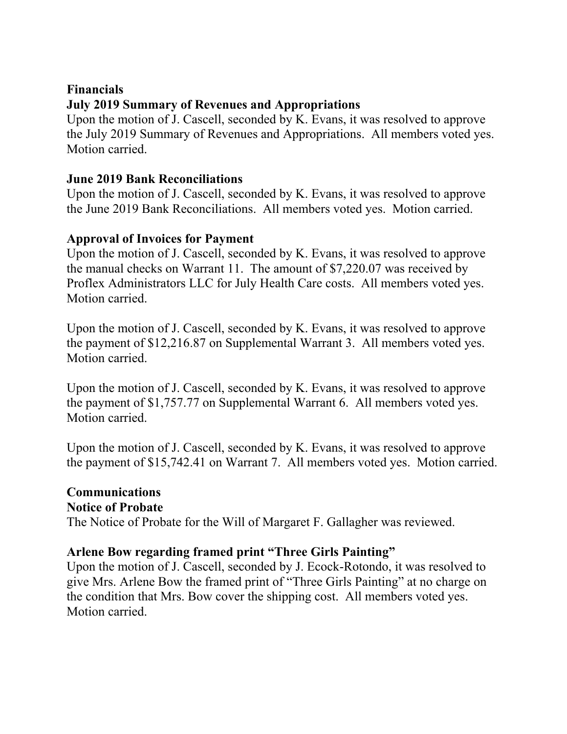**Financials**

**July 2019 Summary of Revenues and Appropriations**

Upon the motion of J. Cascell, seconded by K. Evans, it was resolved to approve the July 2019 Summary of Revenues and Appropriations. All members voted yes. Motion carried.

**June 2019 Bank Reconciliations**

Upon the motion of J. Cascell, seconded by K. Evans, it was resolved to approve the June 2019 Bank Reconciliations. All members voted yes. Motion carried.

**Approval of Invoices for Payment**

Upon the motion of J. Cascell, seconded by K. Evans, it was resolved to approve the manual checks on Warrant 11. The amount of $7,220.07 was received by Proflex Administrators LLC for July Health Care costs. All members voted yes. Motion carried.

Upon the motion of J. Cascell, seconded by K. Evans, it was resolved to approve the payment of $12,216.87 on Supplemental Warrant 3. All members voted yes. Motion carried.

Upon the motion of J. Cascell, seconded by K. Evans, it was resolved to approve the payment of $1,757.77 on Supplemental Warrant 6. All members voted yes. Motion carried.

Upon the motion of J. Cascell, seconded by K. Evans, it was resolved to approve the payment of $15,742.41 on Warrant 7. All members voted yes. Motion carried.

**Communications**

**Notice of Probate**

The Notice of Probate for the Will of Margaret F. Gallagher was reviewed.

**Arlene Bow regarding framed print "Three Girls Painting"**

Upon the motion of J. Cascell, seconded by J. Ecock-Rotondo, it was resolved to give Mrs. Arlene Bow the framed print of "Three Girls Painting" at no charge on the condition that Mrs. Bow cover the shipping cost. All members voted yes. Motion carried.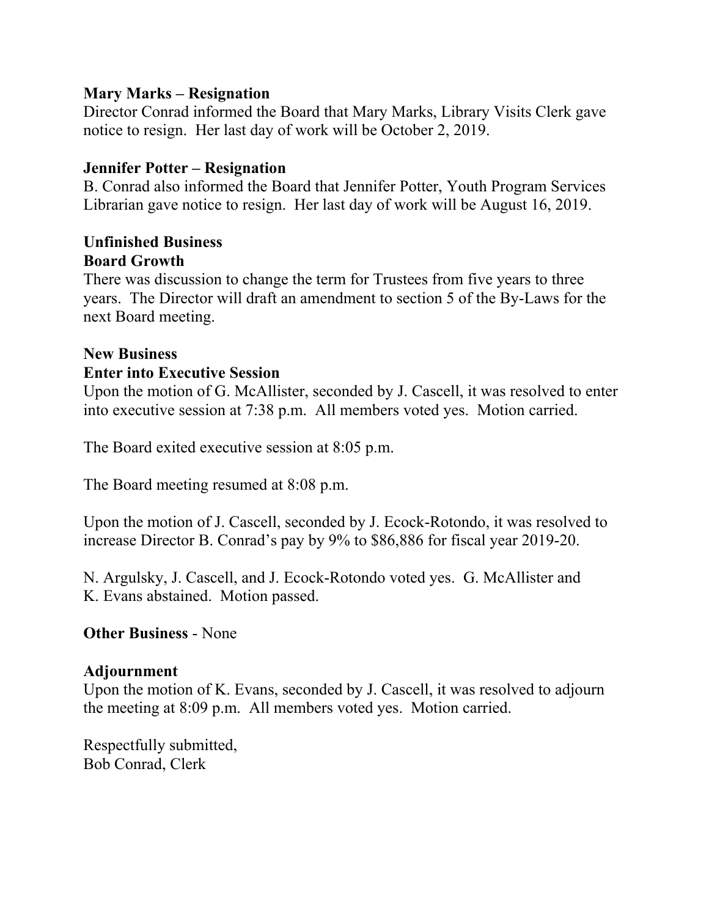**Mary Marks – Resignation**
Director Conrad informed the Board that Mary Marks, Library Visits Clerk gave notice to resign. Her last day of work will be October 2, 2019.

**Jennifer Potter – Resignation**
B. Conrad also informed the Board that Jennifer Potter, Youth Program Services Librarian gave notice to resign. Her last day of work will be August 16, 2019.

**Unfinished Business**
**Board Growth**
There was discussion to change the term for Trustees from five years to three years. The Director will draft an amendment to section 5 of the By-Laws for the next Board meeting.

**New Business**
**Enter into Executive Session**
Upon the motion of G. McAllister, seconded by J. Cascell, it was resolved to enter into executive session at 7:38 p.m. All members voted yes. Motion carried.

The Board exited executive session at 8:05 p.m.

The Board meeting resumed at 8:08 p.m.

Upon the motion of J. Cascell, seconded by J. Ecock-Rotondo, it was resolved to increase Director B. Conrad's pay by 9% to $86,886 for fiscal year 2019-20.

N. Argulsky, J. Cascell, and J. Ecock-Rotondo voted yes. G. McAllister and K. Evans abstained. Motion passed.

**Other Business** - None

**Adjournment**
Upon the motion of K. Evans, seconded by J. Cascell, it was resolved to adjourn the meeting at 8:09 p.m. All members voted yes. Motion carried.

Respectfully submitted,
Bob Conrad, Clerk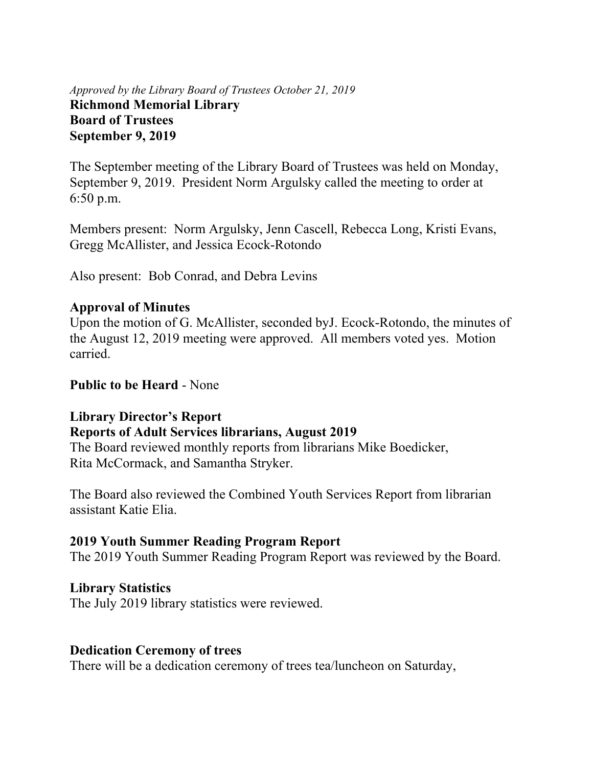*Approved by the Library Board of Trustees October 21, 2019*

**Richmond Memorial Library**
**Board of Trustees**
**September 9, 2019**

The September meeting of the Library Board of Trustees was held on Monday, September 9, 2019. President Norm Argulsky called the meeting to order at 6:50 p.m.

Members present: Norm Argulsky, Jenn Cascell, Rebecca Long, Kristi Evans, Gregg McAllister, and Jessica Ecock-Rotondo

Also present: Bob Conrad, and Debra Levins

**Approval of Minutes**

Upon the motion of G. McAllister, seconded byJ. Ecock-Rotondo, the minutes of the August 12, 2019 meeting were approved. All members voted yes. Motion carried.

**Public to be Heard** - None

**Library Director's Report**

**Reports of Adult Services librarians, August 2019**

The Board reviewed monthly reports from librarians Mike Boedicker, Rita McCormack, and Samantha Stryker.

The Board also reviewed the Combined Youth Services Report from librarian assistant Katie Elia.

**2019 Youth Summer Reading Program Report**

The 2019 Youth Summer Reading Program Report was reviewed by the Board.

**Library Statistics**

The July 2019 library statistics were reviewed.

**Dedication Ceremony of trees**

There will be a dedication ceremony of trees tea/luncheon on Saturday,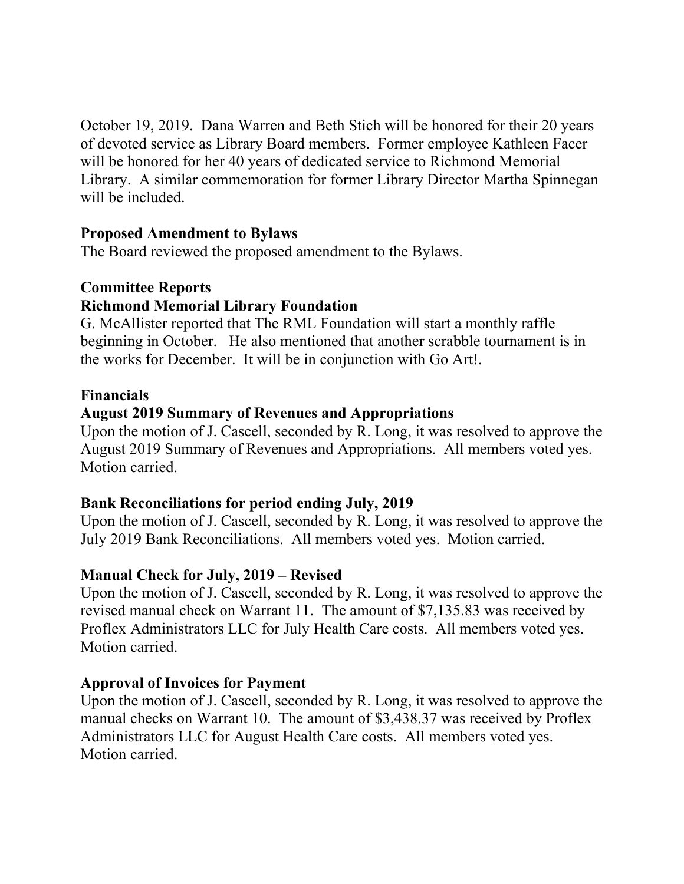October 19, 2019. Dana Warren and Beth Stich will be honored for their 20 years of devoted service as Library Board members. Former employee Kathleen Facer will be honored for her 40 years of dedicated service to Richmond Memorial Library. A similar commemoration for former Library Director Martha Spinnegan will be included.

**Proposed Amendment to Bylaws**

The Board reviewed the proposed amendment to the Bylaws.

**Committee Reports**

**Richmond Memorial Library Foundation**

G. McAllister reported that The RML Foundation will start a monthly raffle beginning in October. He also mentioned that another scrabble tournament is in the works for December. It will be in conjunction with Go Art!.

**Financials**

**August 2019 Summary of Revenues and Appropriations**

Upon the motion of J. Cascell, seconded by R. Long, it was resolved to approve the August 2019 Summary of Revenues and Appropriations. All members voted yes. Motion carried.

**Bank Reconciliations for period ending July, 2019**

Upon the motion of J. Cascell, seconded by R. Long, it was resolved to approve the July 2019 Bank Reconciliations. All members voted yes. Motion carried.

**Manual Check for July, 2019 – Revised**

Upon the motion of J. Cascell, seconded by R. Long, it was resolved to approve the revised manual check on Warrant 11. The amount of $7,135.83 was received by Proflex Administrators LLC for July Health Care costs. All members voted yes. Motion carried.

**Approval of Invoices for Payment**

Upon the motion of J. Cascell, seconded by R. Long, it was resolved to approve the manual checks on Warrant 10. The amount of $3,438.37 was received by Proflex Administrators LLC for August Health Care costs. All members voted yes. Motion carried.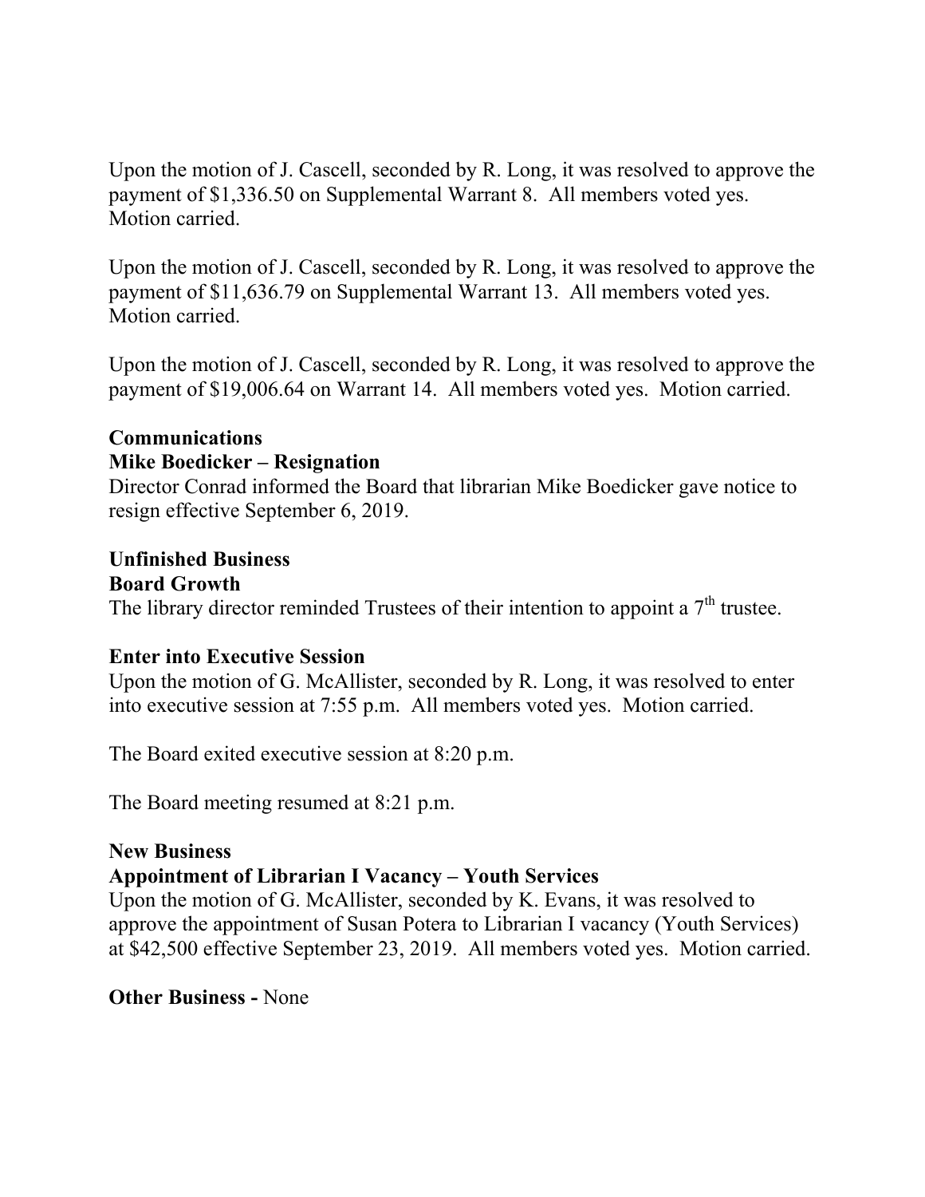Upon the motion of J. Cascell, seconded by R. Long, it was resolved to approve the payment of $1,336.50 on Supplemental Warrant 8. All members voted yes. Motion carried.

Upon the motion of J. Cascell, seconded by R. Long, it was resolved to approve the payment of $11,636.79 on Supplemental Warrant 13. All members voted yes. Motion carried.

Upon the motion of J. Cascell, seconded by R. Long, it was resolved to approve the payment of $19,006.64 on Warrant 14. All members voted yes. Motion carried.

**Communications**

**Mike Boedicker – Resignation**

Director Conrad informed the Board that librarian Mike Boedicker gave notice to resign effective September 6, 2019.

**Unfinished Business**

**Board Growth**

The library director reminded Trustees of their intention to appoint a 7th trustee.

**Enter into Executive Session**

Upon the motion of G. McAllister, seconded by R. Long, it was resolved to enter into executive session at 7:55 p.m. All members voted yes. Motion carried.

The Board exited executive session at 8:20 p.m.

The Board meeting resumed at 8:21 p.m.

**New Business**

**Appointment of Librarian I Vacancy – Youth Services**

Upon the motion of G. McAllister, seconded by K. Evans, it was resolved to approve the appointment of Susan Potera to Librarian I vacancy (Youth Services) at $42,500 effective September 23, 2019. All members voted yes. Motion carried.

**Other Business -** None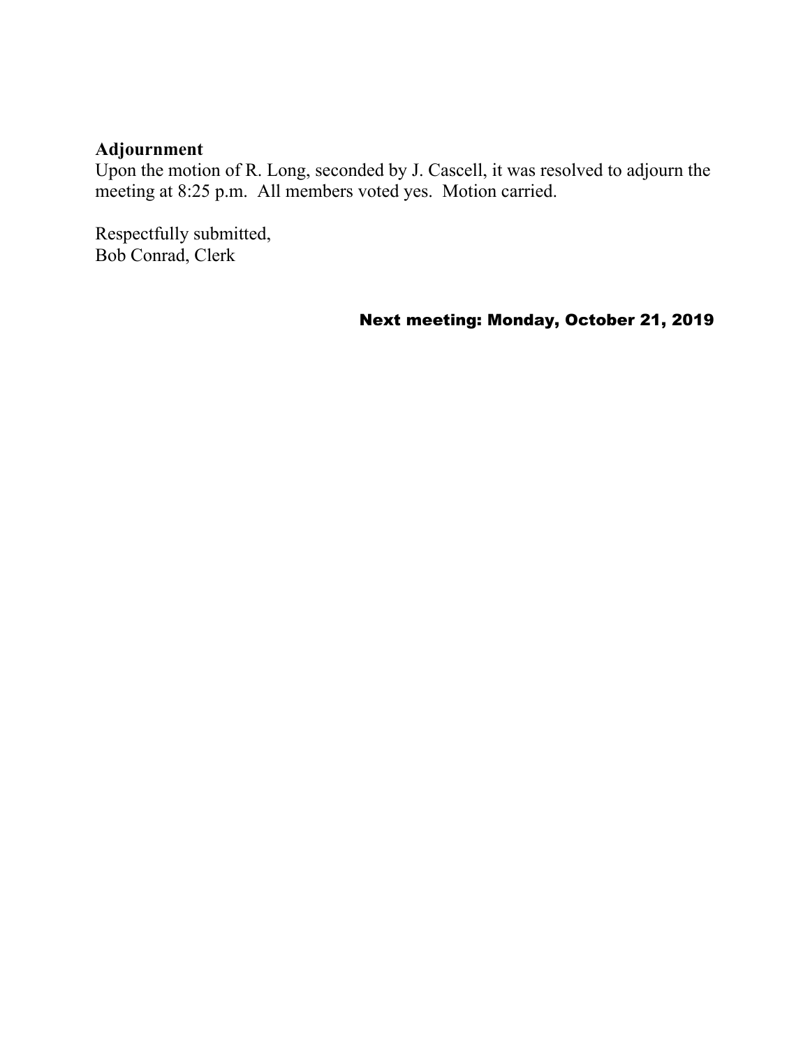**Adjournment**
Upon the motion of R. Long, seconded by J. Cascell, it was resolved to adjourn the meeting at 8:25 p.m. All members voted yes. Motion carried.

Respectfully submitted,
Bob Conrad, Clerk

**Next meeting: Monday, October 21, 2019**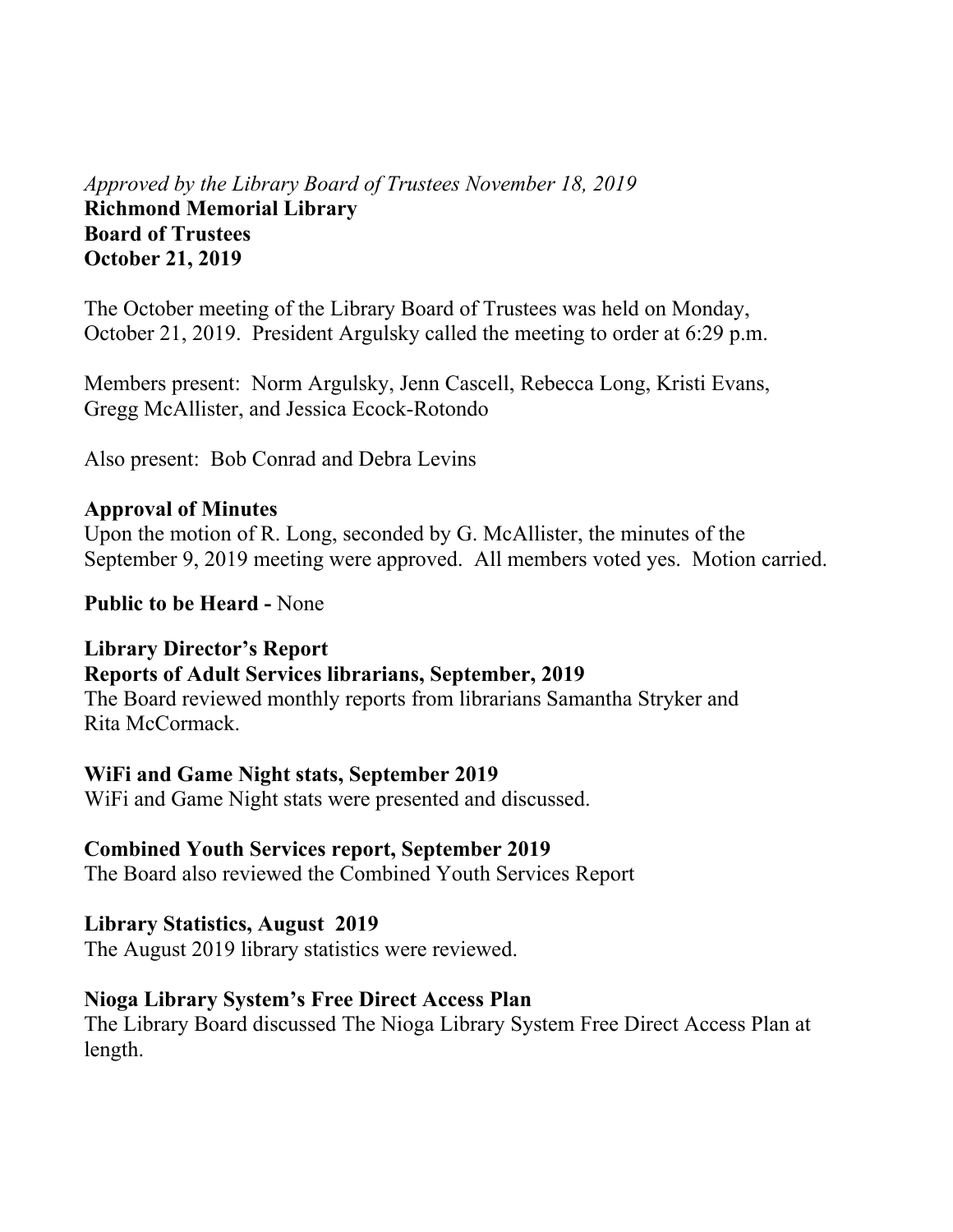*Approved by the Library Board of Trustees November 18, 2019*

**Richmond Memorial Library**
**Board of Trustees**
**October 21, 2019**

The October meeting of the Library Board of Trustees was held on Monday, October 21, 2019. President Argulsky called the meeting to order at 6:29 p.m.

Members present: Norm Argulsky, Jenn Cascell, Rebecca Long, Kristi Evans, Gregg McAllister, and Jessica Ecock-Rotondo

Also present: Bob Conrad and Debra Levins

**Approval of Minutes**
Upon the motion of R. Long, seconded by G. McAllister, the minutes of the September 9, 2019 meeting were approved. All members voted yes. Motion carried.

**Public to be Heard -** None

**Library Director's Report**
**Reports of Adult Services librarians, September, 2019**
The Board reviewed monthly reports from librarians Samantha Stryker and Rita McCormack.

**WiFi and Game Night stats, September 2019**
WiFi and Game Night stats were presented and discussed.

**Combined Youth Services report, September 2019**
The Board also reviewed the Combined Youth Services Report

**Library Statistics, August 2019**
The August 2019 library statistics were reviewed.

**Nioga Library System's Free Direct Access Plan**
The Library Board discussed The Nioga Library System Free Direct Access Plan at length.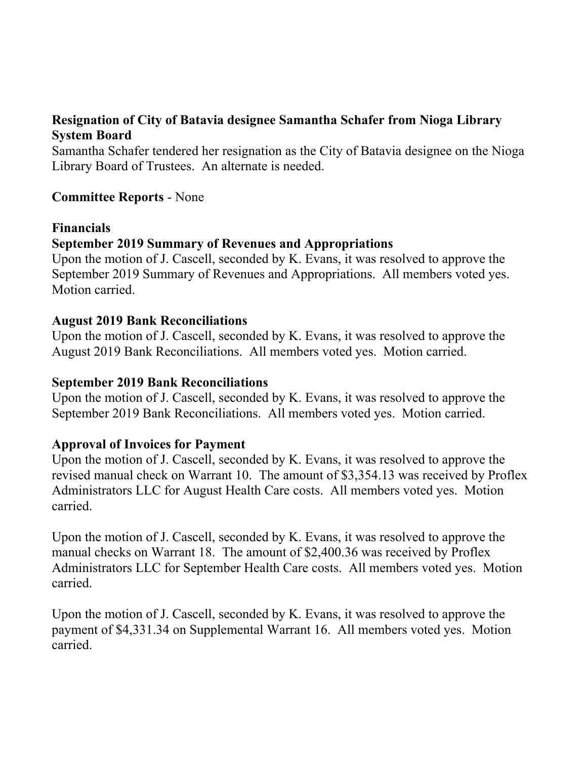**Resignation of City of Batavia designee Samantha Schafer from Nioga Library System Board**

Samantha Schafer tendered her resignation as the City of Batavia designee on the Nioga Library Board of Trustees. An alternate is needed.

**Committee Reports** - None

**Financials**

**September 2019 Summary of Revenues and Appropriations**

Upon the motion of J. Cascell, seconded by K. Evans, it was resolved to approve the September 2019 Summary of Revenues and Appropriations. All members voted yes. Motion carried.

**August 2019 Bank Reconciliations**

Upon the motion of J. Cascell, seconded by K. Evans, it was resolved to approve the August 2019 Bank Reconciliations. All members voted yes. Motion carried.

**September 2019 Bank Reconciliations**

Upon the motion of J. Cascell, seconded by K. Evans, it was resolved to approve the September 2019 Bank Reconciliations. All members voted yes. Motion carried.

**Approval of Invoices for Payment**

Upon the motion of J. Cascell, seconded by K. Evans, it was resolved to approve the revised manual check on Warrant 10. The amount of $3,354.13 was received by Proflex Administrators LLC for August Health Care costs. All members voted yes. Motion carried.

Upon the motion of J. Cascell, seconded by K. Evans, it was resolved to approve the manual checks on Warrant 18. The amount of $2,400.36 was received by Proflex Administrators LLC for September Health Care costs. All members voted yes. Motion carried.

Upon the motion of J. Cascell, seconded by K. Evans, it was resolved to approve the payment of $4,331.34 on Supplemental Warrant 16. All members voted yes. Motion carried.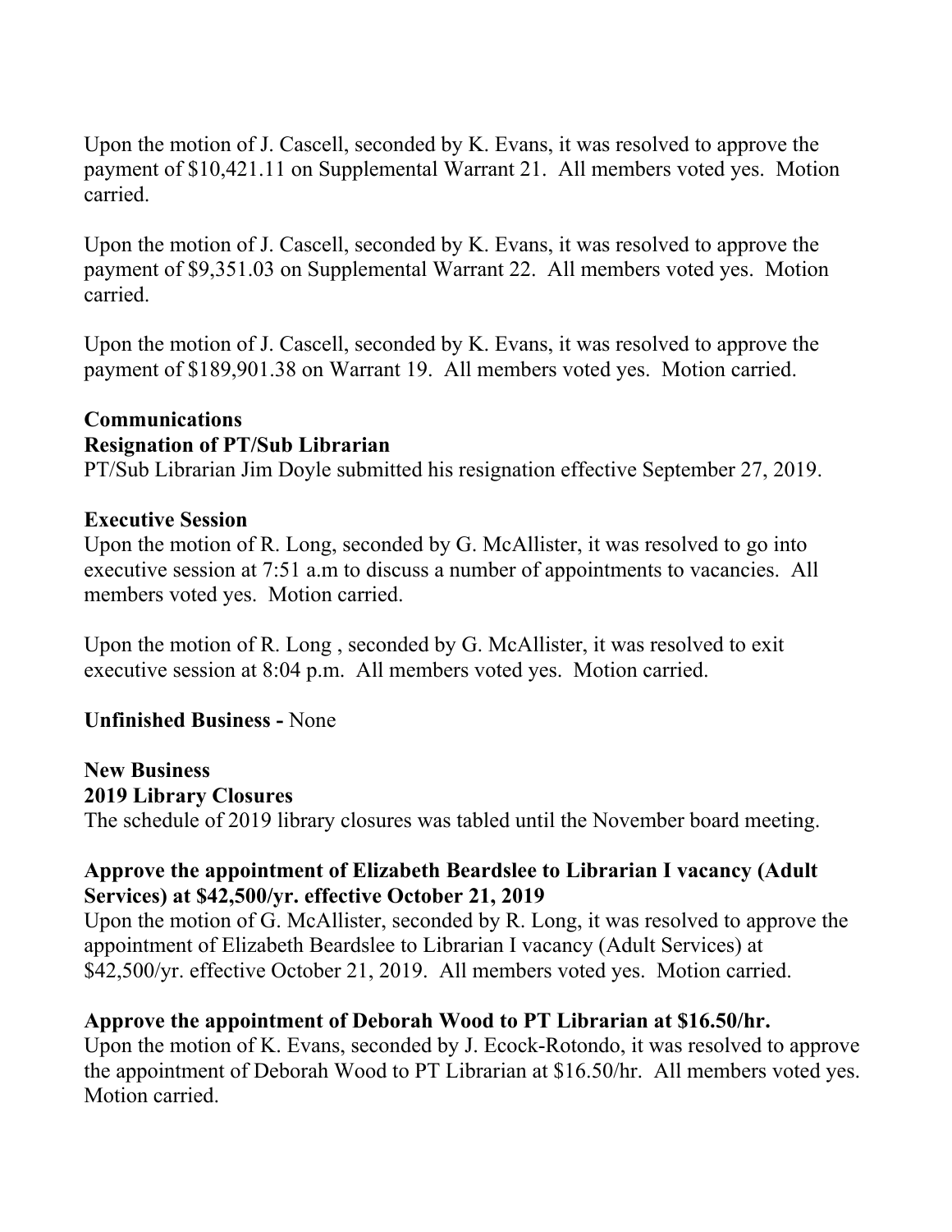Upon the motion of J. Cascell, seconded by K. Evans, it was resolved to approve the payment of $10,421.11 on Supplemental Warrant 21. All members voted yes. Motion carried.

Upon the motion of J. Cascell, seconded by K. Evans, it was resolved to approve the payment of $9,351.03 on Supplemental Warrant 22. All members voted yes. Motion carried.

Upon the motion of J. Cascell, seconded by K. Evans, it was resolved to approve the payment of $189,901.38 on Warrant 19. All members voted yes. Motion carried.

**Communications**

**Resignation of PT/Sub Librarian**

PT/Sub Librarian Jim Doyle submitted his resignation effective September 27, 2019.

**Executive Session**

Upon the motion of R. Long, seconded by G. McAllister, it was resolved to go into executive session at 7:51 a.m to discuss a number of appointments to vacancies. All members voted yes. Motion carried.

Upon the motion of R. Long , seconded by G. McAllister, it was resolved to exit executive session at 8:04 p.m. All members voted yes. Motion carried.

**Unfinished Business -** None

**New Business**

**2019 Library Closures**

The schedule of 2019 library closures was tabled until the November board meeting.

**Approve the appointment of Elizabeth Beardslee to Librarian I vacancy (Adult Services) at $42,500/yr. effective October 21, 2019**

Upon the motion of G. McAllister, seconded by R. Long, it was resolved to approve the appointment of Elizabeth Beardslee to Librarian I vacancy (Adult Services) at $42,500/yr. effective October 21, 2019. All members voted yes. Motion carried.

**Approve the appointment of Deborah Wood to PT Librarian at $16.50/hr.**

Upon the motion of K. Evans, seconded by J. Ecock-Rotondo, it was resolved to approve the appointment of Deborah Wood to PT Librarian at $16.50/hr. All members voted yes. Motion carried.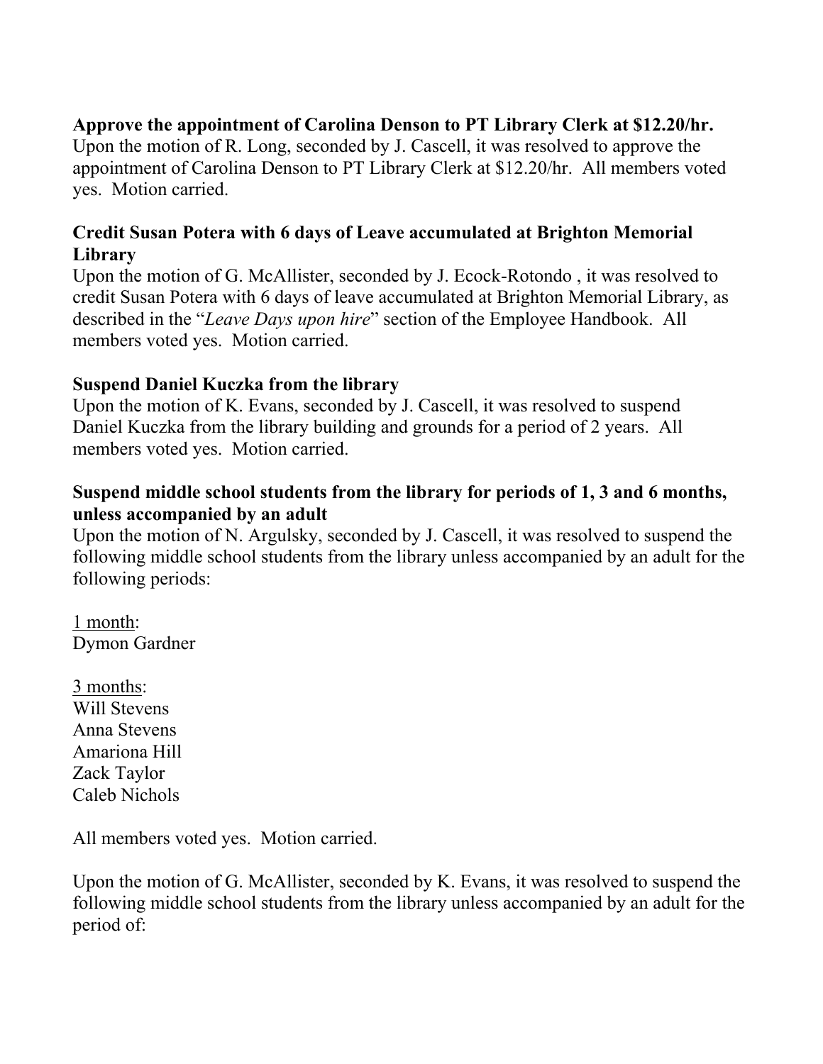**Approve the appointment of Carolina Denson to PT Library Clerk at $12.20/hr.**
Upon the motion of R. Long, seconded by J. Cascell, it was resolved to approve the appointment of Carolina Denson to PT Library Clerk at $12.20/hr. All members voted yes. Motion carried.

**Credit Susan Potera with 6 days of Leave accumulated at Brighton Memorial Library**
Upon the motion of G. McAllister, seconded by J. Ecock-Rotondo , it was resolved to credit Susan Potera with 6 days of leave accumulated at Brighton Memorial Library, as described in the "*Leave Days upon hire*" section of the Employee Handbook. All members voted yes. Motion carried.

**Suspend Daniel Kuczka from the library**
Upon the motion of K. Evans, seconded by J. Cascell, it was resolved to suspend Daniel Kuczka from the library building and grounds for a period of 2 years. All members voted yes. Motion carried.

**Suspend middle school students from the library for periods of 1, 3 and 6 months, unless accompanied by an adult**
Upon the motion of N. Argulsky, seconded by J. Cascell, it was resolved to suspend the following middle school students from the library unless accompanied by an adult for the following periods:

<u>1 month</u>:
Dymon Gardner

<u>3 months</u>:
Will Stevens
Anna Stevens
Amariona Hill
Zack Taylor
Caleb Nichols

All members voted yes. Motion carried.

Upon the motion of G. McAllister, seconded by K. Evans, it was resolved to suspend the following middle school students from the library unless accompanied by an adult for the period of: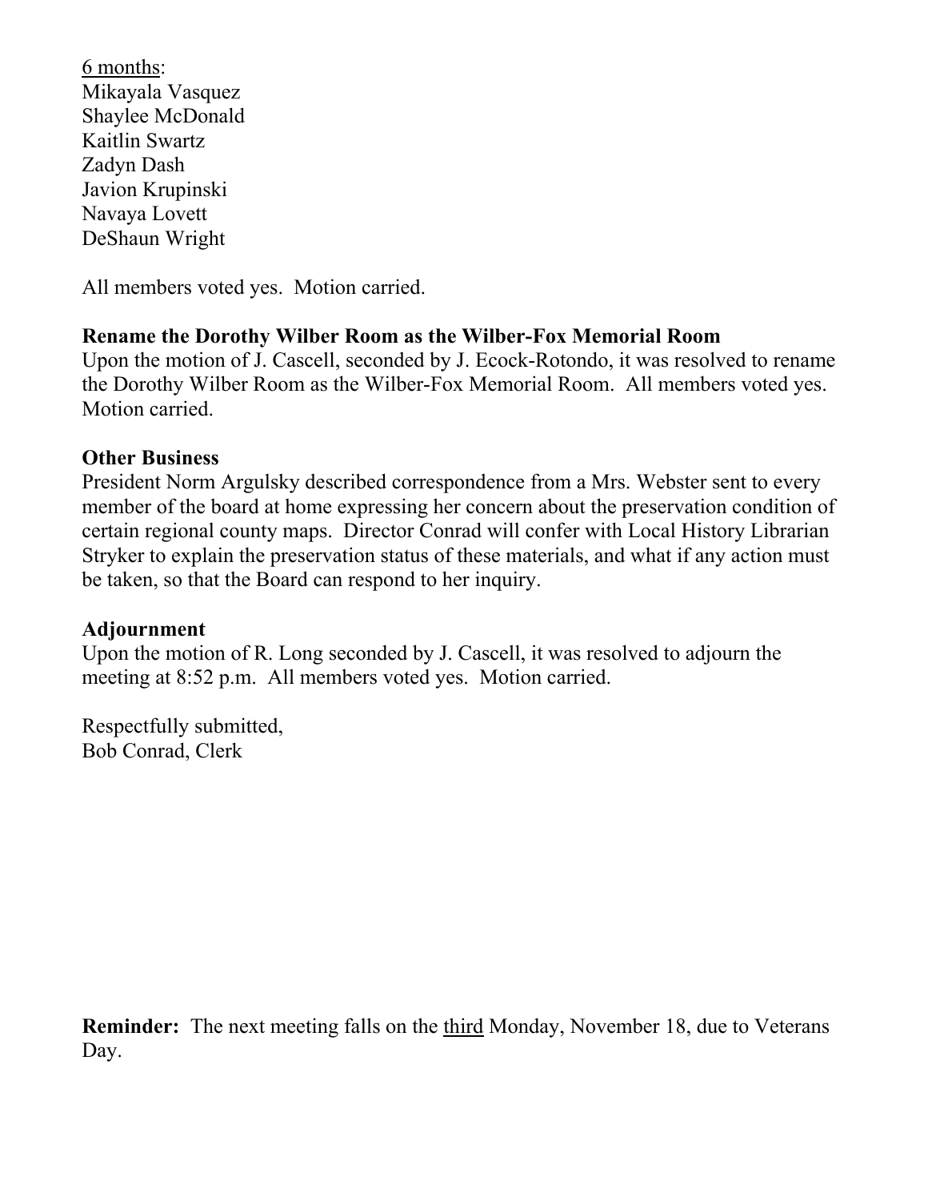6 months:
Mikayala Vasquez
Shaylee McDonald
Kaitlin Swartz
Zadyn Dash
Javion Krupinski
Navaya Lovett
DeShaun Wright

All members voted yes. Motion carried.

**Rename the Dorothy Wilber Room as the Wilber-Fox Memorial Room**
Upon the motion of J. Cascell, seconded by J. Ecock-Rotondo, it was resolved to rename the Dorothy Wilber Room as the Wilber-Fox Memorial Room. All members voted yes. Motion carried.

**Other Business**
President Norm Argulsky described correspondence from a Mrs. Webster sent to every member of the board at home expressing her concern about the preservation condition of certain regional county maps. Director Conrad will confer with Local History Librarian Stryker to explain the preservation status of these materials, and what if any action must be taken, so that the Board can respond to her inquiry.

**Adjournment**
Upon the motion of R. Long seconded by J. Cascell, it was resolved to adjourn the meeting at 8:52 p.m. All members voted yes. Motion carried.

Respectfully submitted,
Bob Conrad, Clerk

**Reminder:** The next meeting falls on the third Monday, November 18, due to Veterans Day.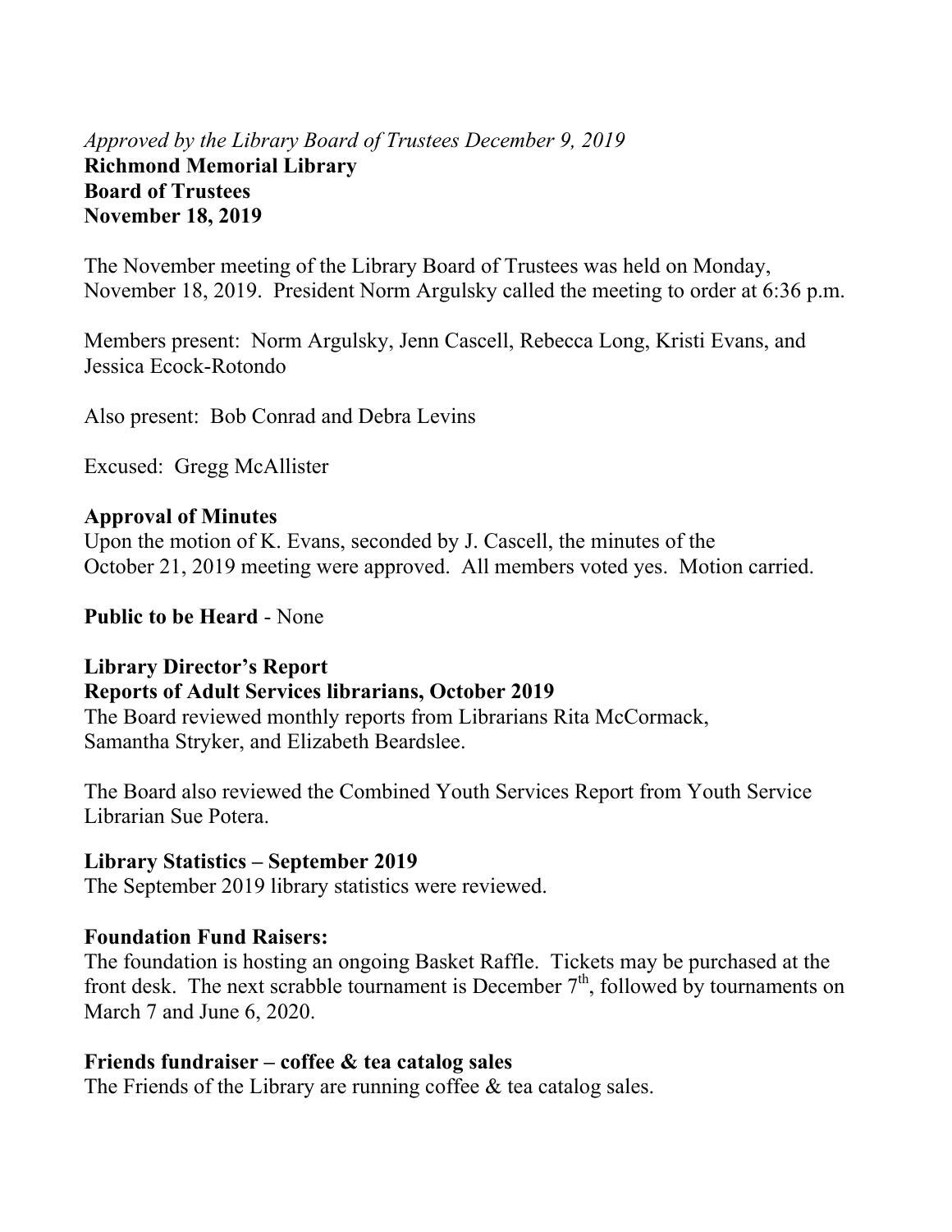*Approved by the Library Board of Trustees December 9, 2019*

**Richmond Memorial Library**
**Board of Trustees**
**November 18, 2019**

The November meeting of the Library Board of Trustees was held on Monday, November 18, 2019. President Norm Argulsky called the meeting to order at 6:36 p.m.

Members present: Norm Argulsky, Jenn Cascell, Rebecca Long, Kristi Evans, and Jessica Ecock-Rotondo

Also present: Bob Conrad and Debra Levins

Excused: Gregg McAllister

**Approval of Minutes**
Upon the motion of K. Evans, seconded by J. Cascell, the minutes of the October 21, 2019 meeting were approved. All members voted yes. Motion carried.

**Public to be Heard** - None

**Library Director's Report**
**Reports of Adult Services librarians, October 2019**
The Board reviewed monthly reports from Librarians Rita McCormack, Samantha Stryker, and Elizabeth Beardslee.

The Board also reviewed the Combined Youth Services Report from Youth Service Librarian Sue Potera.

**Library Statistics – September 2019**
The September 2019 library statistics were reviewed.

**Foundation Fund Raisers:**
The foundation is hosting an ongoing Basket Raffle. Tickets may be purchased at the front desk. The next scrabble tournament is December 7th, followed by tournaments on March 7 and June 6, 2020.

**Friends fundraiser – coffee & tea catalog sales**
The Friends of the Library are running coffee & tea catalog sales.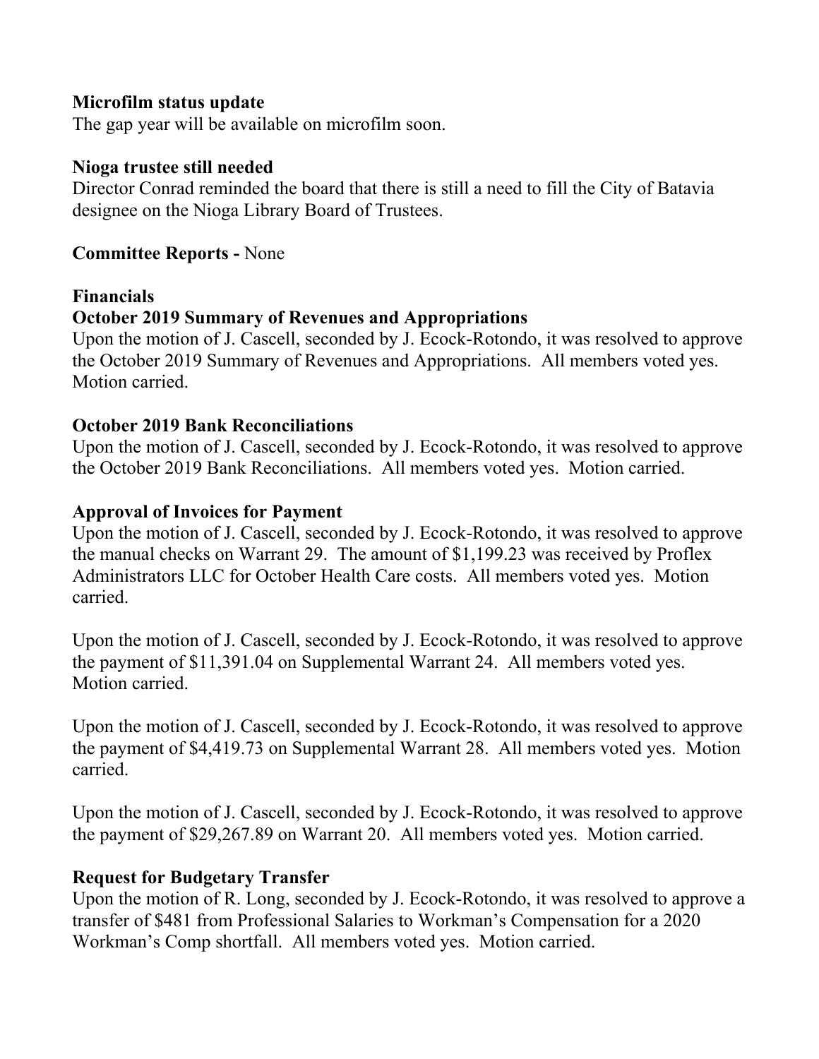**Microfilm status update**

The gap year will be available on microfilm soon.

**Nioga trustee still needed**

Director Conrad reminded the board that there is still a need to fill the City of Batavia designee on the Nioga Library Board of Trustees.

**Committee Reports -** None

**Financials**

**October 2019 Summary of Revenues and Appropriations**

Upon the motion of J. Cascell, seconded by J. Ecock-Rotondo, it was resolved to approve the October 2019 Summary of Revenues and Appropriations. All members voted yes. Motion carried.

**October 2019 Bank Reconciliations**

Upon the motion of J. Cascell, seconded by J. Ecock-Rotondo, it was resolved to approve the October 2019 Bank Reconciliations. All members voted yes. Motion carried.

**Approval of Invoices for Payment**

Upon the motion of J. Cascell, seconded by J. Ecock-Rotondo, it was resolved to approve the manual checks on Warrant 29. The amount of $1,199.23 was received by Proflex Administrators LLC for October Health Care costs. All members voted yes. Motion carried.

Upon the motion of J. Cascell, seconded by J. Ecock-Rotondo, it was resolved to approve the payment of $11,391.04 on Supplemental Warrant 24. All members voted yes. Motion carried.

Upon the motion of J. Cascell, seconded by J. Ecock-Rotondo, it was resolved to approve the payment of $4,419.73 on Supplemental Warrant 28. All members voted yes. Motion carried.

Upon the motion of J. Cascell, seconded by J. Ecock-Rotondo, it was resolved to approve the payment of $29,267.89 on Warrant 20. All members voted yes. Motion carried.

**Request for Budgetary Transfer**

Upon the motion of R. Long, seconded by J. Ecock-Rotondo, it was resolved to approve a transfer of $481 from Professional Salaries to Workman's Compensation for a 2020 Workman's Comp shortfall. All members voted yes. Motion carried.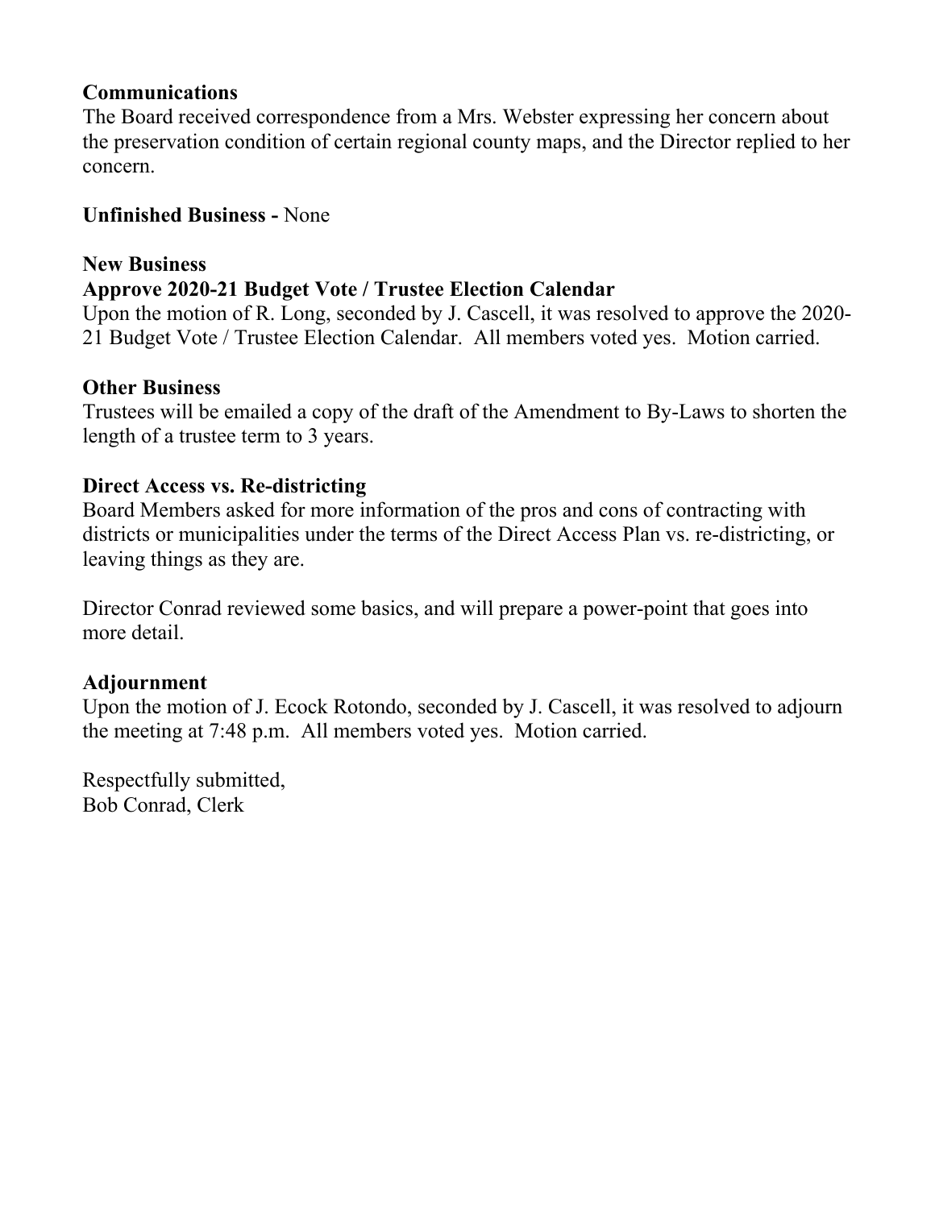**Communications**
The Board received correspondence from a Mrs. Webster expressing her concern about the preservation condition of certain regional county maps, and the Director replied to her concern.

**Unfinished Business -** None

**New Business**
**Approve 2020-21 Budget Vote / Trustee Election Calendar**
Upon the motion of R. Long, seconded by J. Cascell, it was resolved to approve the 2020-21 Budget Vote / Trustee Election Calendar. All members voted yes. Motion carried.

**Other Business**
Trustees will be emailed a copy of the draft of the Amendment to By-Laws to shorten the length of a trustee term to 3 years.

**Direct Access vs. Re-districting**
Board Members asked for more information of the pros and cons of contracting with districts or municipalities under the terms of the Direct Access Plan vs. re-districting, or leaving things as they are.

Director Conrad reviewed some basics, and will prepare a power-point that goes into more detail.

**Adjournment**
Upon the motion of J. Ecock Rotondo, seconded by J. Cascell, it was resolved to adjourn the meeting at 7:48 p.m. All members voted yes. Motion carried.

Respectfully submitted,
Bob Conrad, Clerk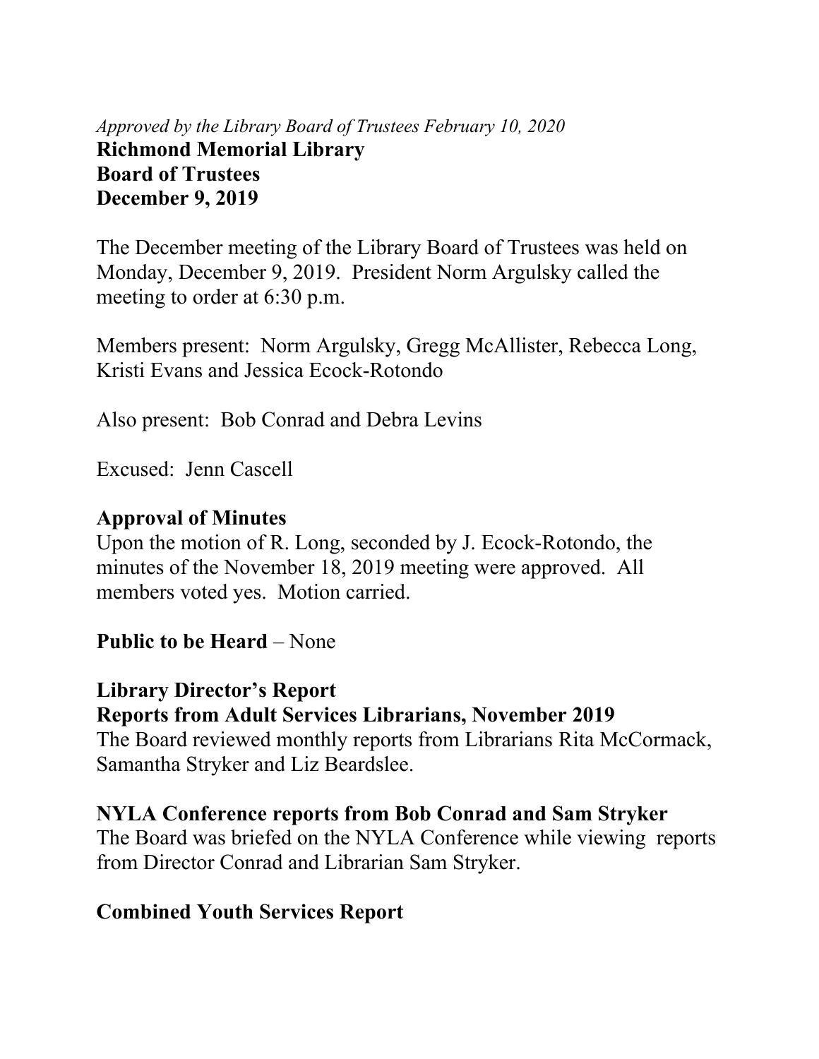*Approved by the Library Board of Trustees February 10, 2020*

**Richmond Memorial Library**
**Board of Trustees**
**December 9, 2019**

The December meeting of the Library Board of Trustees was held on Monday, December 9, 2019. President Norm Argulsky called the meeting to order at 6:30 p.m.

Members present: Norm Argulsky, Gregg McAllister, Rebecca Long, Kristi Evans and Jessica Ecock-Rotondo

Also present: Bob Conrad and Debra Levins

Excused: Jenn Cascell

**Approval of Minutes**

Upon the motion of R. Long, seconded by J. Ecock-Rotondo, the minutes of the November 18, 2019 meeting were approved. All members voted yes. Motion carried.

**Public to be Heard** – None

**Library Director's Report**

**Reports from Adult Services Librarians, November 2019**

The Board reviewed monthly reports from Librarians Rita McCormack, Samantha Stryker and Liz Beardslee.

**NYLA Conference reports from Bob Conrad and Sam Stryker**

The Board was briefed on the NYLA Conference while viewing reports from Director Conrad and Librarian Sam Stryker.

**Combined Youth Services Report**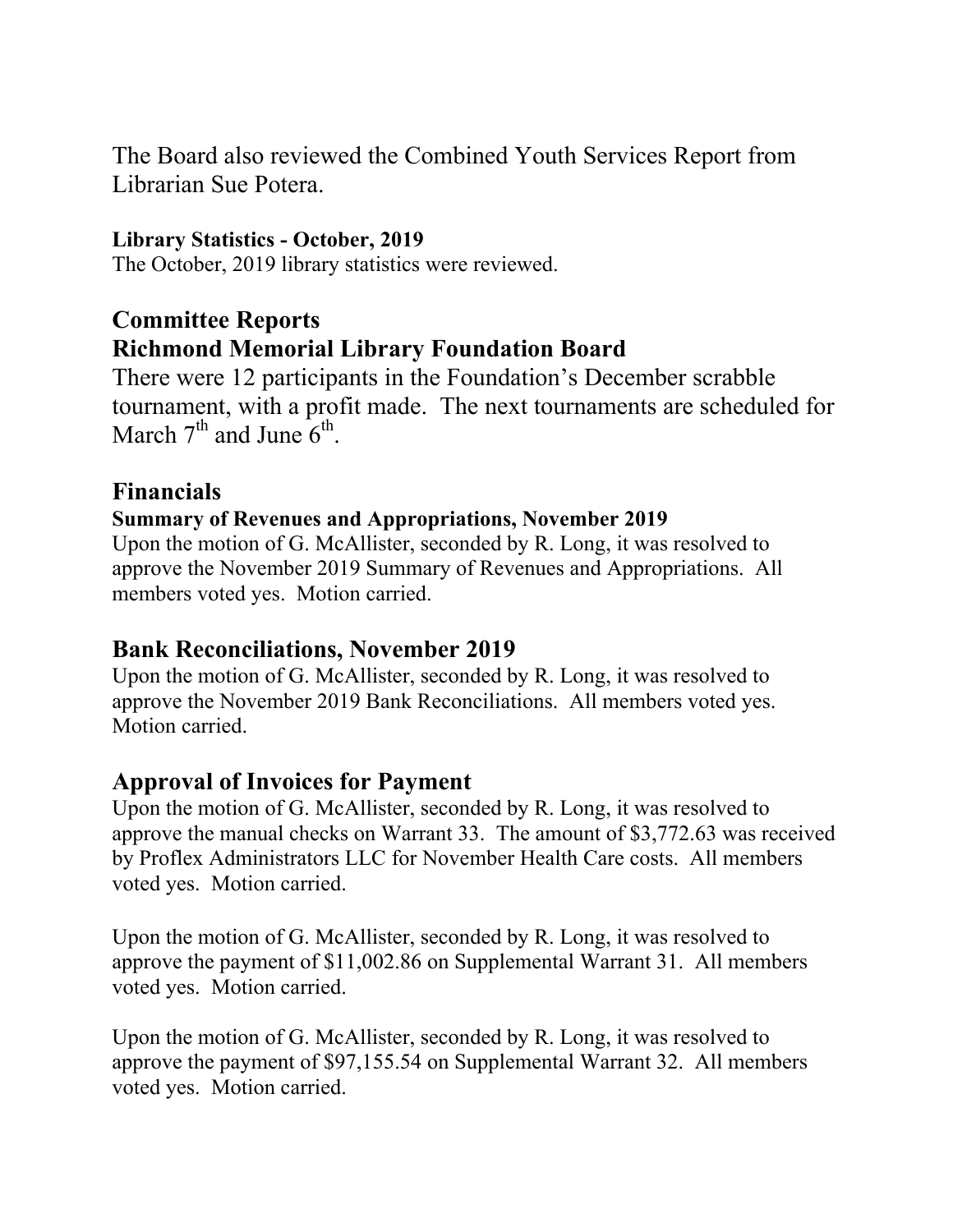The Board also reviewed the Combined Youth Services Report from Librarian Sue Potera.

**Library Statistics - October, 2019**

The October, 2019 library statistics were reviewed.

## Committee Reports

## Richmond Memorial Library Foundation Board

There were 12 participants in the Foundation's December scrabble tournament, with a profit made. The next tournaments are scheduled for March 7th and June 6th.

## Financials

**Summary of Revenues and Appropriations, November 2019**

Upon the motion of G. McAllister, seconded by R. Long, it was resolved to approve the November 2019 Summary of Revenues and Appropriations. All members voted yes. Motion carried.

## Bank Reconciliations, November 2019

Upon the motion of G. McAllister, seconded by R. Long, it was resolved to approve the November 2019 Bank Reconciliations. All members voted yes. Motion carried.

## Approval of Invoices for Payment

Upon the motion of G. McAllister, seconded by R. Long, it was resolved to approve the manual checks on Warrant 33. The amount of $3,772.63 was received by Proflex Administrators LLC for November Health Care costs. All members voted yes. Motion carried.

Upon the motion of G. McAllister, seconded by R. Long, it was resolved to approve the payment of $11,002.86 on Supplemental Warrant 31. All members voted yes. Motion carried.

Upon the motion of G. McAllister, seconded by R. Long, it was resolved to approve the payment of $97,155.54 on Supplemental Warrant 32. All members voted yes. Motion carried.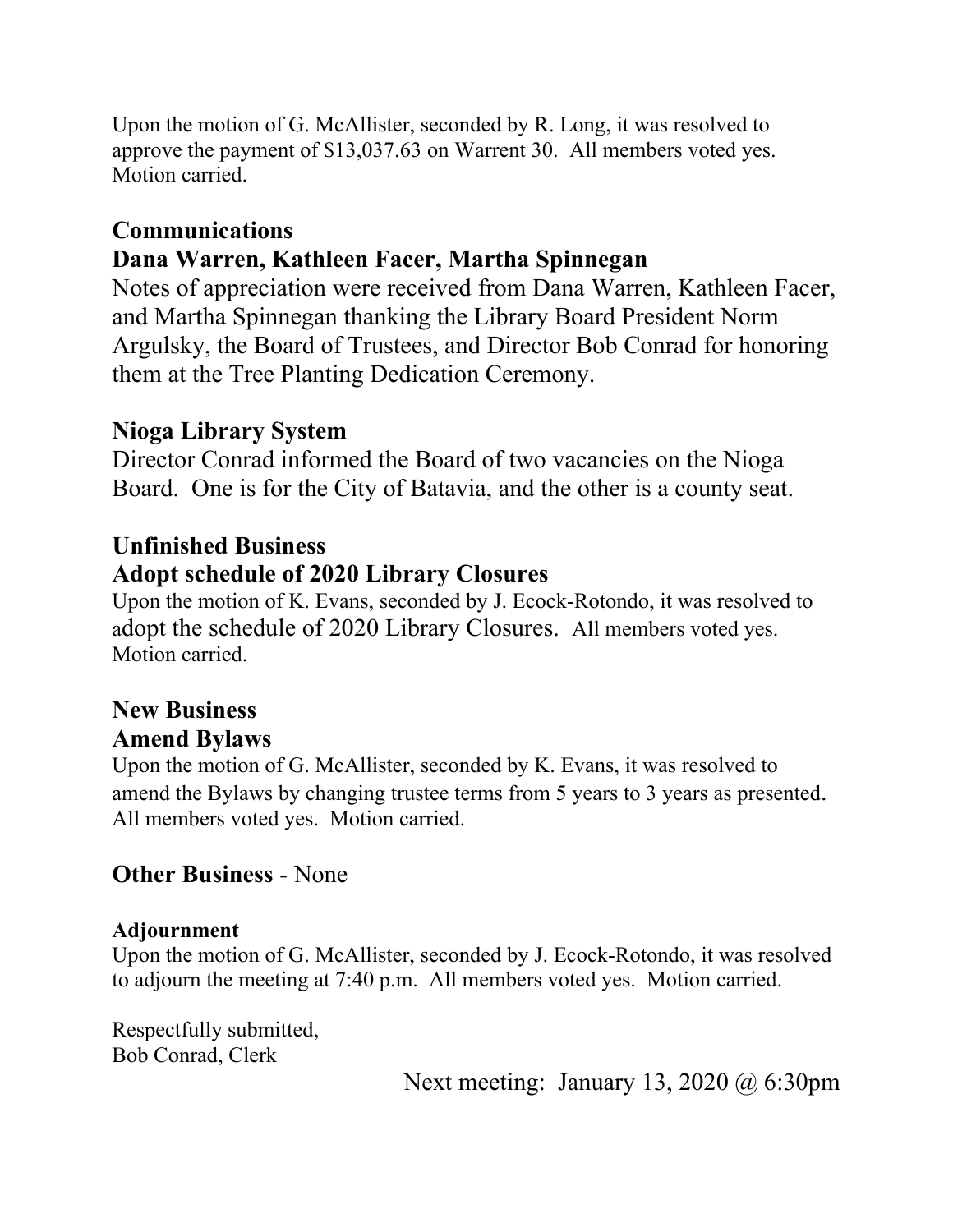Upon the motion of G. McAllister, seconded by R. Long, it was resolved to approve the payment of $13,037.63 on Warrent 30. All members voted yes. Motion carried.

## Communications

### Dana Warren, Kathleen Facer, Martha Spinnegan

Notes of appreciation were received from Dana Warren, Kathleen Facer, and Martha Spinnegan thanking the Library Board President Norm Argulsky, the Board of Trustees, and Director Bob Conrad for honoring them at the Tree Planting Dedication Ceremony.

### Nioga Library System

Director Conrad informed the Board of two vacancies on the Nioga Board. One is for the City of Batavia, and the other is a county seat.

## Unfinished Business

### Adopt schedule of 2020 Library Closures

Upon the motion of K. Evans, seconded by J. Ecock-Rotondo, it was resolved to adopt the schedule of 2020 Library Closures. All members voted yes. Motion carried.

## New Business

### Amend Bylaws

Upon the motion of G. McAllister, seconded by K. Evans, it was resolved to amend the Bylaws by changing trustee terms from 5 years to 3 years as presented. All members voted yes. Motion carried.

## Other Business - None

### Adjournment

Upon the motion of G. McAllister, seconded by J. Ecock-Rotondo, it was resolved to adjourn the meeting at 7:40 p.m. All members voted yes. Motion carried.

Respectfully submitted,
Bob Conrad, Clerk

Next meeting: January 13, 2020 @ 6:30pm